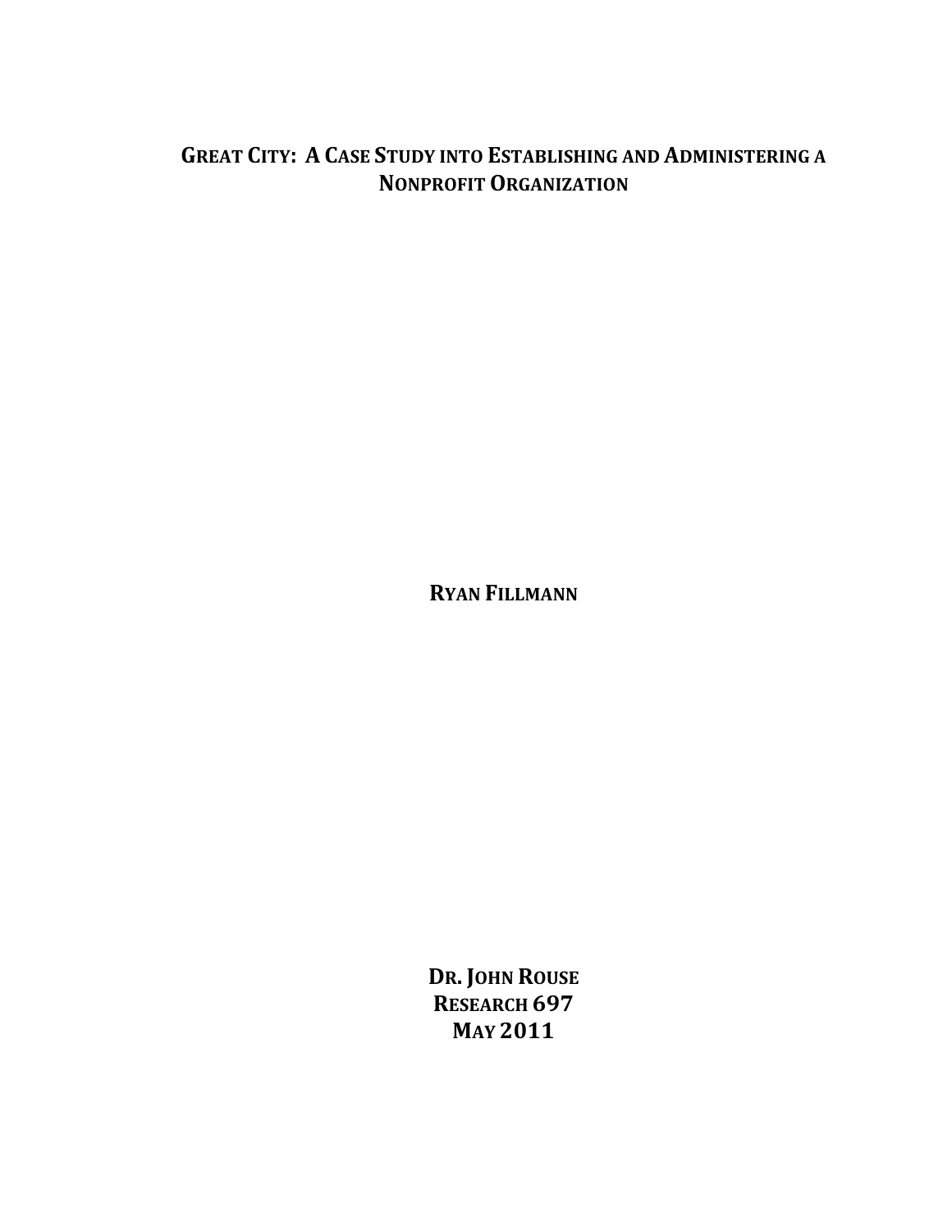# GREAT CITY: A CASE STUDY INTO ESTABLISHING AND ADMINISTERING A NONPROFIT ORGANIZATION

**RYAN FILLMANN**

**DR. JOHN ROUSE**
**RESEARCH 697**
**MAY 2011**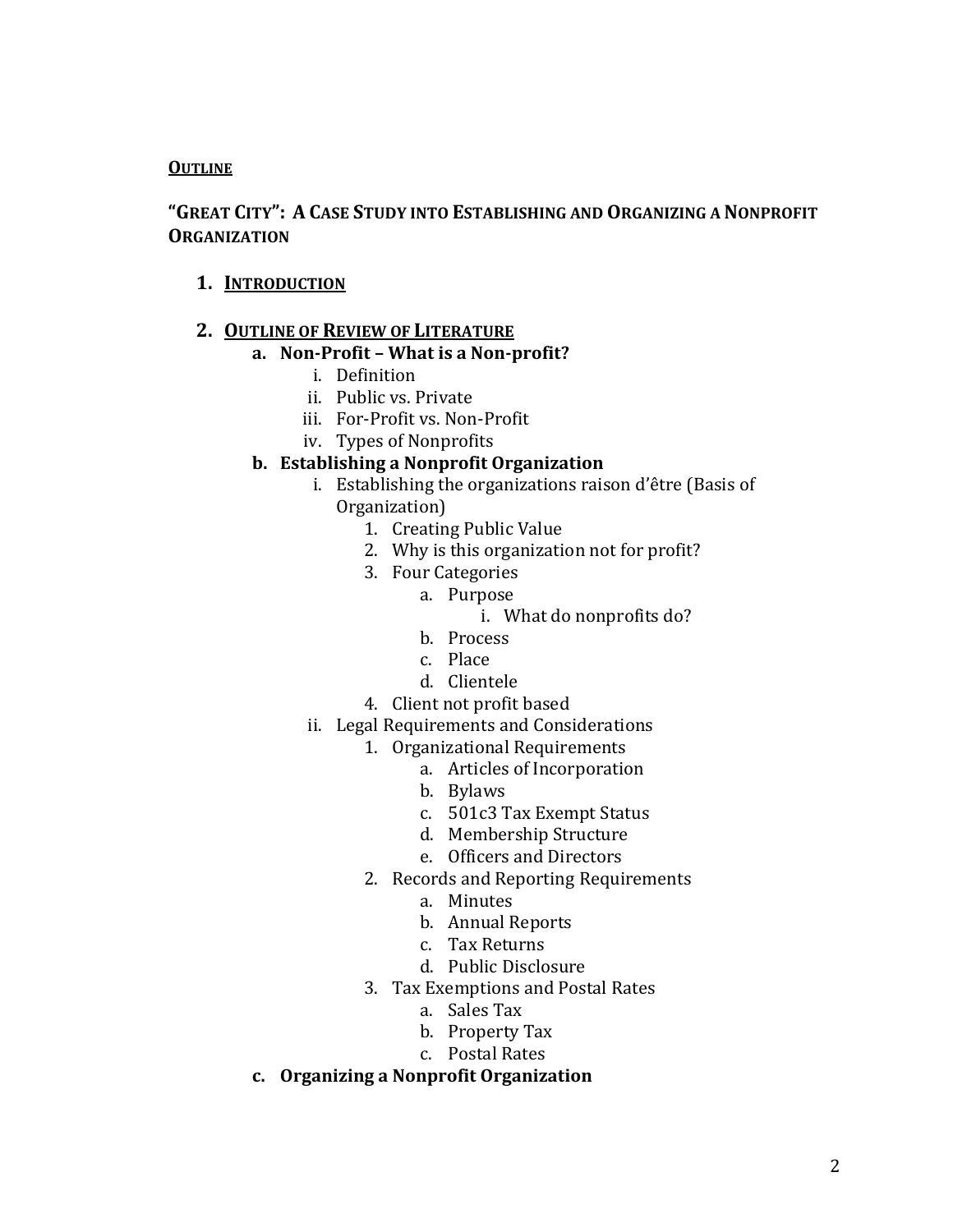## Outline

## "Great City": A Case Study into Establishing and Organizing a Nonprofit Organization

1. **Introduction**

2. **Outline of Review of Literature**
   a. **Non-Profit – What is a Non-profit?**
      i. Definition
      ii. Public vs. Private
      iii. For-Profit vs. Non-Profit
      iv. Types of Nonprofits
   b. **Establishing a Nonprofit Organization**
      i. Establishing the organizations raison d'être (Basis of Organization)
         1. Creating Public Value
         2. Why is this organization not for profit?
         3. Four Categories
            a. Purpose
               i. What do nonprofits do?
            b. Process
            c. Place
            d. Clientele
         4. Client not profit based
      ii. Legal Requirements and Considerations
         1. Organizational Requirements
            a. Articles of Incorporation
            b. Bylaws
            c. 501c3 Tax Exempt Status
            d. Membership Structure
            e. Officers and Directors
         2. Records and Reporting Requirements
            a. Minutes
            b. Annual Reports
            c. Tax Returns
            d. Public Disclosure
         3. Tax Exemptions and Postal Rates
            a. Sales Tax
            b. Property Tax
            c. Postal Rates
   c. **Organizing a Nonprofit Organization**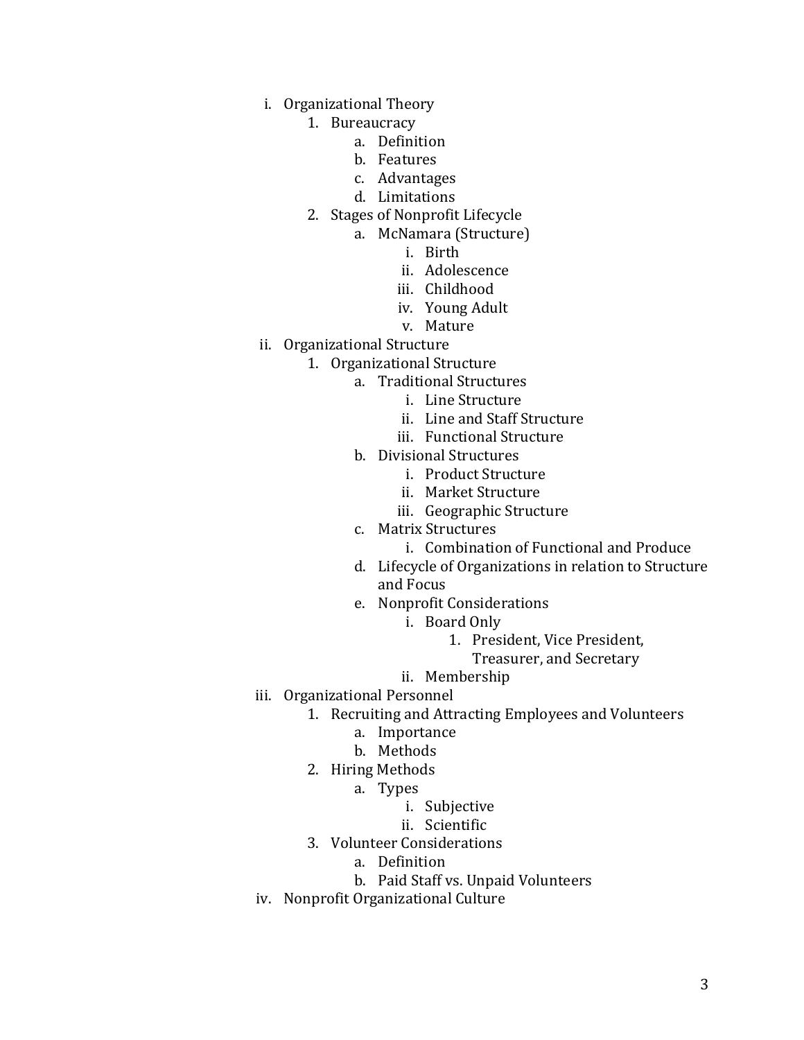i. Organizational Theory
   1. Bureaucracy
      a. Definition
      b. Features
      c. Advantages
      d. Limitations
   2. Stages of Nonprofit Lifecycle
      a. McNamara (Structure)
         i. Birth
         ii. Adolescence
         iii. Childhood
         iv. Young Adult
         v. Mature

ii. Organizational Structure
   1. Organizational Structure
      a. Traditional Structures
         i. Line Structure
         ii. Line and Staff Structure
         iii. Functional Structure
      b. Divisional Structures
         i. Product Structure
         ii. Market Structure
         iii. Geographic Structure
      c. Matrix Structures
         i. Combination of Functional and Produce
      d. Lifecycle of Organizations in relation to Structure and Focus
      e. Nonprofit Considerations
         i. Board Only
            1. President, Vice President, Treasurer, and Secretary
         ii. Membership

iii. Organizational Personnel
   1. Recruiting and Attracting Employees and Volunteers
      a. Importance
      b. Methods
   2. Hiring Methods
      a. Types
         i. Subjective
         ii. Scientific
   3. Volunteer Considerations
      a. Definition
      b. Paid Staff vs. Unpaid Volunteers

iv. Nonprofit Organizational Culture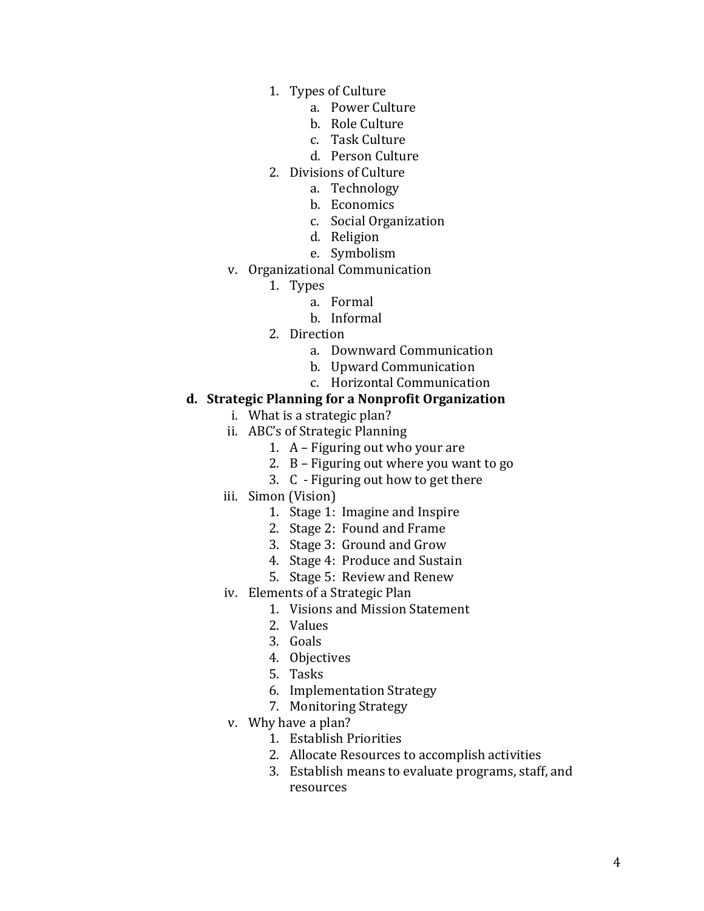1. Types of Culture
    a. Power Culture
    b. Role Culture
    c. Task Culture
    d. Person Culture
2. Divisions of Culture
    a. Technology
    b. Economics
    c. Social Organization
    d. Religion
    e. Symbolism

v. Organizational Communication
1. Types
    a. Formal
    b. Informal
2. Direction
    a. Downward Communication
    b. Upward Communication
    c. Horizontal Communication

**d. Strategic Planning for a Nonprofit Organization**

i. What is a strategic plan?

ii. ABC's of Strategic Planning
1. A – Figuring out who your are
2. B – Figuring out where you want to go
3. C - Figuring out how to get there

iii. Simon (Vision)
1. Stage 1: Imagine and Inspire
2. Stage 2: Found and Frame
3. Stage 3: Ground and Grow
4. Stage 4: Produce and Sustain
5. Stage 5: Review and Renew

iv. Elements of a Strategic Plan
1. Visions and Mission Statement
2. Values
3. Goals
4. Objectives
5. Tasks
6. Implementation Strategy
7. Monitoring Strategy

v. Why have a plan?
1. Establish Priorities
2. Allocate Resources to accomplish activities
3. Establish means to evaluate programs, staff, and resources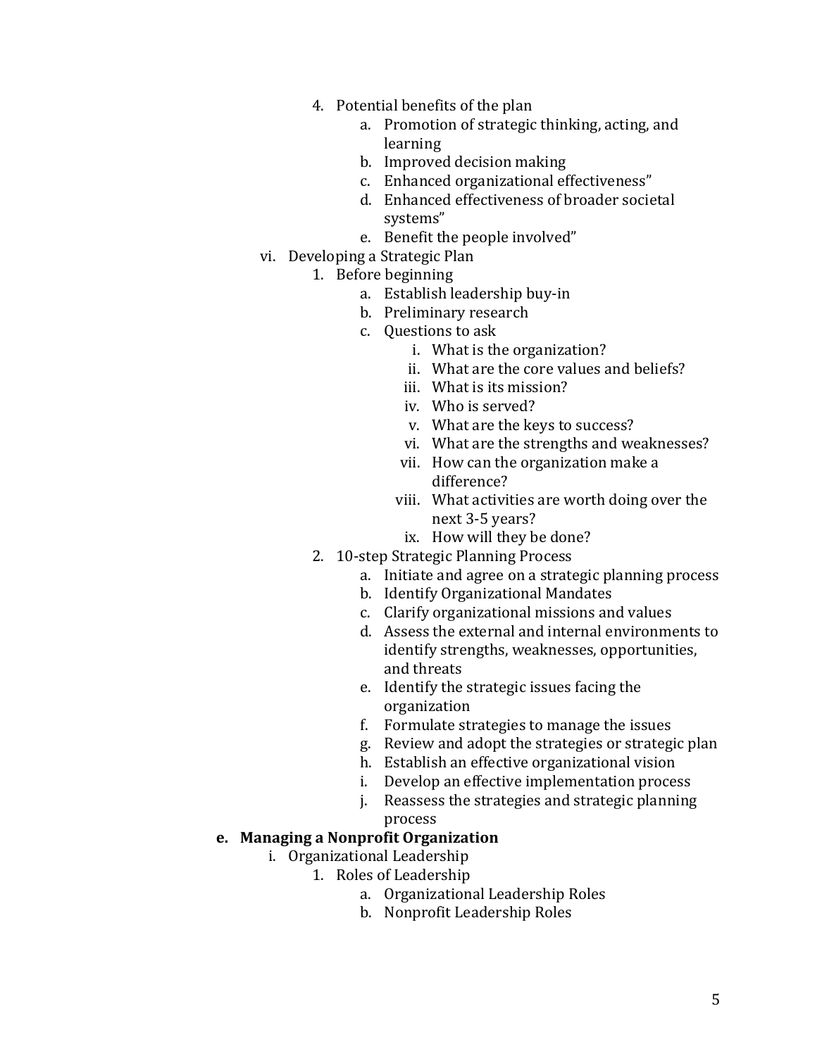4. Potential benefits of the plan
    a. Promotion of strategic thinking, acting, and learning
    b. Improved decision making
    c. Enhanced organizational effectiveness"
    d. Enhanced effectiveness of broader societal systems"
    e. Benefit the people involved"

vi. Developing a Strategic Plan

1. Before beginning
    a. Establish leadership buy-in
    b. Preliminary research
    c. Questions to ask
        i. What is the organization?
        ii. What are the core values and beliefs?
        iii. What is its mission?
        iv. Who is served?
        v. What are the keys to success?
        vi. What are the strengths and weaknesses?
        vii. How can the organization make a difference?
        viii. What activities are worth doing over the next 3-5 years?
        ix. How will they be done?
2. 10-step Strategic Planning Process
    a. Initiate and agree on a strategic planning process
    b. Identify Organizational Mandates
    c. Clarify organizational missions and values
    d. Assess the external and internal environments to identify strengths, weaknesses, opportunities, and threats
    e. Identify the strategic issues facing the organization
    f. Formulate strategies to manage the issues
    g. Review and adopt the strategies or strategic plan
    h. Establish an effective organizational vision
    i. Develop an effective implementation process
    j. Reassess the strategies and strategic planning process

**e. Managing a Nonprofit Organization**

i. Organizational Leadership

1. Roles of Leadership
    a. Organizational Leadership Roles
    b. Nonprofit Leadership Roles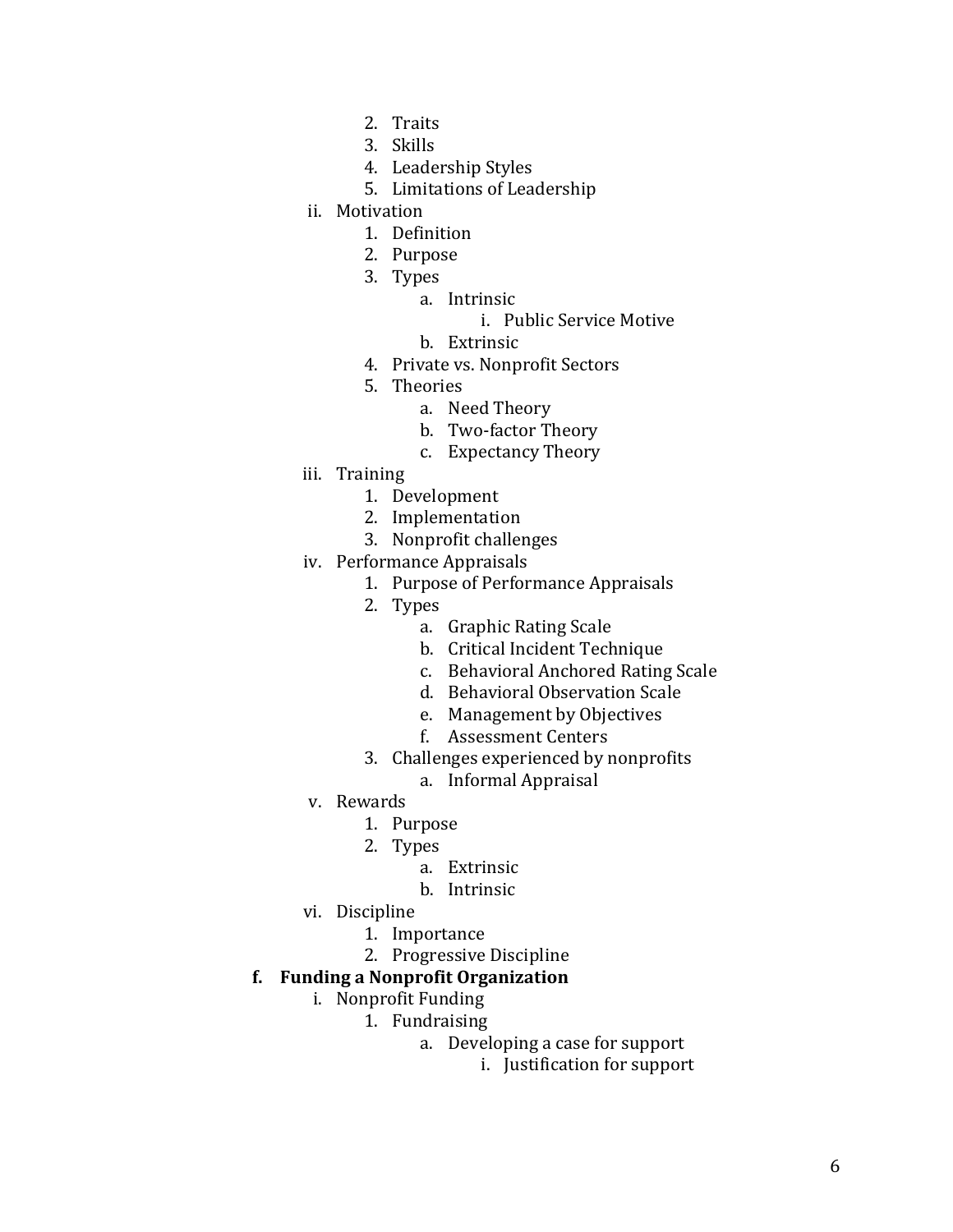2. Traits
            3. Skills
            4. Leadership Styles
            5. Limitations of Leadership
        ii. Motivation
            1. Definition
            2. Purpose
            3. Types
                a. Intrinsic
                    i. Public Service Motive
                b. Extrinsic
            4. Private vs. Nonprofit Sectors
            5. Theories
                a. Need Theory
                b. Two-factor Theory
                c. Expectancy Theory
        iii. Training
            1. Development
            2. Implementation
            3. Nonprofit challenges
        iv. Performance Appraisals
            1. Purpose of Performance Appraisals
            2. Types
                a. Graphic Rating Scale
                b. Critical Incident Technique
                c. Behavioral Anchored Rating Scale
                d. Behavioral Observation Scale
                e. Management by Objectives
                f. Assessment Centers
            3. Challenges experienced by nonprofits
                a. Informal Appraisal
        v. Rewards
            1. Purpose
            2. Types
                a. Extrinsic
                b. Intrinsic
        vi. Discipline
            1. Importance
            2. Progressive Discipline

**f. Funding a Nonprofit Organization**
   i. Nonprofit Funding
      1. Fundraising
         a. Developing a case for support
            i. Justification for support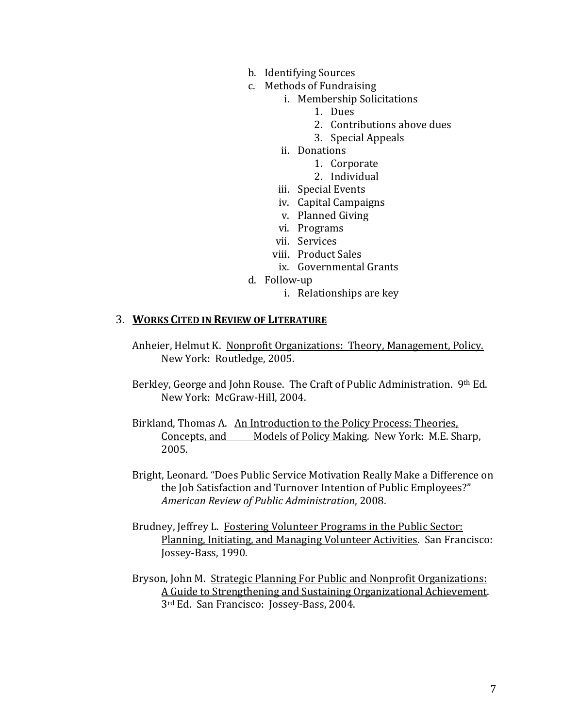b. Identifying Sources
   c. Methods of Fundraising
      i. Membership Solicitations
         1. Dues
         2. Contributions above dues
         3. Special Appeals
      ii. Donations
         1. Corporate
         2. Individual
      iii. Special Events
      iv. Capital Campaigns
      v. Planned Giving
      vi. Programs
      vii. Services
      viii. Product Sales
      ix. Governmental Grants
   d. Follow-up
      i. Relationships are key

3. **<u>WORKS CITED IN REVIEW OF LITERATURE</u>**

Anheier, Helmut K. <u>Nonprofit Organizations: Theory, Management, Policy.</u> New York: Routledge, 2005.

Berkley, George and John Rouse. <u>The Craft of Public Administration</u>. 9th Ed. New York: McGraw-Hill, 2004.

Birkland, Thomas A. <u>An Introduction to the Policy Process: Theories, Concepts, and Models of Policy Making</u>. New York: M.E. Sharp, 2005.

Bright, Leonard. "Does Public Service Motivation Really Make a Difference on the Job Satisfaction and Turnover Intention of Public Employees?" *American Review of Public Administration*, 2008.

Brudney, Jeffrey L. <u>Fostering Volunteer Programs in the Public Sector: Planning, Initiating, and Managing Volunteer Activities</u>. San Francisco: Jossey-Bass, 1990.

Bryson, John M. <u>Strategic Planning For Public and Nonprofit Organizations: A Guide to Strengthening and Sustaining Organizational Achievement</u>. 3rd Ed. San Francisco: Jossey-Bass, 2004.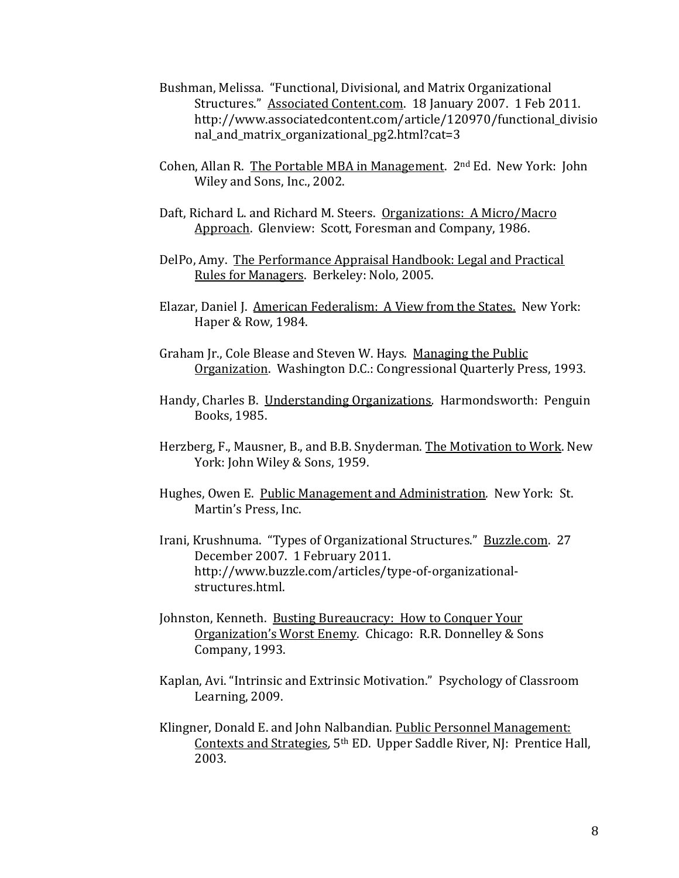Bushman, Melissa. "Functional, Divisional, and Matrix Organizational Structures." Associated Content.com. 18 January 2007. 1 Feb 2011. http://www.associatedcontent.com/article/120970/functional_divisional_and_matrix_organizational_pg2.html?cat=3

Cohen, Allan R. The Portable MBA in Management. 2nd Ed. New York: John Wiley and Sons, Inc., 2002.

Daft, Richard L. and Richard M. Steers. Organizations: A Micro/Macro Approach. Glenview: Scott, Foresman and Company, 1986.

DelPo, Amy. The Performance Appraisal Handbook: Legal and Practical Rules for Managers. Berkeley: Nolo, 2005.

Elazar, Daniel J. American Federalism: A View from the States. New York: Haper & Row, 1984.

Graham Jr., Cole Blease and Steven W. Hays. Managing the Public Organization. Washington D.C.: Congressional Quarterly Press, 1993.

Handy, Charles B. Understanding Organizations. Harmondsworth: Penguin Books, 1985.

Herzberg, F., Mausner, B., and B.B. Snyderman. The Motivation to Work. New York: John Wiley & Sons, 1959.

Hughes, Owen E. Public Management and Administration. New York: St. Martin's Press, Inc.

Irani, Krushnuma. "Types of Organizational Structures." Buzzle.com. 27 December 2007. 1 February 2011. http://www.buzzle.com/articles/type-of-organizational-structures.html.

Johnston, Kenneth. Busting Bureaucracy: How to Conquer Your Organization's Worst Enemy. Chicago: R.R. Donnelley & Sons Company, 1993.

Kaplan, Avi. "Intrinsic and Extrinsic Motivation." Psychology of Classroom Learning, 2009.

Klingner, Donald E. and John Nalbandian. Public Personnel Management: Contexts and Strategies, 5th ED. Upper Saddle River, NJ: Prentice Hall, 2003.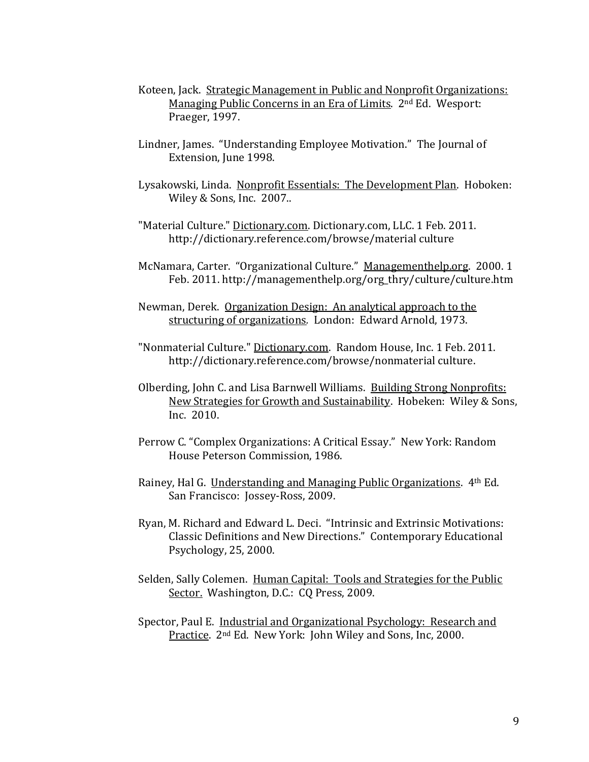Koteen, Jack. <u>Strategic Management in Public and Nonprofit Organizations: Managing Public Concerns in an Era of Limits</u>. 2nd Ed. Wesport: Praeger, 1997.

Lindner, James. "Understanding Employee Motivation." The Journal of Extension, June 1998.

Lysakowski, Linda. <u>Nonprofit Essentials: The Development Plan</u>. Hoboken: Wiley & Sons, Inc. 2007..

"Material Culture." <u>Dictionary.com</u>. Dictionary.com, LLC. 1 Feb. 2011. http://dictionary.reference.com/browse/material culture

McNamara, Carter. "Organizational Culture." <u>Managementhelp.org</u>. 2000. 1 Feb. 2011. http://managementhelp.org/org_thry/culture/culture.htm

Newman, Derek. <u>Organization Design: An analytical approach to the structuring of organizations</u>. London: Edward Arnold, 1973.

"Nonmaterial Culture." <u>Dictionary.com</u>. Random House, Inc. 1 Feb. 2011. http://dictionary.reference.com/browse/nonmaterial culture.

Olberding, John C. and Lisa Barnwell Williams. <u>Building Strong Nonprofits: New Strategies for Growth and Sustainability</u>. Hobeken: Wiley & Sons, Inc. 2010.

Perrow C. "Complex Organizations: A Critical Essay." New York: Random House Peterson Commission, 1986.

Rainey, Hal G. <u>Understanding and Managing Public Organizations</u>. 4th Ed. San Francisco: Jossey-Ross, 2009.

Ryan, M. Richard and Edward L. Deci. "Intrinsic and Extrinsic Motivations: Classic Definitions and New Directions." Contemporary Educational Psychology, 25, 2000.

Selden, Sally Colemen. <u>Human Capital: Tools and Strategies for the Public Sector.</u> Washington, D.C.: CQ Press, 2009.

Spector, Paul E. <u>Industrial and Organizational Psychology: Research and Practice</u>. 2nd Ed. New York: John Wiley and Sons, Inc, 2000.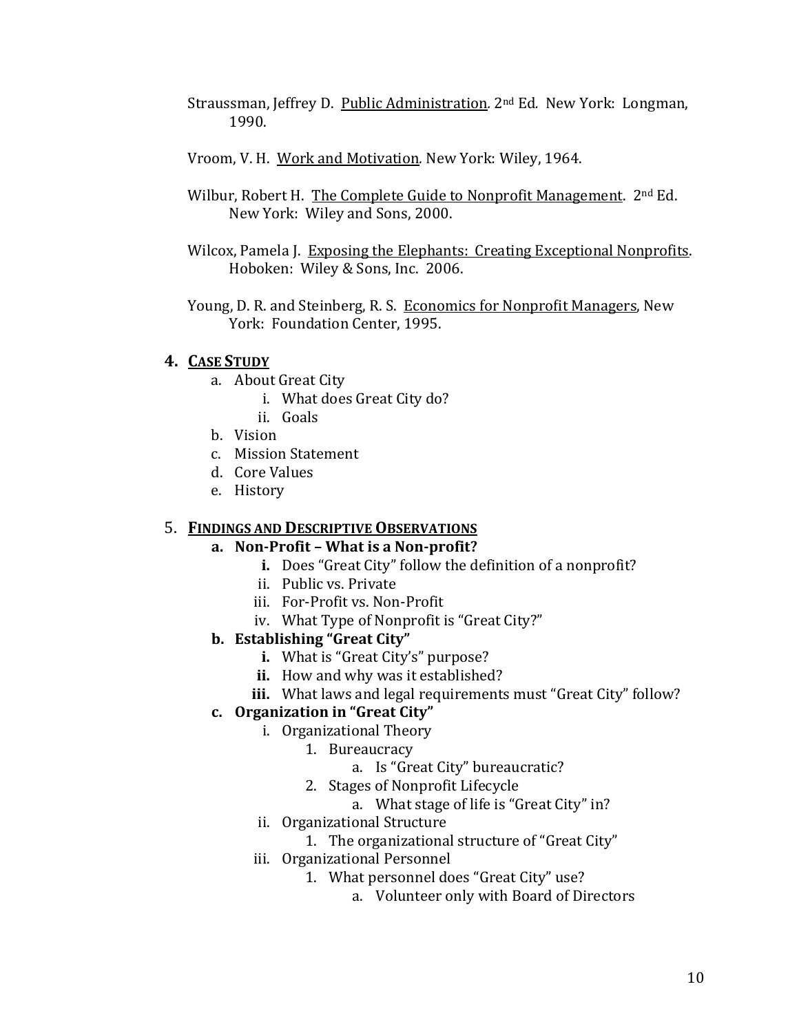Straussman, Jeffrey D. Public Administration. 2nd Ed. New York: Longman, 1990.

Vroom, V. H. Work and Motivation. New York: Wiley, 1964.

Wilbur, Robert H. The Complete Guide to Nonprofit Management. 2nd Ed. New York: Wiley and Sons, 2000.

Wilcox, Pamela J. Exposing the Elephants: Creating Exceptional Nonprofits. Hoboken: Wiley & Sons, Inc. 2006.

Young, D. R. and Steinberg, R. S. Economics for Nonprofit Managers, New York: Foundation Center, 1995.

## 4. CASE STUDY

- a. About Great City
  - i. What does Great City do?
  - ii. Goals
- b. Vision
- c. Mission Statement
- d. Core Values
- e. History

## 5. FINDINGS AND DESCRIPTIVE OBSERVATIONS

- **a. Non-Profit – What is a Non-profit?**
  - **i.** Does "Great City" follow the definition of a nonprofit?
  - ii. Public vs. Private
  - iii. For-Profit vs. Non-Profit
  - iv. What Type of Nonprofit is "Great City?"
- **b. Establishing "Great City"**
  - **i.** What is "Great City's" purpose?
  - **ii.** How and why was it established?
  - **iii.** What laws and legal requirements must "Great City" follow?
- **c. Organization in "Great City"**
  - i. Organizational Theory
    - 1. Bureaucracy
      - a. Is "Great City" bureaucratic?
    - 2. Stages of Nonprofit Lifecycle
      - a. What stage of life is "Great City" in?
  - ii. Organizational Structure
    - 1. The organizational structure of "Great City"
  - iii. Organizational Personnel
    - 1. What personnel does "Great City" use?
      - a. Volunteer only with Board of Directors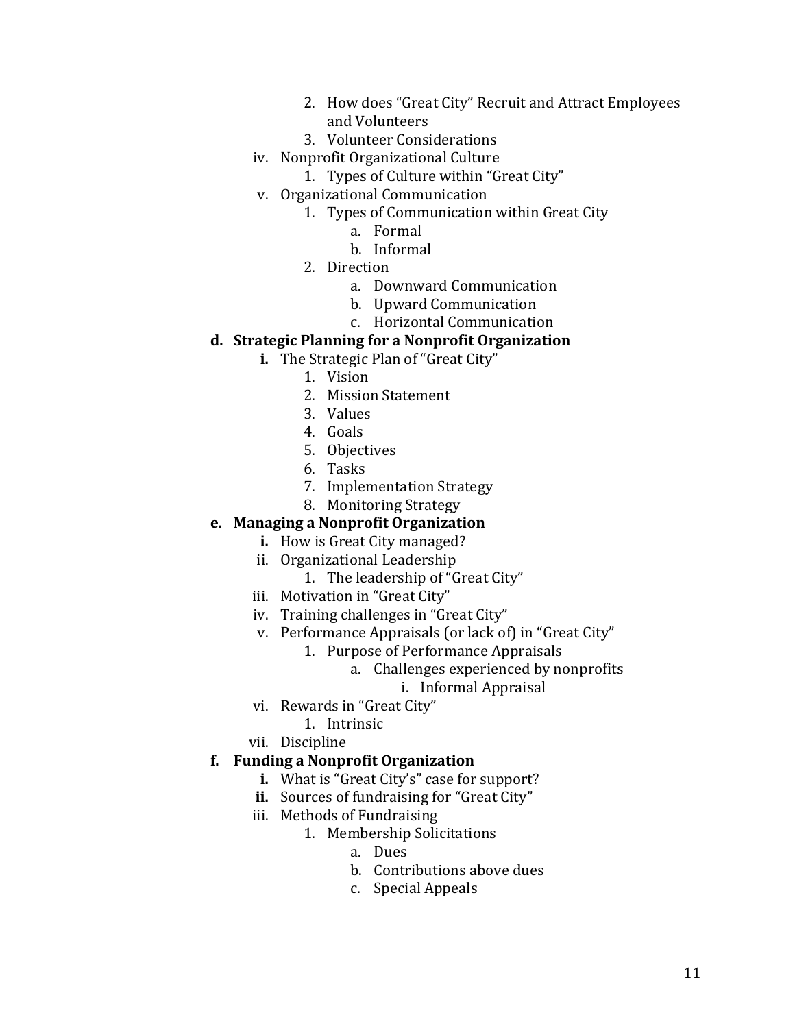2. How does "Great City" Recruit and Attract Employees and Volunteers
3. Volunteer Considerations

iv. Nonprofit Organizational Culture

1. Types of Culture within "Great City"

v. Organizational Communication

1. Types of Communication within Great City
   a. Formal
   b. Informal
2. Direction
   a. Downward Communication
   b. Upward Communication
   c. Horizontal Communication

**d. Strategic Planning for a Nonprofit Organization**

**i.** The Strategic Plan of "Great City"

1. Vision
2. Mission Statement
3. Values
4. Goals
5. Objectives
6. Tasks
7. Implementation Strategy
8. Monitoring Strategy

**e. Managing a Nonprofit Organization**

**i.** How is Great City managed?

ii. Organizational Leadership

1. The leadership of "Great City"

iii. Motivation in "Great City"

iv. Training challenges in "Great City"

v. Performance Appraisals (or lack of) in "Great City"

1. Purpose of Performance Appraisals
   a. Challenges experienced by nonprofits
      i. Informal Appraisal

vi. Rewards in "Great City"

1. Intrinsic

vii. Discipline

**f. Funding a Nonprofit Organization**

**i.** What is "Great City's" case for support?

**ii.** Sources of fundraising for "Great City"

iii. Methods of Fundraising

1. Membership Solicitations
   a. Dues
   b. Contributions above dues
   c. Special Appeals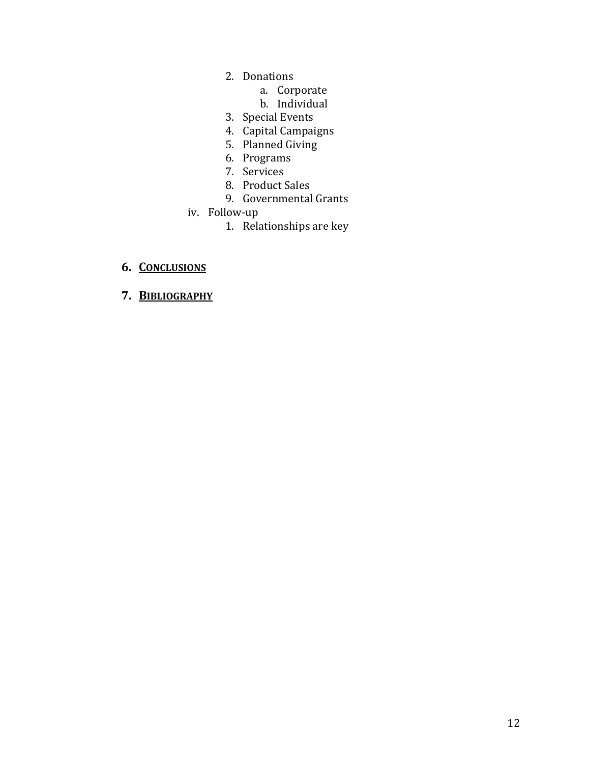2. Donations
    a. Corporate
    b. Individual
3. Special Events
4. Capital Campaigns
5. Planned Giving
6. Programs
7. Services
8. Product Sales
9. Governmental Grants

iv. Follow-up

1. Relationships are key

## 6. CONCLUSIONS

## 7. BIBLIOGRAPHY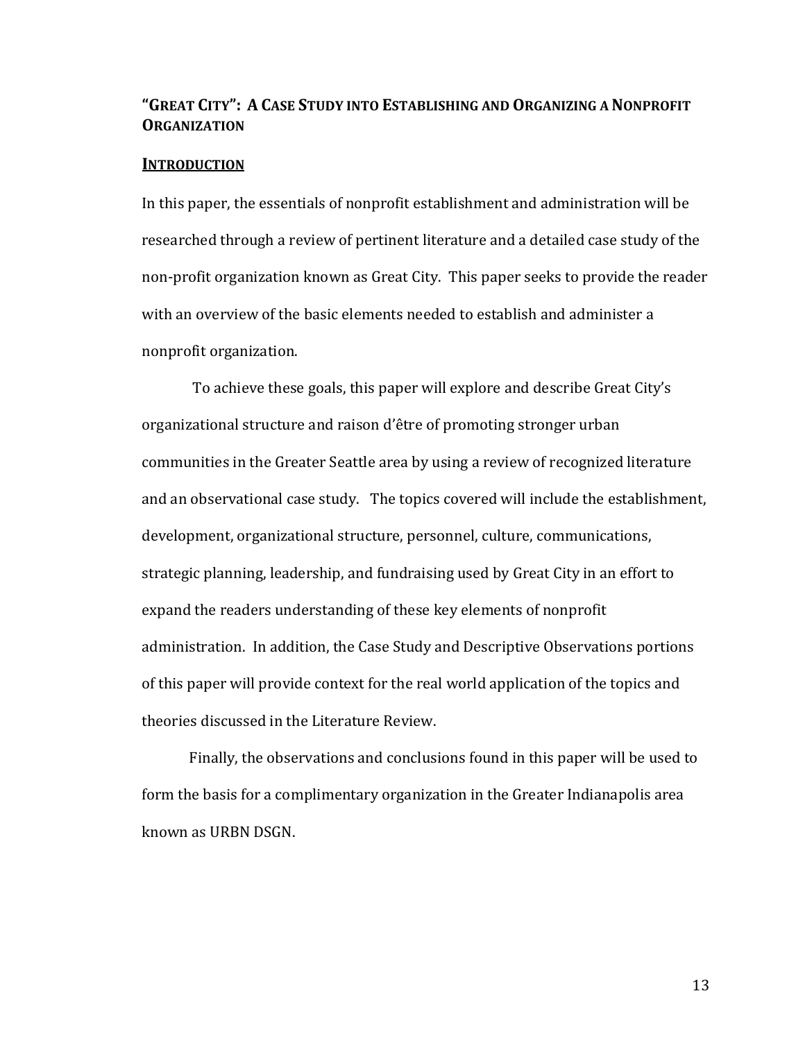## "Great City": A Case Study into Establishing and Organizing a Nonprofit Organization

### Introduction

In this paper, the essentials of nonprofit establishment and administration will be researched through a review of pertinent literature and a detailed case study of the non-profit organization known as Great City. This paper seeks to provide the reader with an overview of the basic elements needed to establish and administer a nonprofit organization.

To achieve these goals, this paper will explore and describe Great City's organizational structure and raison d'être of promoting stronger urban communities in the Greater Seattle area by using a review of recognized literature and an observational case study. The topics covered will include the establishment, development, organizational structure, personnel, culture, communications, strategic planning, leadership, and fundraising used by Great City in an effort to expand the readers understanding of these key elements of nonprofit administration. In addition, the Case Study and Descriptive Observations portions of this paper will provide context for the real world application of the topics and theories discussed in the Literature Review.

Finally, the observations and conclusions found in this paper will be used to form the basis for a complimentary organization in the Greater Indianapolis area known as URBN DSGN.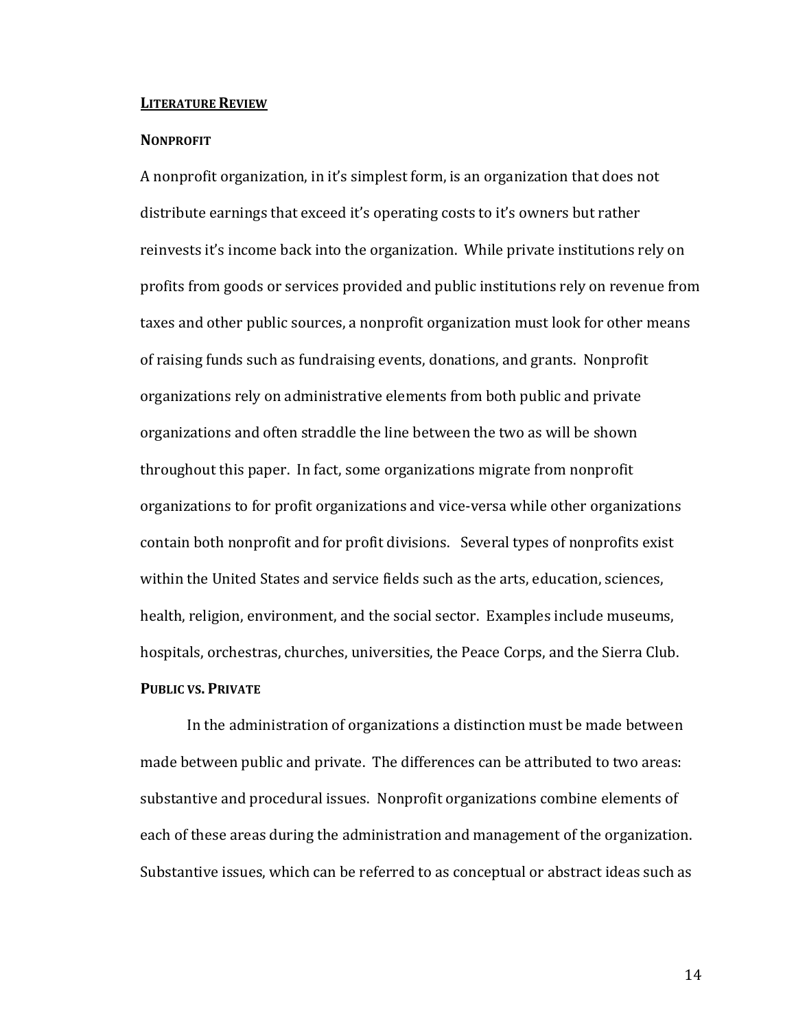## LITERATURE REVIEW

### NONPROFIT

A nonprofit organization, in it's simplest form, is an organization that does not distribute earnings that exceed it's operating costs to it's owners but rather reinvests it's income back into the organization. While private institutions rely on profits from goods or services provided and public institutions rely on revenue from taxes and other public sources, a nonprofit organization must look for other means of raising funds such as fundraising events, donations, and grants. Nonprofit organizations rely on administrative elements from both public and private organizations and often straddle the line between the two as will be shown throughout this paper. In fact, some organizations migrate from nonprofit organizations to for profit organizations and vice-versa while other organizations contain both nonprofit and for profit divisions. Several types of nonprofits exist within the United States and service fields such as the arts, education, sciences, health, religion, environment, and the social sector. Examples include museums, hospitals, orchestras, churches, universities, the Peace Corps, and the Sierra Club.

### PUBLIC VS. PRIVATE

In the administration of organizations a distinction must be made between made between public and private. The differences can be attributed to two areas: substantive and procedural issues. Nonprofit organizations combine elements of each of these areas during the administration and management of the organization. Substantive issues, which can be referred to as conceptual or abstract ideas such as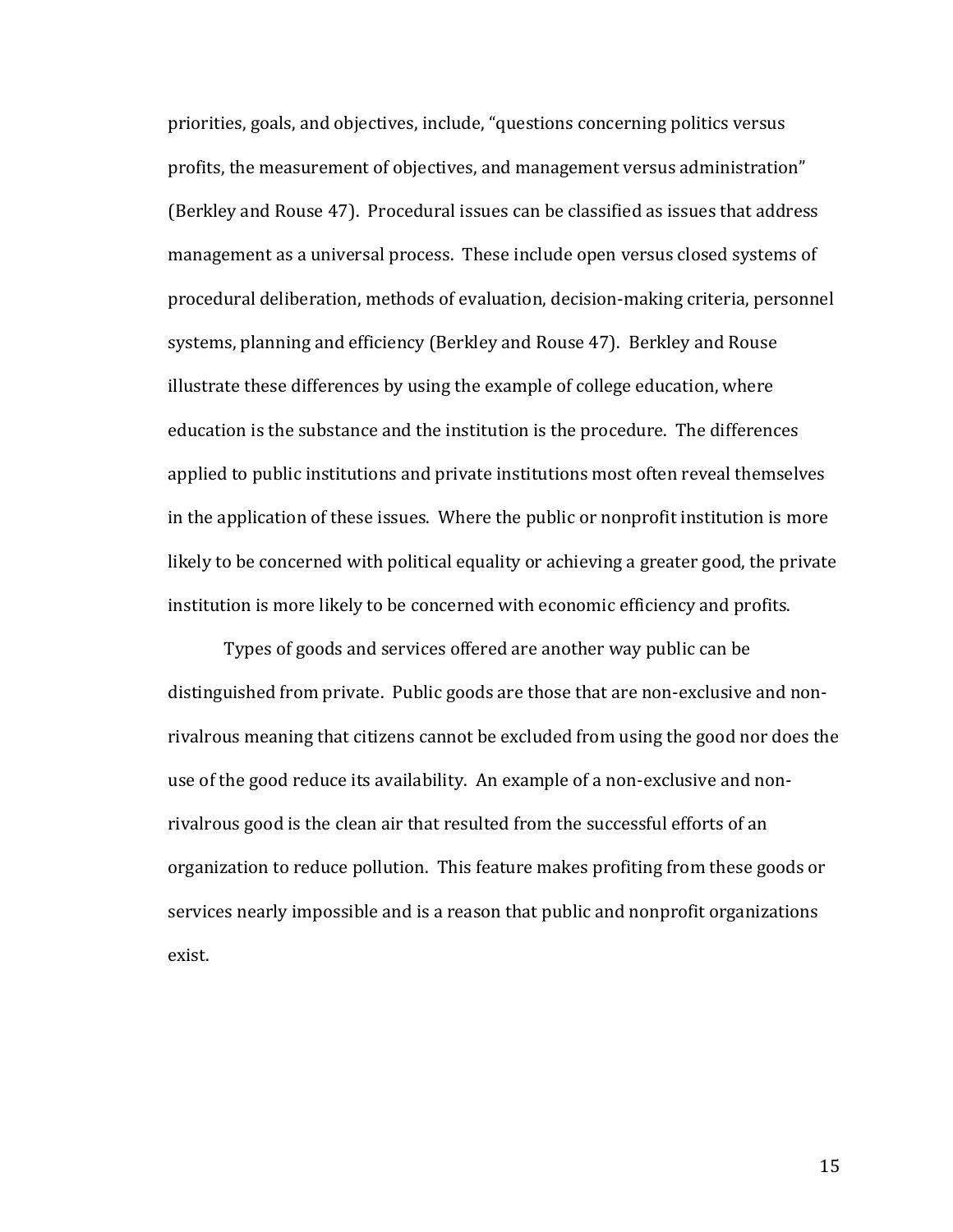priorities, goals, and objectives, include, "questions concerning politics versus profits, the measurement of objectives, and management versus administration" (Berkley and Rouse 47). Procedural issues can be classified as issues that address management as a universal process. These include open versus closed systems of procedural deliberation, methods of evaluation, decision-making criteria, personnel systems, planning and efficiency (Berkley and Rouse 47). Berkley and Rouse illustrate these differences by using the example of college education, where education is the substance and the institution is the procedure. The differences applied to public institutions and private institutions most often reveal themselves in the application of these issues. Where the public or nonprofit institution is more likely to be concerned with political equality or achieving a greater good, the private institution is more likely to be concerned with economic efficiency and profits.

Types of goods and services offered are another way public can be distinguished from private. Public goods are those that are non-exclusive and non-rivalrous meaning that citizens cannot be excluded from using the good nor does the use of the good reduce its availability. An example of a non-exclusive and non-rivalrous good is the clean air that resulted from the successful efforts of an organization to reduce pollution. This feature makes profiting from these goods or services nearly impossible and is a reason that public and nonprofit organizations exist.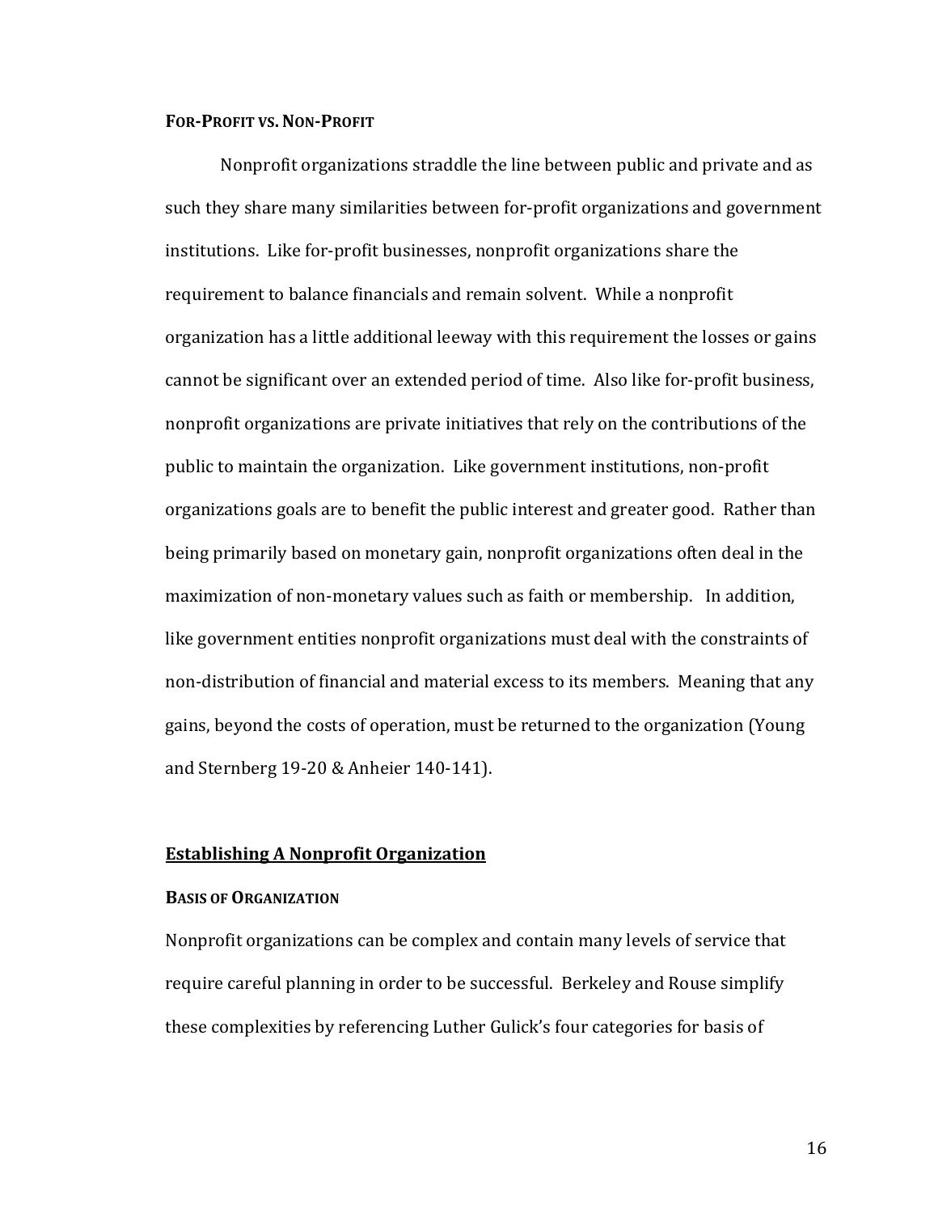#### For-Profit vs. Non-Profit

Nonprofit organizations straddle the line between public and private and as such they share many similarities between for-profit organizations and government institutions. Like for-profit businesses, nonprofit organizations share the requirement to balance financials and remain solvent. While a nonprofit organization has a little additional leeway with this requirement the losses or gains cannot be significant over an extended period of time. Also like for-profit business, nonprofit organizations are private initiatives that rely on the contributions of the public to maintain the organization. Like government institutions, non-profit organizations goals are to benefit the public interest and greater good. Rather than being primarily based on monetary gain, nonprofit organizations often deal in the maximization of non-monetary values such as faith or membership. In addition, like government entities nonprofit organizations must deal with the constraints of non-distribution of financial and material excess to its members. Meaning that any gains, beyond the costs of operation, must be returned to the organization (Young and Sternberg 19-20 & Anheier 140-141).

### Establishing A Nonprofit Organization

#### Basis of Organization

Nonprofit organizations can be complex and contain many levels of service that require careful planning in order to be successful. Berkeley and Rouse simplify these complexities by referencing Luther Gulick's four categories for basis of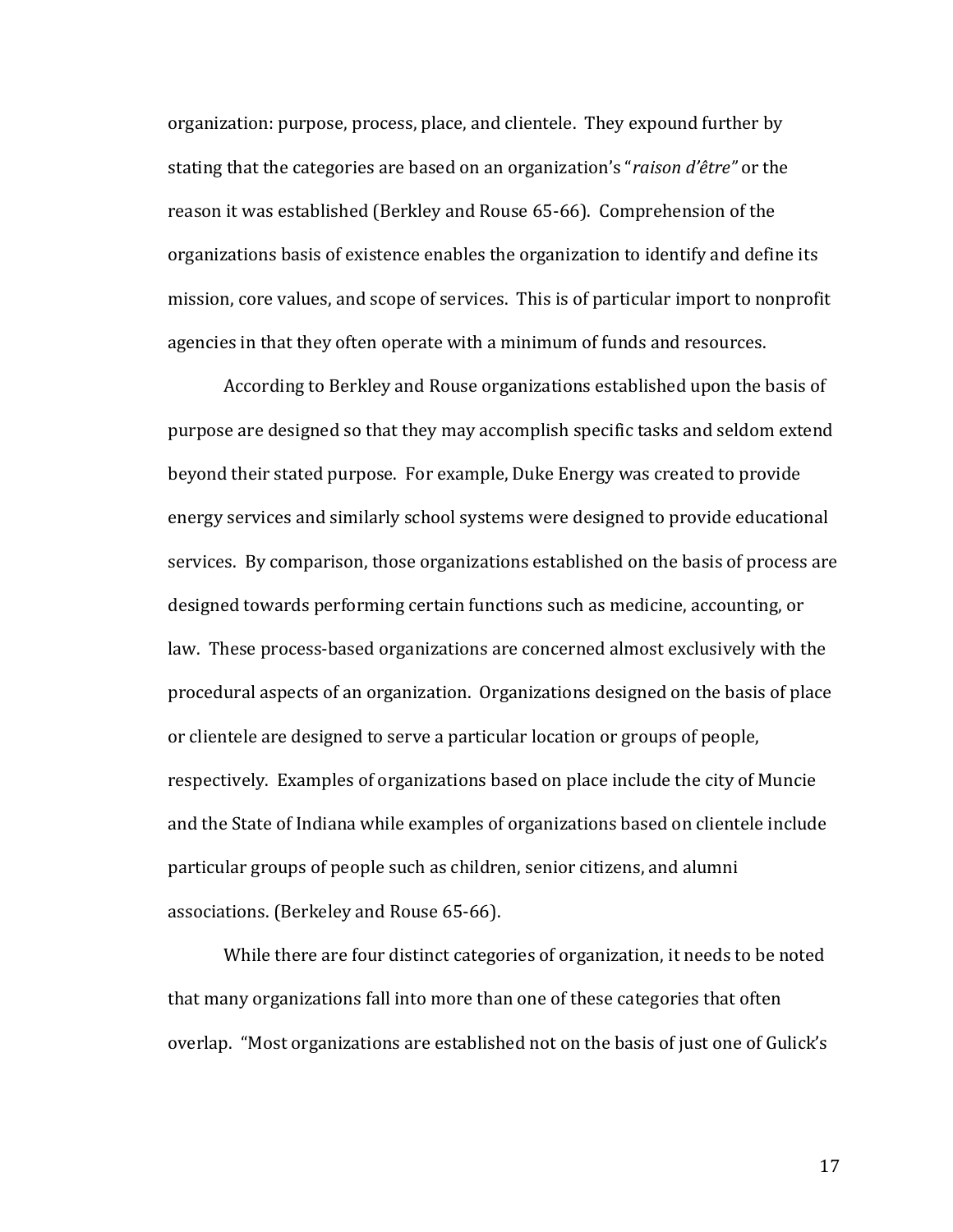organization: purpose, process, place, and clientele. They expound further by stating that the categories are based on an organization's "*raison d'être"* or the reason it was established (Berkley and Rouse 65-66). Comprehension of the organizations basis of existence enables the organization to identify and define its mission, core values, and scope of services. This is of particular import to nonprofit agencies in that they often operate with a minimum of funds and resources.

According to Berkley and Rouse organizations established upon the basis of purpose are designed so that they may accomplish specific tasks and seldom extend beyond their stated purpose. For example, Duke Energy was created to provide energy services and similarly school systems were designed to provide educational services. By comparison, those organizations established on the basis of process are designed towards performing certain functions such as medicine, accounting, or law. These process-based organizations are concerned almost exclusively with the procedural aspects of an organization. Organizations designed on the basis of place or clientele are designed to serve a particular location or groups of people, respectively. Examples of organizations based on place include the city of Muncie and the State of Indiana while examples of organizations based on clientele include particular groups of people such as children, senior citizens, and alumni associations. (Berkeley and Rouse 65-66).

While there are four distinct categories of organization, it needs to be noted that many organizations fall into more than one of these categories that often overlap. "Most organizations are established not on the basis of just one of Gulick's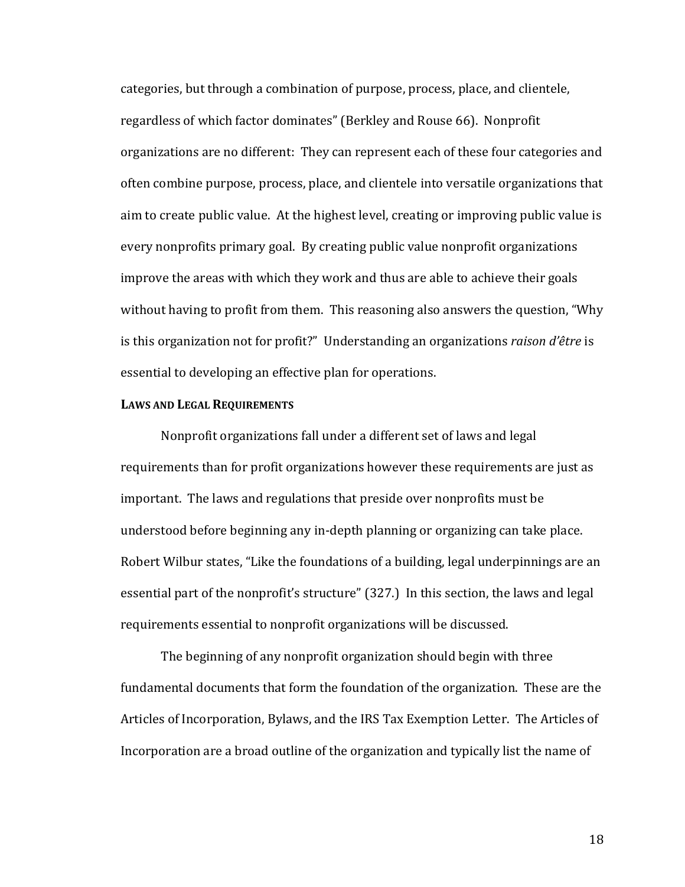categories, but through a combination of purpose, process, place, and clientele, regardless of which factor dominates" (Berkley and Rouse 66). Nonprofit organizations are no different: They can represent each of these four categories and often combine purpose, process, place, and clientele into versatile organizations that aim to create public value. At the highest level, creating or improving public value is every nonprofits primary goal. By creating public value nonprofit organizations improve the areas with which they work and thus are able to achieve their goals without having to profit from them. This reasoning also answers the question, "Why is this organization not for profit?" Understanding an organizations *raison d'être* is essential to developing an effective plan for operations.

**LAWS AND LEGAL REQUIREMENTS**

Nonprofit organizations fall under a different set of laws and legal requirements than for profit organizations however these requirements are just as important. The laws and regulations that preside over nonprofits must be understood before beginning any in-depth planning or organizing can take place. Robert Wilbur states, "Like the foundations of a building, legal underpinnings are an essential part of the nonprofit's structure" (327.) In this section, the laws and legal requirements essential to nonprofit organizations will be discussed.

The beginning of any nonprofit organization should begin with three fundamental documents that form the foundation of the organization. These are the Articles of Incorporation, Bylaws, and the IRS Tax Exemption Letter. The Articles of Incorporation are a broad outline of the organization and typically list the name of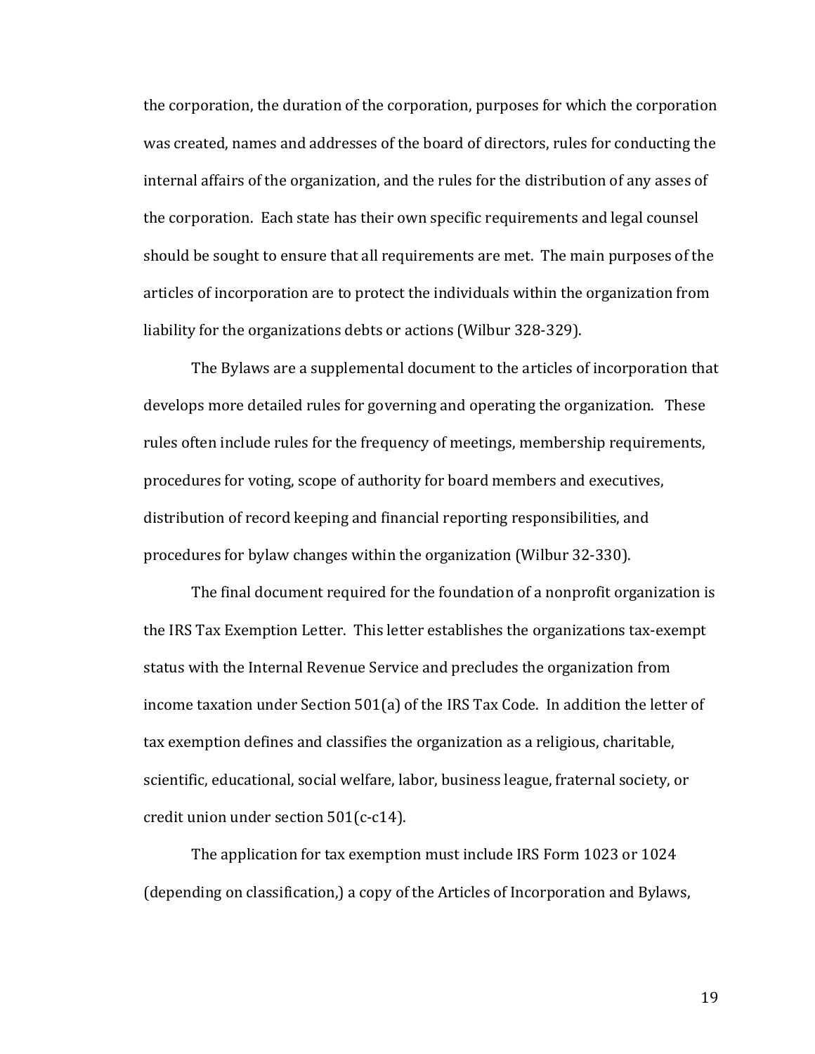the corporation, the duration of the corporation, purposes for which the corporation was created, names and addresses of the board of directors, rules for conducting the internal affairs of the organization, and the rules for the distribution of any asses of the corporation. Each state has their own specific requirements and legal counsel should be sought to ensure that all requirements are met. The main purposes of the articles of incorporation are to protect the individuals within the organization from liability for the organizations debts or actions (Wilbur 328-329).

The Bylaws are a supplemental document to the articles of incorporation that develops more detailed rules for governing and operating the organization. These rules often include rules for the frequency of meetings, membership requirements, procedures for voting, scope of authority for board members and executives, distribution of record keeping and financial reporting responsibilities, and procedures for bylaw changes within the organization (Wilbur 32-330).

The final document required for the foundation of a nonprofit organization is the IRS Tax Exemption Letter. This letter establishes the organizations tax-exempt status with the Internal Revenue Service and precludes the organization from income taxation under Section 501(a) of the IRS Tax Code. In addition the letter of tax exemption defines and classifies the organization as a religious, charitable, scientific, educational, social welfare, labor, business league, fraternal society, or credit union under section 501(c-c14).

The application for tax exemption must include IRS Form 1023 or 1024 (depending on classification,) a copy of the Articles of Incorporation and Bylaws,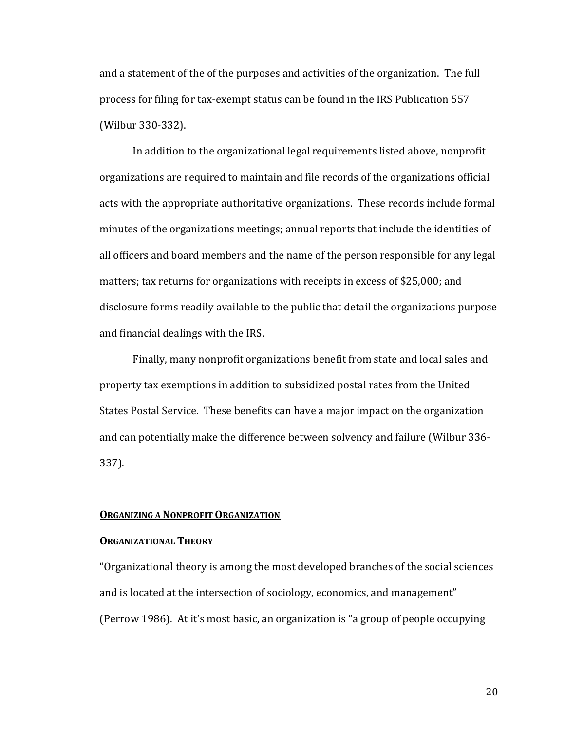and a statement of the of the purposes and activities of the organization. The full process for filing for tax-exempt status can be found in the IRS Publication 557 (Wilbur 330-332).

In addition to the organizational legal requirements listed above, nonprofit organizations are required to maintain and file records of the organizations official acts with the appropriate authoritative organizations. These records include formal minutes of the organizations meetings; annual reports that include the identities of all officers and board members and the name of the person responsible for any legal matters; tax returns for organizations with receipts in excess of $25,000; and disclosure forms readily available to the public that detail the organizations purpose and financial dealings with the IRS.

Finally, many nonprofit organizations benefit from state and local sales and property tax exemptions in addition to subsidized postal rates from the United States Postal Service. These benefits can have a major impact on the organization and can potentially make the difference between solvency and failure (Wilbur 336-337).

## Organizing a Nonprofit Organization

### Organizational Theory

"Organizational theory is among the most developed branches of the social sciences and is located at the intersection of sociology, economics, and management" (Perrow 1986). At it's most basic, an organization is "a group of people occupying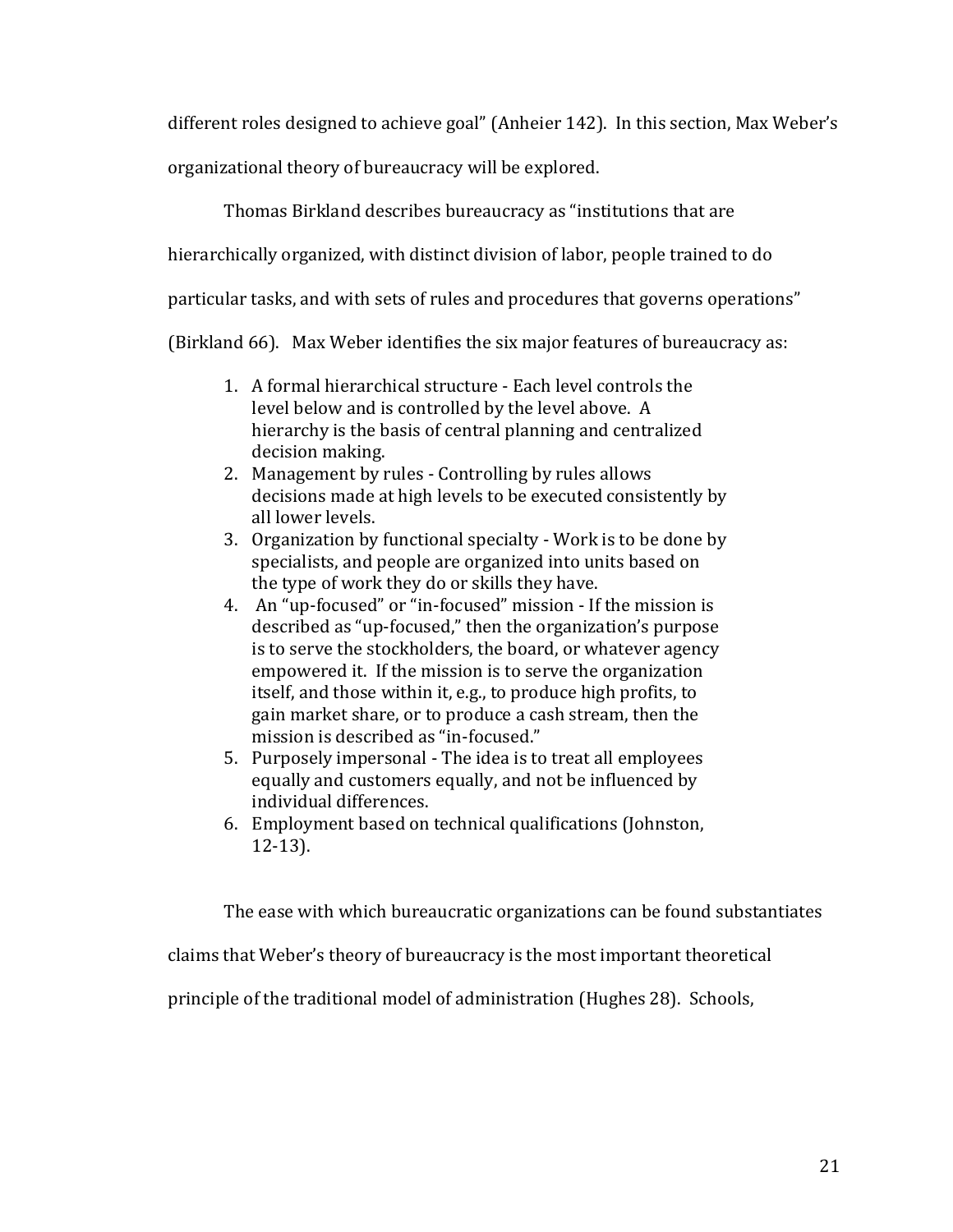different roles designed to achieve goal" (Anheier 142). In this section, Max Weber's organizational theory of bureaucracy will be explored.

Thomas Birkland describes bureaucracy as "institutions that are hierarchically organized, with distinct division of labor, people trained to do particular tasks, and with sets of rules and procedures that governs operations" (Birkland 66). Max Weber identifies the six major features of bureaucracy as:

1. A formal hierarchical structure - Each level controls the level below and is controlled by the level above. A hierarchy is the basis of central planning and centralized decision making.
2. Management by rules - Controlling by rules allows decisions made at high levels to be executed consistently by all lower levels.
3. Organization by functional specialty - Work is to be done by specialists, and people are organized into units based on the type of work they do or skills they have.
4. An "up-focused" or "in-focused" mission - If the mission is described as "up-focused," then the organization's purpose is to serve the stockholders, the board, or whatever agency empowered it. If the mission is to serve the organization itself, and those within it, e.g., to produce high profits, to gain market share, or to produce a cash stream, then the mission is described as "in-focused."
5. Purposely impersonal - The idea is to treat all employees equally and customers equally, and not be influenced by individual differences.
6. Employment based on technical qualifications (Johnston, 12-13).

The ease with which bureaucratic organizations can be found substantiates claims that Weber's theory of bureaucracy is the most important theoretical principle of the traditional model of administration (Hughes 28). Schools,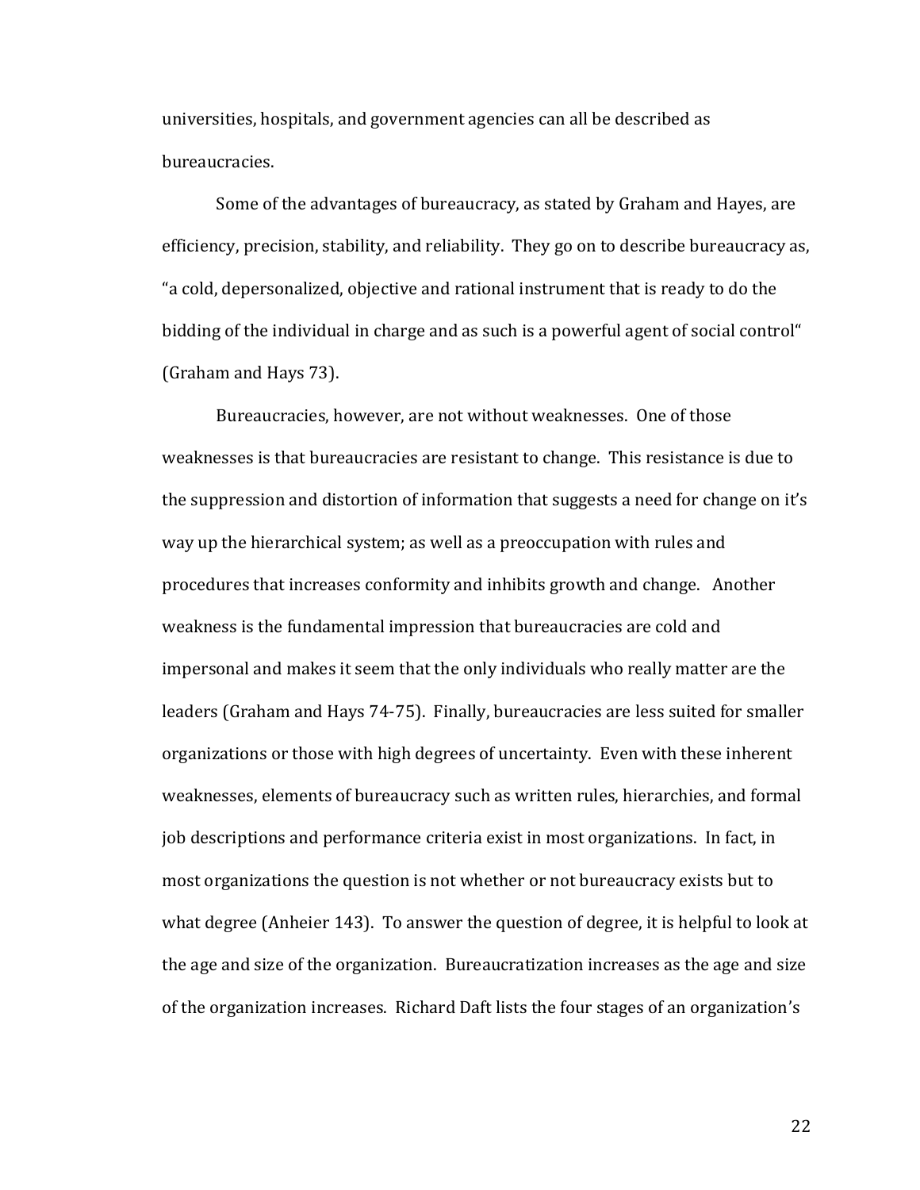universities, hospitals, and government agencies can all be described as bureaucracies.

Some of the advantages of bureaucracy, as stated by Graham and Hayes, are efficiency, precision, stability, and reliability. They go on to describe bureaucracy as, "a cold, depersonalized, objective and rational instrument that is ready to do the bidding of the individual in charge and as such is a powerful agent of social control" (Graham and Hays 73).

Bureaucracies, however, are not without weaknesses. One of those weaknesses is that bureaucracies are resistant to change. This resistance is due to the suppression and distortion of information that suggests a need for change on it's way up the hierarchical system; as well as a preoccupation with rules and procedures that increases conformity and inhibits growth and change. Another weakness is the fundamental impression that bureaucracies are cold and impersonal and makes it seem that the only individuals who really matter are the leaders (Graham and Hays 74-75). Finally, bureaucracies are less suited for smaller organizations or those with high degrees of uncertainty. Even with these inherent weaknesses, elements of bureaucracy such as written rules, hierarchies, and formal job descriptions and performance criteria exist in most organizations. In fact, in most organizations the question is not whether or not bureaucracy exists but to what degree (Anheier 143). To answer the question of degree, it is helpful to look at the age and size of the organization. Bureaucratization increases as the age and size of the organization increases. Richard Daft lists the four stages of an organization's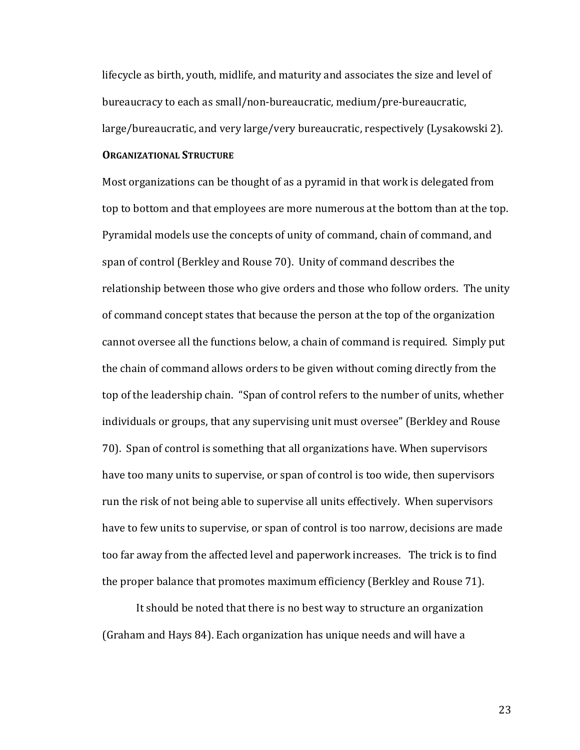lifecycle as birth, youth, midlife, and maturity and associates the size and level of bureaucracy to each as small/non-bureaucratic, medium/pre-bureaucratic, large/bureaucratic, and very large/very bureaucratic, respectively (Lysakowski 2).

**ORGANIZATIONAL STRUCTURE**

Most organizations can be thought of as a pyramid in that work is delegated from top to bottom and that employees are more numerous at the bottom than at the top. Pyramidal models use the concepts of unity of command, chain of command, and span of control (Berkley and Rouse 70). Unity of command describes the relationship between those who give orders and those who follow orders. The unity of command concept states that because the person at the top of the organization cannot oversee all the functions below, a chain of command is required. Simply put the chain of command allows orders to be given without coming directly from the top of the leadership chain. "Span of control refers to the number of units, whether individuals or groups, that any supervising unit must oversee" (Berkley and Rouse 70). Span of control is something that all organizations have. When supervisors have too many units to supervise, or span of control is too wide, then supervisors run the risk of not being able to supervise all units effectively. When supervisors have to few units to supervise, or span of control is too narrow, decisions are made too far away from the affected level and paperwork increases. The trick is to find the proper balance that promotes maximum efficiency (Berkley and Rouse 71).

It should be noted that there is no best way to structure an organization (Graham and Hays 84). Each organization has unique needs and will have a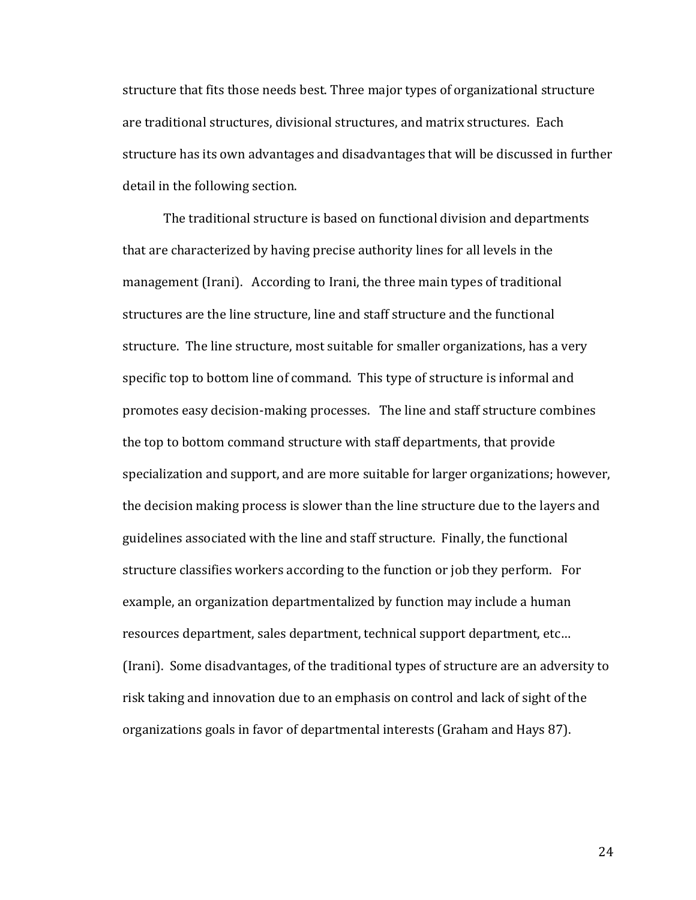structure that fits those needs best. Three major types of organizational structure are traditional structures, divisional structures, and matrix structures. Each structure has its own advantages and disadvantages that will be discussed in further detail in the following section.

The traditional structure is based on functional division and departments that are characterized by having precise authority lines for all levels in the management (Irani). According to Irani, the three main types of traditional structures are the line structure, line and staff structure and the functional structure. The line structure, most suitable for smaller organizations, has a very specific top to bottom line of command. This type of structure is informal and promotes easy decision-making processes. The line and staff structure combines the top to bottom command structure with staff departments, that provide specialization and support, and are more suitable for larger organizations; however, the decision making process is slower than the line structure due to the layers and guidelines associated with the line and staff structure. Finally, the functional structure classifies workers according to the function or job they perform. For example, an organization departmentalized by function may include a human resources department, sales department, technical support department, etc… (Irani). Some disadvantages, of the traditional types of structure are an adversity to risk taking and innovation due to an emphasis on control and lack of sight of the organizations goals in favor of departmental interests (Graham and Hays 87).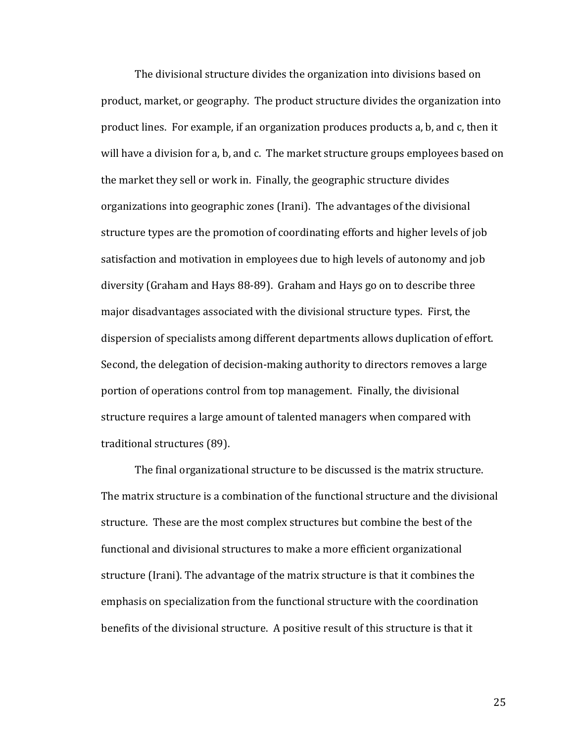The divisional structure divides the organization into divisions based on product, market, or geography. The product structure divides the organization into product lines. For example, if an organization produces products a, b, and c, then it will have a division for a, b, and c. The market structure groups employees based on the market they sell or work in. Finally, the geographic structure divides organizations into geographic zones (Irani). The advantages of the divisional structure types are the promotion of coordinating efforts and higher levels of job satisfaction and motivation in employees due to high levels of autonomy and job diversity (Graham and Hays 88-89). Graham and Hays go on to describe three major disadvantages associated with the divisional structure types. First, the dispersion of specialists among different departments allows duplication of effort. Second, the delegation of decision-making authority to directors removes a large portion of operations control from top management. Finally, the divisional structure requires a large amount of talented managers when compared with traditional structures (89).

The final organizational structure to be discussed is the matrix structure. The matrix structure is a combination of the functional structure and the divisional structure. These are the most complex structures but combine the best of the functional and divisional structures to make a more efficient organizational structure (Irani). The advantage of the matrix structure is that it combines the emphasis on specialization from the functional structure with the coordination benefits of the divisional structure. A positive result of this structure is that it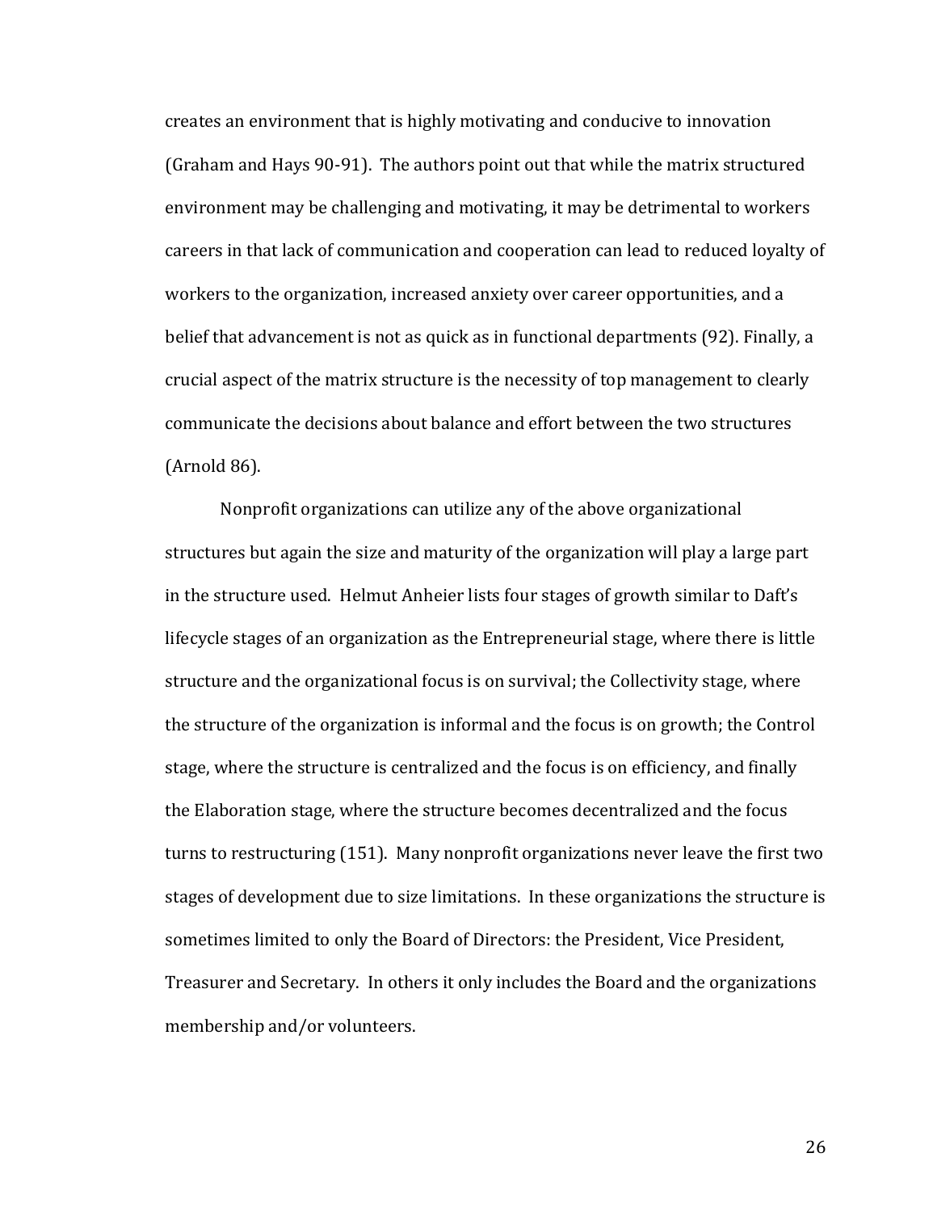creates an environment that is highly motivating and conducive to innovation (Graham and Hays 90-91). The authors point out that while the matrix structured environment may be challenging and motivating, it may be detrimental to workers careers in that lack of communication and cooperation can lead to reduced loyalty of workers to the organization, increased anxiety over career opportunities, and a belief that advancement is not as quick as in functional departments (92). Finally, a crucial aspect of the matrix structure is the necessity of top management to clearly communicate the decisions about balance and effort between the two structures (Arnold 86).

Nonprofit organizations can utilize any of the above organizational structures but again the size and maturity of the organization will play a large part in the structure used. Helmut Anheier lists four stages of growth similar to Daft's lifecycle stages of an organization as the Entrepreneurial stage, where there is little structure and the organizational focus is on survival; the Collectivity stage, where the structure of the organization is informal and the focus is on growth; the Control stage, where the structure is centralized and the focus is on efficiency, and finally the Elaboration stage, where the structure becomes decentralized and the focus turns to restructuring (151). Many nonprofit organizations never leave the first two stages of development due to size limitations. In these organizations the structure is sometimes limited to only the Board of Directors: the President, Vice President, Treasurer and Secretary. In others it only includes the Board and the organizations membership and/or volunteers.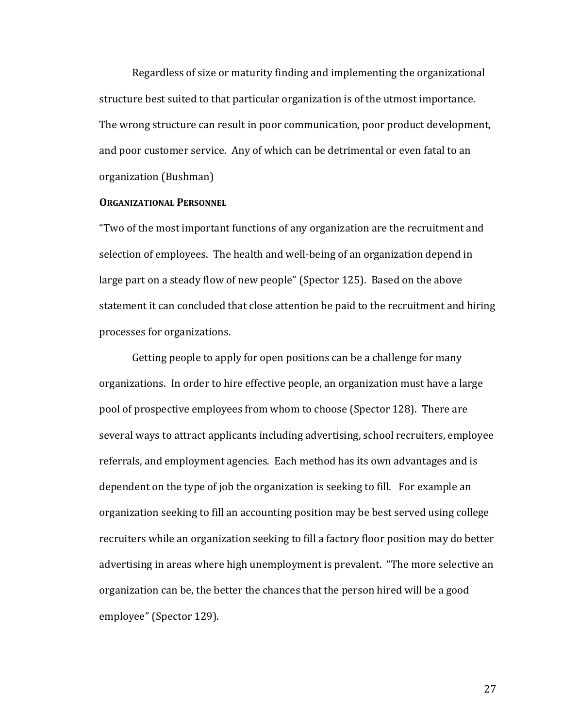Regardless of size or maturity finding and implementing the organizational structure best suited to that particular organization is of the utmost importance. The wrong structure can result in poor communication, poor product development, and poor customer service. Any of which can be detrimental or even fatal to an organization (Bushman)

**ORGANIZATIONAL PERSONNEL**

"Two of the most important functions of any organization are the recruitment and selection of employees. The health and well-being of an organization depend in large part on a steady flow of new people" (Spector 125). Based on the above statement it can concluded that close attention be paid to the recruitment and hiring processes for organizations.

Getting people to apply for open positions can be a challenge for many organizations. In order to hire effective people, an organization must have a large pool of prospective employees from whom to choose (Spector 128). There are several ways to attract applicants including advertising, school recruiters, employee referrals, and employment agencies. Each method has its own advantages and is dependent on the type of job the organization is seeking to fill. For example an organization seeking to fill an accounting position may be best served using college recruiters while an organization seeking to fill a factory floor position may do better advertising in areas where high unemployment is prevalent. "The more selective an organization can be, the better the chances that the person hired will be a good employee" (Spector 129).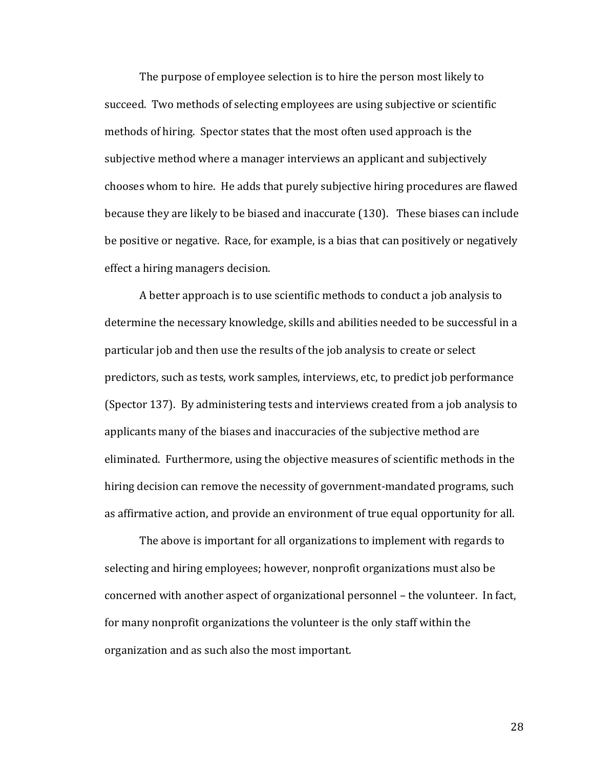The purpose of employee selection is to hire the person most likely to succeed. Two methods of selecting employees are using subjective or scientific methods of hiring. Spector states that the most often used approach is the subjective method where a manager interviews an applicant and subjectively chooses whom to hire. He adds that purely subjective hiring procedures are flawed because they are likely to be biased and inaccurate (130). These biases can include be positive or negative. Race, for example, is a bias that can positively or negatively effect a hiring managers decision.

A better approach is to use scientific methods to conduct a job analysis to determine the necessary knowledge, skills and abilities needed to be successful in a particular job and then use the results of the job analysis to create or select predictors, such as tests, work samples, interviews, etc, to predict job performance (Spector 137). By administering tests and interviews created from a job analysis to applicants many of the biases and inaccuracies of the subjective method are eliminated. Furthermore, using the objective measures of scientific methods in the hiring decision can remove the necessity of government-mandated programs, such as affirmative action, and provide an environment of true equal opportunity for all.

The above is important for all organizations to implement with regards to selecting and hiring employees; however, nonprofit organizations must also be concerned with another aspect of organizational personnel – the volunteer. In fact, for many nonprofit organizations the volunteer is the only staff within the organization and as such also the most important.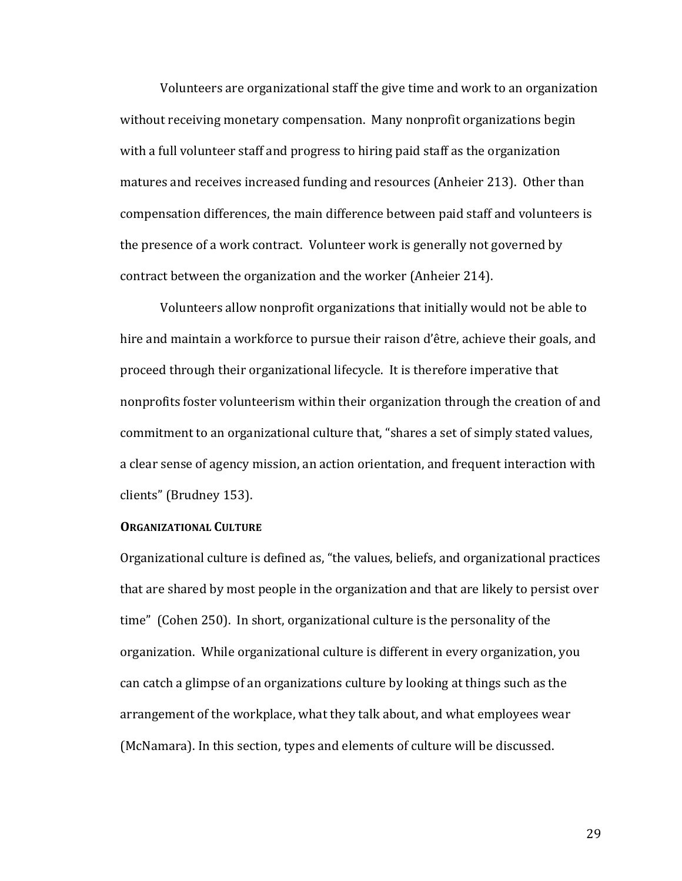Volunteers are organizational staff the give time and work to an organization without receiving monetary compensation. Many nonprofit organizations begin with a full volunteer staff and progress to hiring paid staff as the organization matures and receives increased funding and resources (Anheier 213). Other than compensation differences, the main difference between paid staff and volunteers is the presence of a work contract. Volunteer work is generally not governed by contract between the organization and the worker (Anheier 214).

Volunteers allow nonprofit organizations that initially would not be able to hire and maintain a workforce to pursue their raison d'être, achieve their goals, and proceed through their organizational lifecycle. It is therefore imperative that nonprofits foster volunteerism within their organization through the creation of and commitment to an organizational culture that, "shares a set of simply stated values, a clear sense of agency mission, an action orientation, and frequent interaction with clients" (Brudney 153).

### Organizational Culture

Organizational culture is defined as, "the values, beliefs, and organizational practices that are shared by most people in the organization and that are likely to persist over time" (Cohen 250). In short, organizational culture is the personality of the organization. While organizational culture is different in every organization, you can catch a glimpse of an organizations culture by looking at things such as the arrangement of the workplace, what they talk about, and what employees wear (McNamara). In this section, types and elements of culture will be discussed.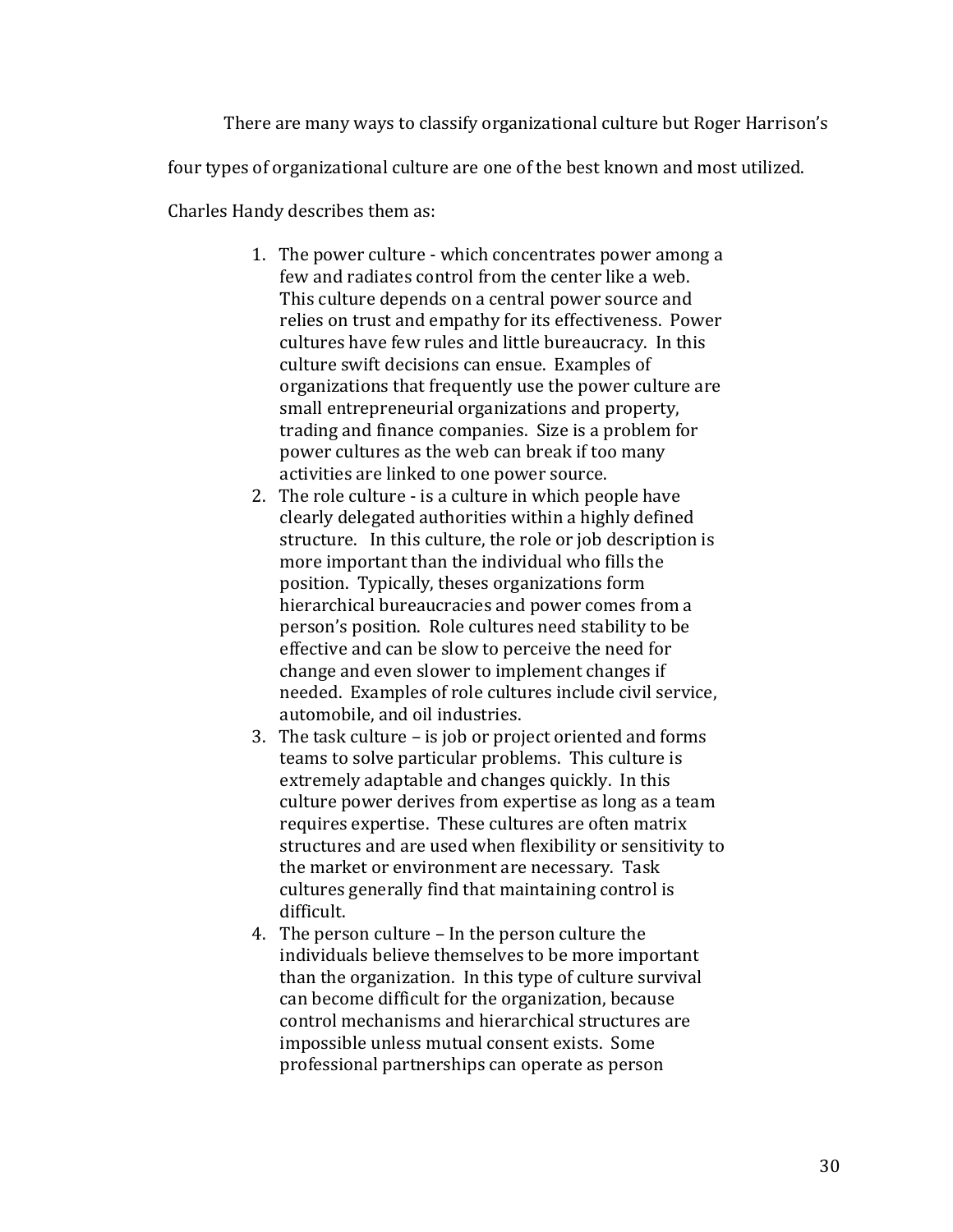There are many ways to classify organizational culture but Roger Harrison's four types of organizational culture are one of the best known and most utilized. Charles Handy describes them as:

1. The power culture - which concentrates power among a few and radiates control from the center like a web. This culture depends on a central power source and relies on trust and empathy for its effectiveness. Power cultures have few rules and little bureaucracy. In this culture swift decisions can ensue. Examples of organizations that frequently use the power culture are small entrepreneurial organizations and property, trading and finance companies. Size is a problem for power cultures as the web can break if too many activities are linked to one power source.
2. The role culture - is a culture in which people have clearly delegated authorities within a highly defined structure. In this culture, the role or job description is more important than the individual who fills the position. Typically, theses organizations form hierarchical bureaucracies and power comes from a person's position. Role cultures need stability to be effective and can be slow to perceive the need for change and even slower to implement changes if needed. Examples of role cultures include civil service, automobile, and oil industries.
3. The task culture – is job or project oriented and forms teams to solve particular problems. This culture is extremely adaptable and changes quickly. In this culture power derives from expertise as long as a team requires expertise. These cultures are often matrix structures and are used when flexibility or sensitivity to the market or environment are necessary. Task cultures generally find that maintaining control is difficult.
4. The person culture – In the person culture the individuals believe themselves to be more important than the organization. In this type of culture survival can become difficult for the organization, because control mechanisms and hierarchical structures are impossible unless mutual consent exists. Some professional partnerships can operate as person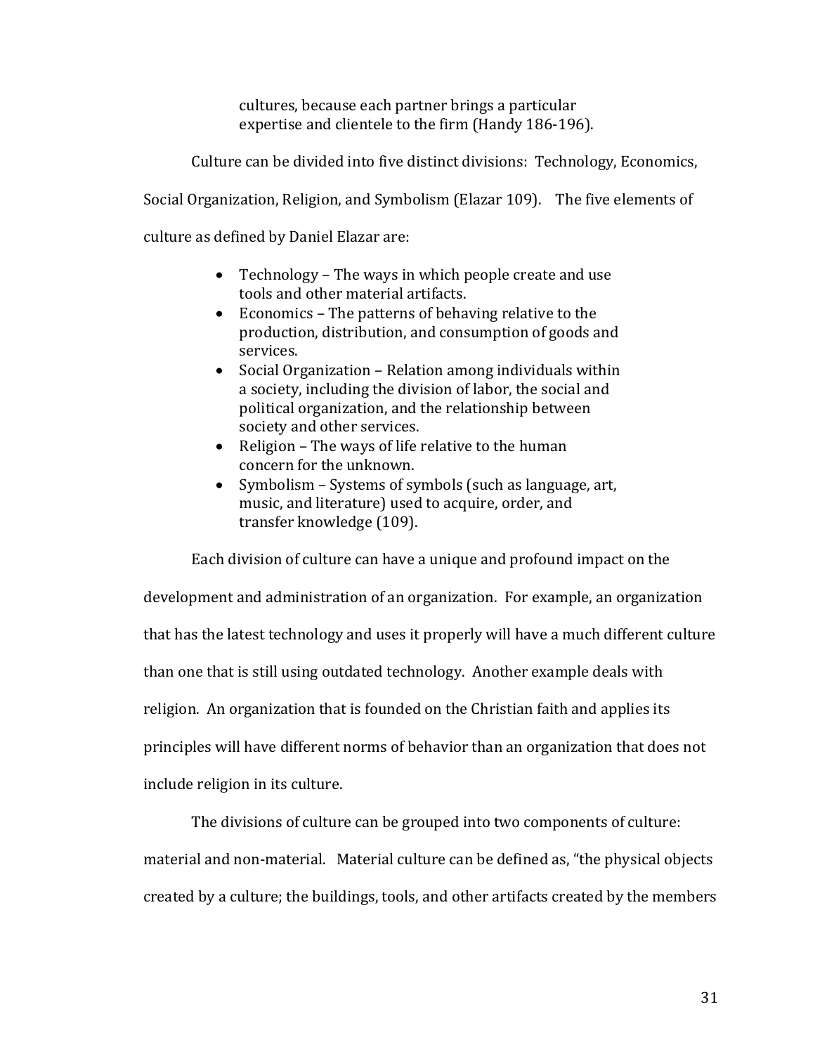> cultures, because each partner brings a particular expertise and clientele to the firm (Handy 186-196).

Culture can be divided into five distinct divisions: Technology, Economics, Social Organization, Religion, and Symbolism (Elazar 109). The five elements of culture as defined by Daniel Elazar are:

- Technology – The ways in which people create and use tools and other material artifacts.
- Economics – The patterns of behaving relative to the production, distribution, and consumption of goods and services.
- Social Organization – Relation among individuals within a society, including the division of labor, the social and political organization, and the relationship between society and other services.
- Religion – The ways of life relative to the human concern for the unknown.
- Symbolism – Systems of symbols (such as language, art, music, and literature) used to acquire, order, and transfer knowledge (109).

Each division of culture can have a unique and profound impact on the development and administration of an organization. For example, an organization that has the latest technology and uses it properly will have a much different culture than one that is still using outdated technology. Another example deals with religion. An organization that is founded on the Christian faith and applies its principles will have different norms of behavior than an organization that does not include religion in its culture.

The divisions of culture can be grouped into two components of culture: material and non-material. Material culture can be defined as, "the physical objects created by a culture; the buildings, tools, and other artifacts created by the members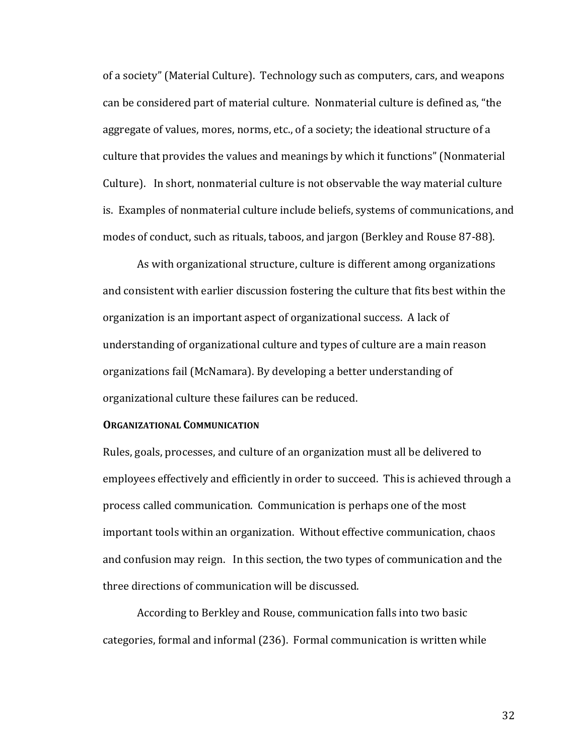of a society" (Material Culture). Technology such as computers, cars, and weapons can be considered part of material culture. Nonmaterial culture is defined as, "the aggregate of values, mores, norms, etc., of a society; the ideational structure of a culture that provides the values and meanings by which it functions" (Nonmaterial Culture). In short, nonmaterial culture is not observable the way material culture is. Examples of nonmaterial culture include beliefs, systems of communications, and modes of conduct, such as rituals, taboos, and jargon (Berkley and Rouse 87-88).

As with organizational structure, culture is different among organizations and consistent with earlier discussion fostering the culture that fits best within the organization is an important aspect of organizational success. A lack of understanding of organizational culture and types of culture are a main reason organizations fail (McNamara). By developing a better understanding of organizational culture these failures can be reduced.

#### ORGANIZATIONAL COMMUNICATION

Rules, goals, processes, and culture of an organization must all be delivered to employees effectively and efficiently in order to succeed. This is achieved through a process called communication. Communication is perhaps one of the most important tools within an organization. Without effective communication, chaos and confusion may reign. In this section, the two types of communication and the three directions of communication will be discussed.

According to Berkley and Rouse, communication falls into two basic categories, formal and informal (236). Formal communication is written while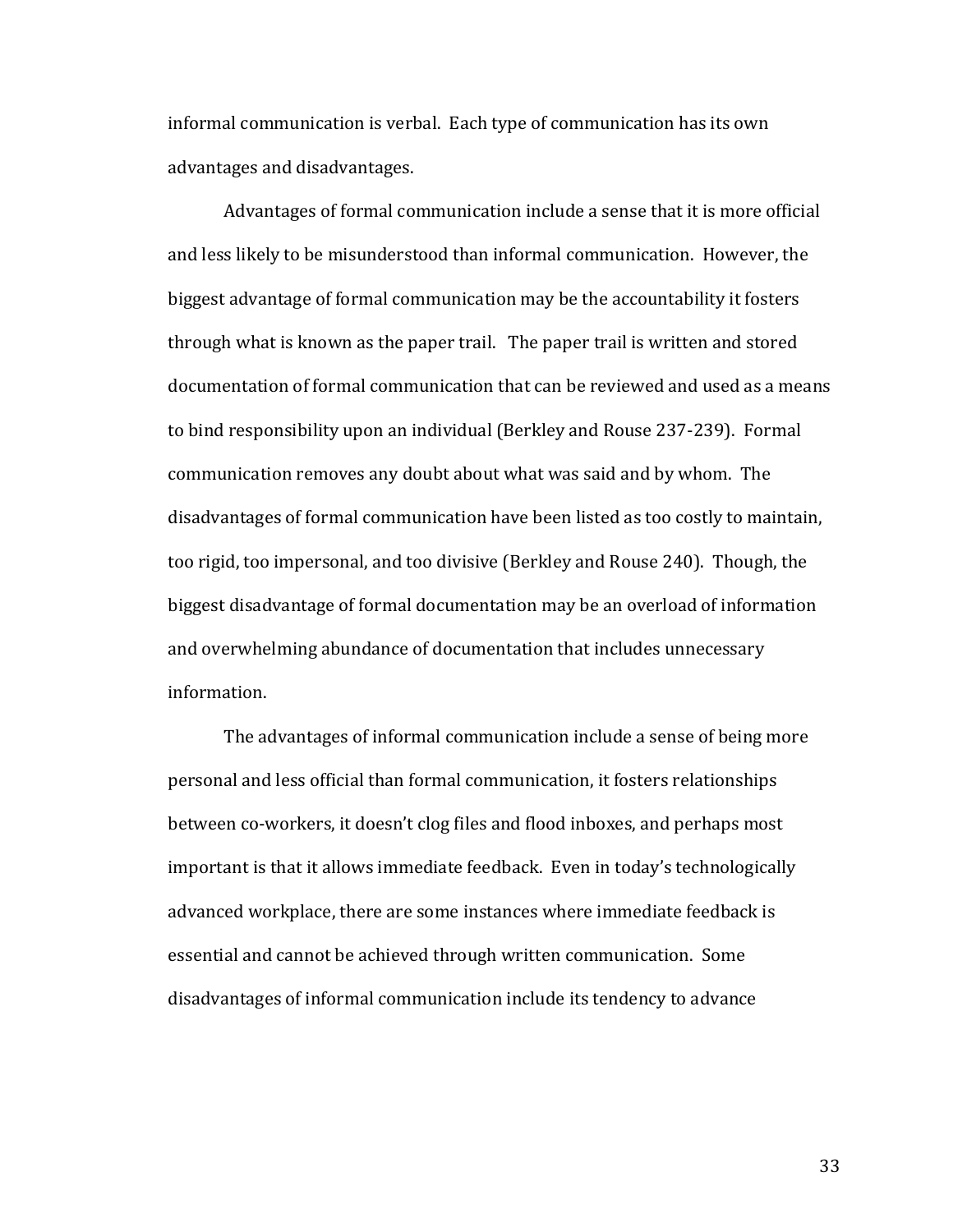informal communication is verbal. Each type of communication has its own advantages and disadvantages.

Advantages of formal communication include a sense that it is more official and less likely to be misunderstood than informal communication. However, the biggest advantage of formal communication may be the accountability it fosters through what is known as the paper trail. The paper trail is written and stored documentation of formal communication that can be reviewed and used as a means to bind responsibility upon an individual (Berkley and Rouse 237-239). Formal communication removes any doubt about what was said and by whom. The disadvantages of formal communication have been listed as too costly to maintain, too rigid, too impersonal, and too divisive (Berkley and Rouse 240). Though, the biggest disadvantage of formal documentation may be an overload of information and overwhelming abundance of documentation that includes unnecessary information.

The advantages of informal communication include a sense of being more personal and less official than formal communication, it fosters relationships between co-workers, it doesn't clog files and flood inboxes, and perhaps most important is that it allows immediate feedback. Even in today's technologically advanced workplace, there are some instances where immediate feedback is essential and cannot be achieved through written communication. Some disadvantages of informal communication include its tendency to advance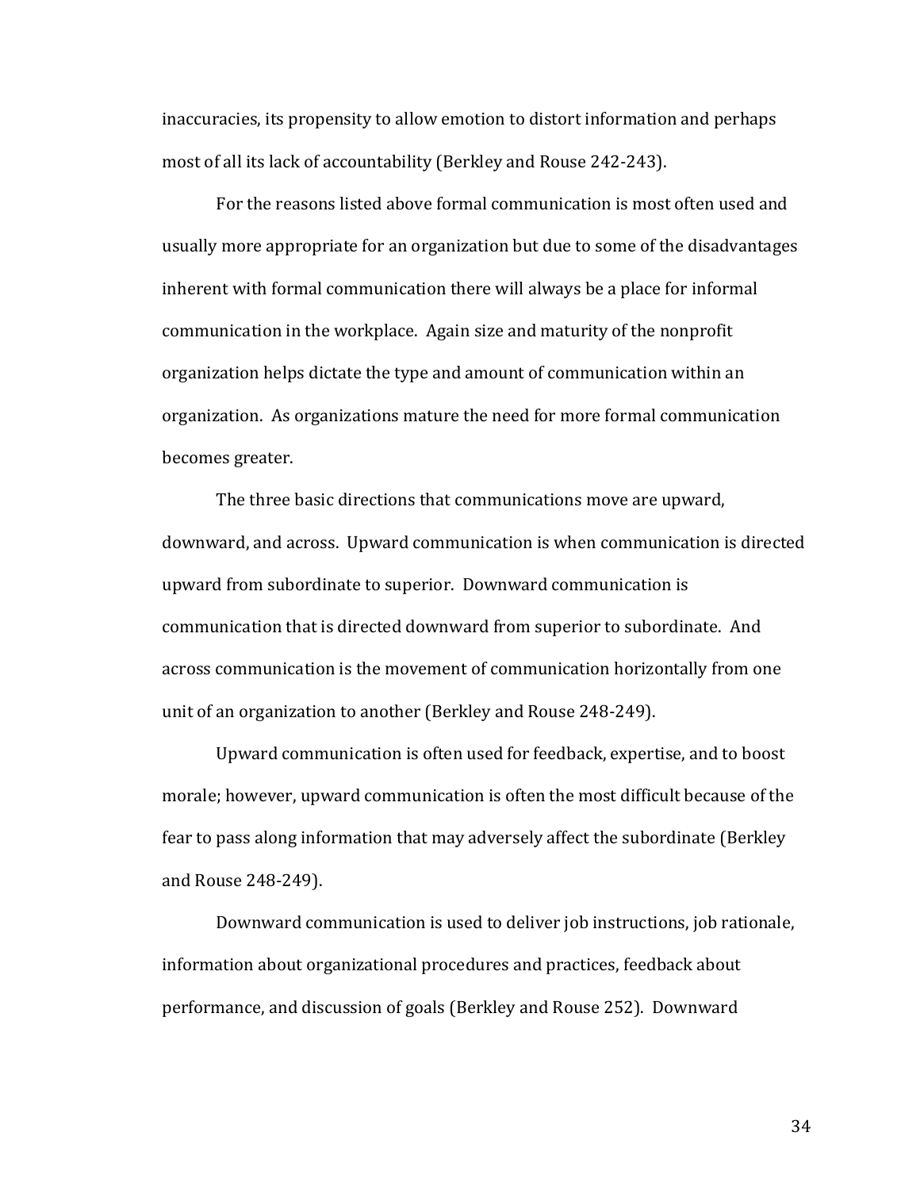inaccuracies, its propensity to allow emotion to distort information and perhaps most of all its lack of accountability (Berkley and Rouse 242-243).

For the reasons listed above formal communication is most often used and usually more appropriate for an organization but due to some of the disadvantages inherent with formal communication there will always be a place for informal communication in the workplace. Again size and maturity of the nonprofit organization helps dictate the type and amount of communication within an organization. As organizations mature the need for more formal communication becomes greater.

The three basic directions that communications move are upward, downward, and across. Upward communication is when communication is directed upward from subordinate to superior. Downward communication is communication that is directed downward from superior to subordinate. And across communication is the movement of communication horizontally from one unit of an organization to another (Berkley and Rouse 248-249).

Upward communication is often used for feedback, expertise, and to boost morale; however, upward communication is often the most difficult because of the fear to pass along information that may adversely affect the subordinate (Berkley and Rouse 248-249).

Downward communication is used to deliver job instructions, job rationale, information about organizational procedures and practices, feedback about performance, and discussion of goals (Berkley and Rouse 252). Downward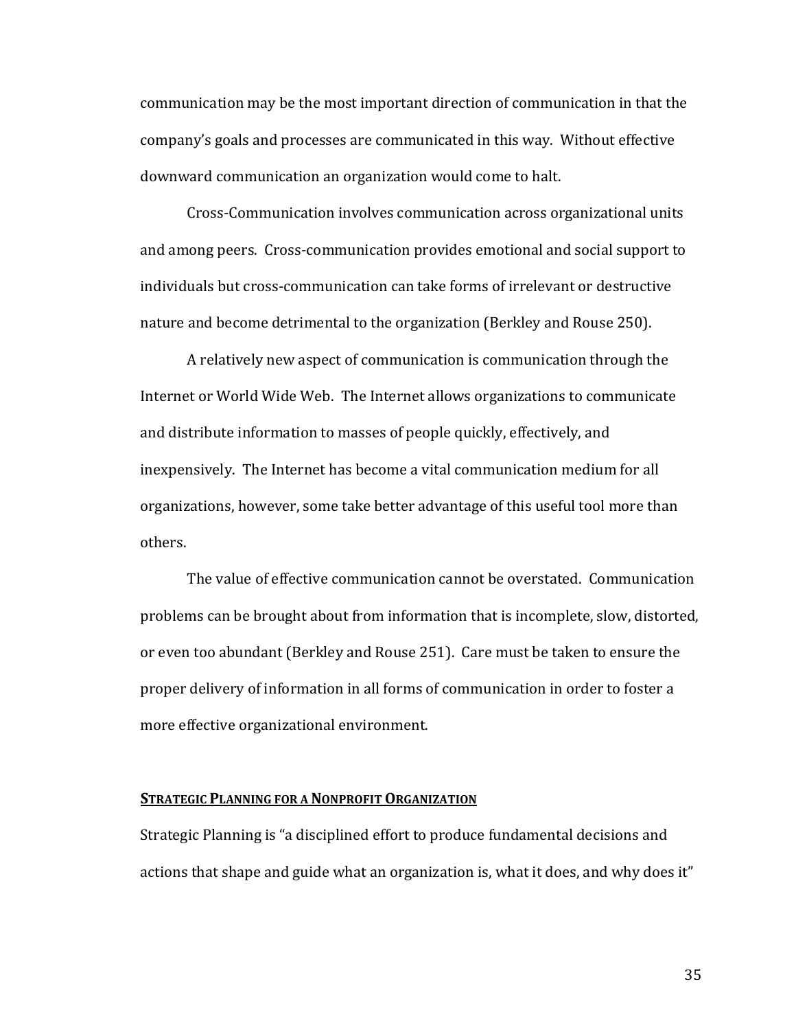communication may be the most important direction of communication in that the company's goals and processes are communicated in this way. Without effective downward communication an organization would come to halt.

Cross-Communication involves communication across organizational units and among peers. Cross-communication provides emotional and social support to individuals but cross-communication can take forms of irrelevant or destructive nature and become detrimental to the organization (Berkley and Rouse 250).

A relatively new aspect of communication is communication through the Internet or World Wide Web. The Internet allows organizations to communicate and distribute information to masses of people quickly, effectively, and inexpensively. The Internet has become a vital communication medium for all organizations, however, some take better advantage of this useful tool more than others.

The value of effective communication cannot be overstated. Communication problems can be brought about from information that is incomplete, slow, distorted, or even too abundant (Berkley and Rouse 251). Care must be taken to ensure the proper delivery of information in all forms of communication in order to foster a more effective organizational environment.

## STRATEGIC PLANNING FOR A NONPROFIT ORGANIZATION

Strategic Planning is "a disciplined effort to produce fundamental decisions and actions that shape and guide what an organization is, what it does, and why does it"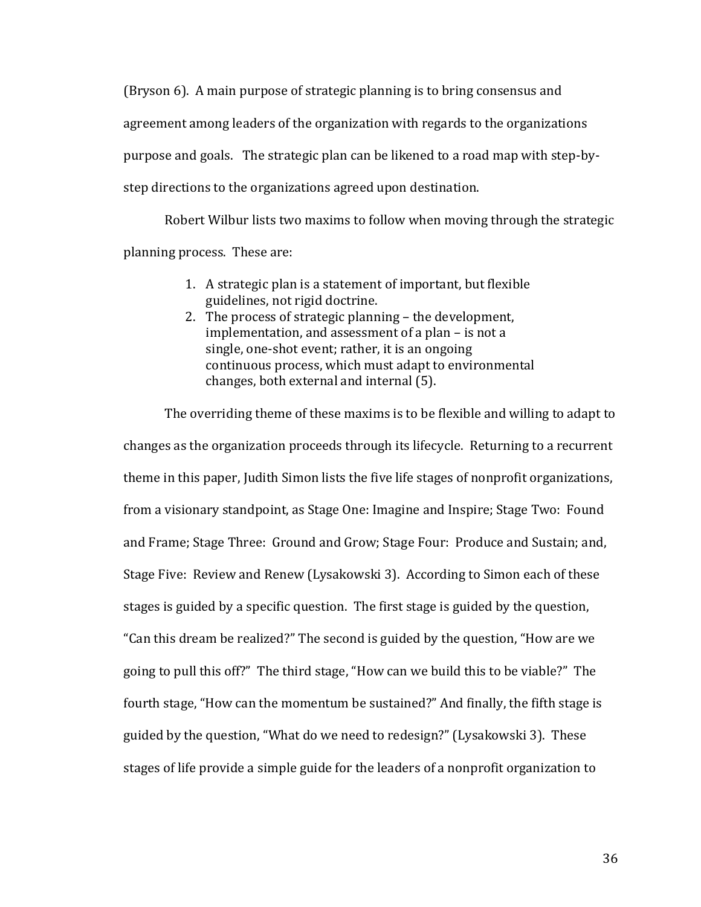(Bryson 6). A main purpose of strategic planning is to bring consensus and agreement among leaders of the organization with regards to the organizations purpose and goals. The strategic plan can be likened to a road map with step-by-step directions to the organizations agreed upon destination.

Robert Wilbur lists two maxims to follow when moving through the strategic planning process. These are:

> 1. A strategic plan is a statement of important, but flexible guidelines, not rigid doctrine.
> 2. The process of strategic planning – the development, implementation, and assessment of a plan – is not a single, one-shot event; rather, it is an ongoing continuous process, which must adapt to environmental changes, both external and internal (5).

The overriding theme of these maxims is to be flexible and willing to adapt to changes as the organization proceeds through its lifecycle. Returning to a recurrent theme in this paper, Judith Simon lists the five life stages of nonprofit organizations, from a visionary standpoint, as Stage One: Imagine and Inspire; Stage Two: Found and Frame; Stage Three: Ground and Grow; Stage Four: Produce and Sustain; and, Stage Five: Review and Renew (Lysakowski 3). According to Simon each of these stages is guided by a specific question. The first stage is guided by the question, "Can this dream be realized?" The second is guided by the question, "How are we going to pull this off?" The third stage, "How can we build this to be viable?" The fourth stage, "How can the momentum be sustained?" And finally, the fifth stage is guided by the question, "What do we need to redesign?" (Lysakowski 3). These stages of life provide a simple guide for the leaders of a nonprofit organization to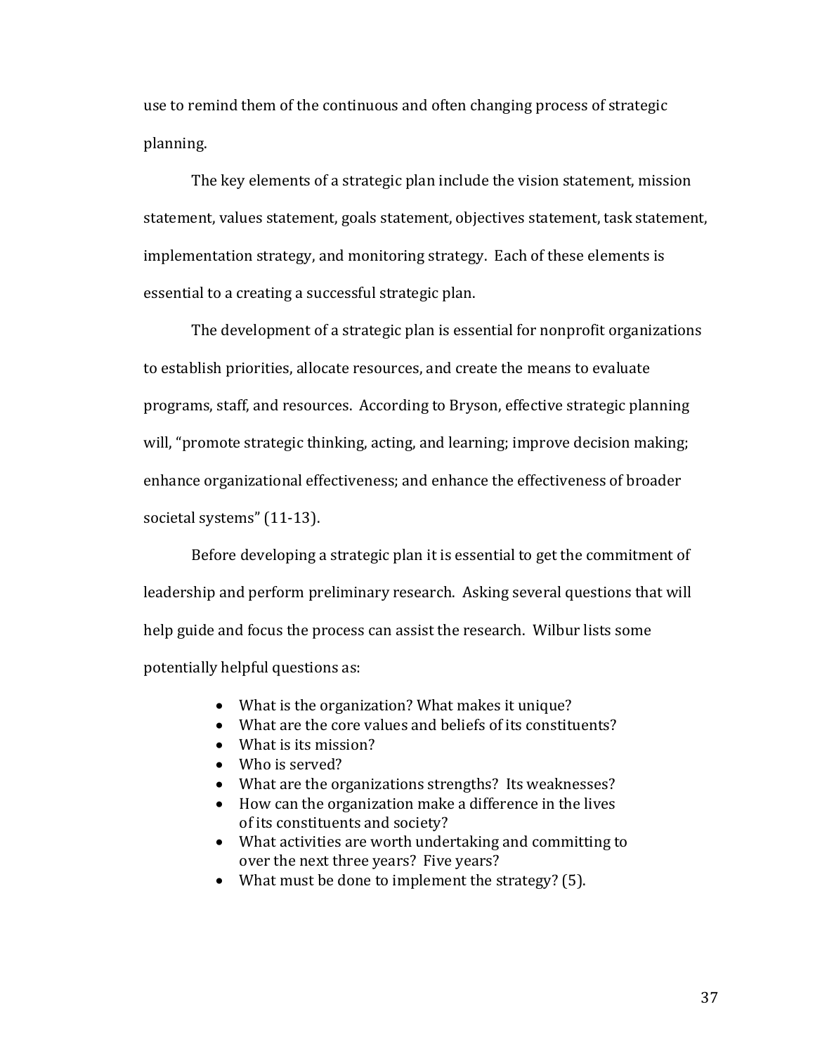use to remind them of the continuous and often changing process of strategic planning.

The key elements of a strategic plan include the vision statement, mission statement, values statement, goals statement, objectives statement, task statement, implementation strategy, and monitoring strategy. Each of these elements is essential to a creating a successful strategic plan.

The development of a strategic plan is essential for nonprofit organizations to establish priorities, allocate resources, and create the means to evaluate programs, staff, and resources. According to Bryson, effective strategic planning will, "promote strategic thinking, acting, and learning; improve decision making; enhance organizational effectiveness; and enhance the effectiveness of broader societal systems" (11-13).

Before developing a strategic plan it is essential to get the commitment of leadership and perform preliminary research. Asking several questions that will help guide and focus the process can assist the research. Wilbur lists some potentially helpful questions as:

- What is the organization? What makes it unique?
- What are the core values and beliefs of its constituents?
- What is its mission?
- Who is served?
- What are the organizations strengths? Its weaknesses?
- How can the organization make a difference in the lives of its constituents and society?
- What activities are worth undertaking and committing to over the next three years? Five years?
- What must be done to implement the strategy? (5).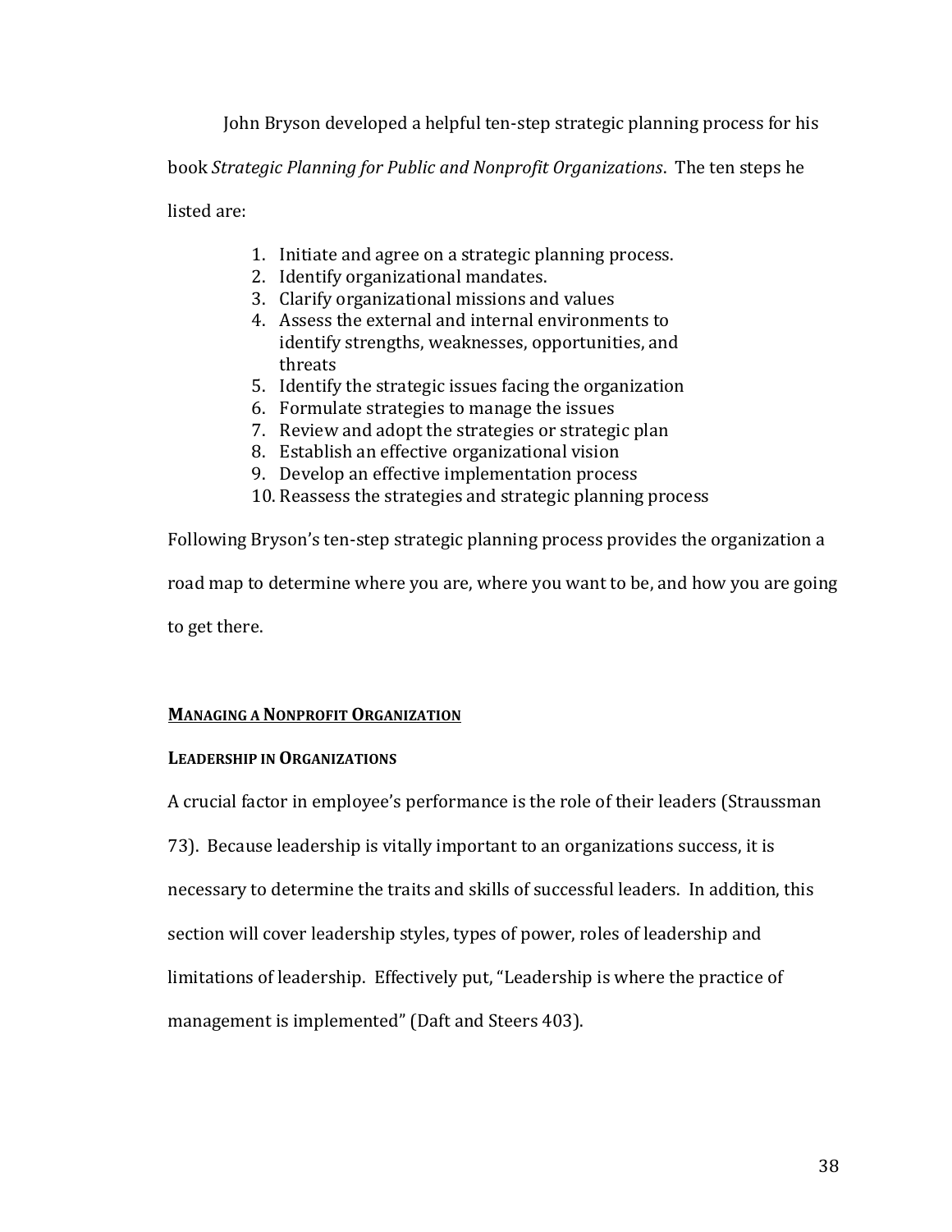John Bryson developed a helpful ten-step strategic planning process for his book *Strategic Planning for Public and Nonprofit Organizations*. The ten steps he listed are:

1. Initiate and agree on a strategic planning process.
2. Identify organizational mandates.
3. Clarify organizational missions and values
4. Assess the external and internal environments to identify strengths, weaknesses, opportunities, and threats
5. Identify the strategic issues facing the organization
6. Formulate strategies to manage the issues
7. Review and adopt the strategies or strategic plan
8. Establish an effective organizational vision
9. Develop an effective implementation process
10. Reassess the strategies and strategic planning process

Following Bryson's ten-step strategic planning process provides the organization a road map to determine where you are, where you want to be, and how you are going to get there.

## **Managing a Nonprofit Organization**

### **Leadership in Organizations**

A crucial factor in employee's performance is the role of their leaders (Straussman 73). Because leadership is vitally important to an organizations success, it is necessary to determine the traits and skills of successful leaders. In addition, this section will cover leadership styles, types of power, roles of leadership and limitations of leadership. Effectively put, "Leadership is where the practice of management is implemented" (Daft and Steers 403).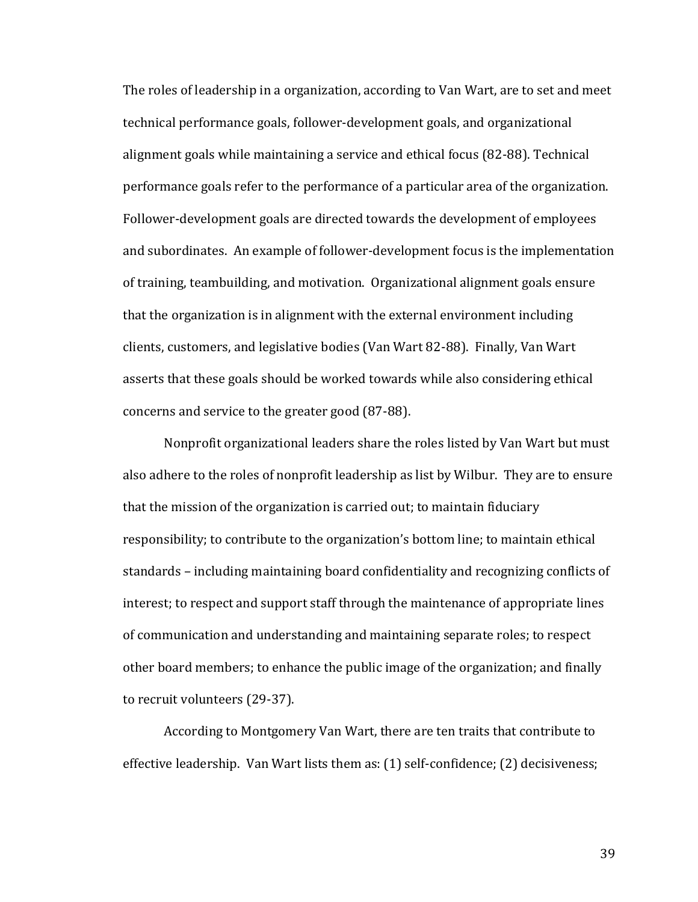The roles of leadership in a organization, according to Van Wart, are to set and meet technical performance goals, follower-development goals, and organizational alignment goals while maintaining a service and ethical focus (82-88). Technical performance goals refer to the performance of a particular area of the organization. Follower-development goals are directed towards the development of employees and subordinates. An example of follower-development focus is the implementation of training, teambuilding, and motivation. Organizational alignment goals ensure that the organization is in alignment with the external environment including clients, customers, and legislative bodies (Van Wart 82-88). Finally, Van Wart asserts that these goals should be worked towards while also considering ethical concerns and service to the greater good (87-88).

Nonprofit organizational leaders share the roles listed by Van Wart but must also adhere to the roles of nonprofit leadership as list by Wilbur. They are to ensure that the mission of the organization is carried out; to maintain fiduciary responsibility; to contribute to the organization's bottom line; to maintain ethical standards – including maintaining board confidentiality and recognizing conflicts of interest; to respect and support staff through the maintenance of appropriate lines of communication and understanding and maintaining separate roles; to respect other board members; to enhance the public image of the organization; and finally to recruit volunteers (29-37).

According to Montgomery Van Wart, there are ten traits that contribute to effective leadership. Van Wart lists them as: (1) self-confidence; (2) decisiveness;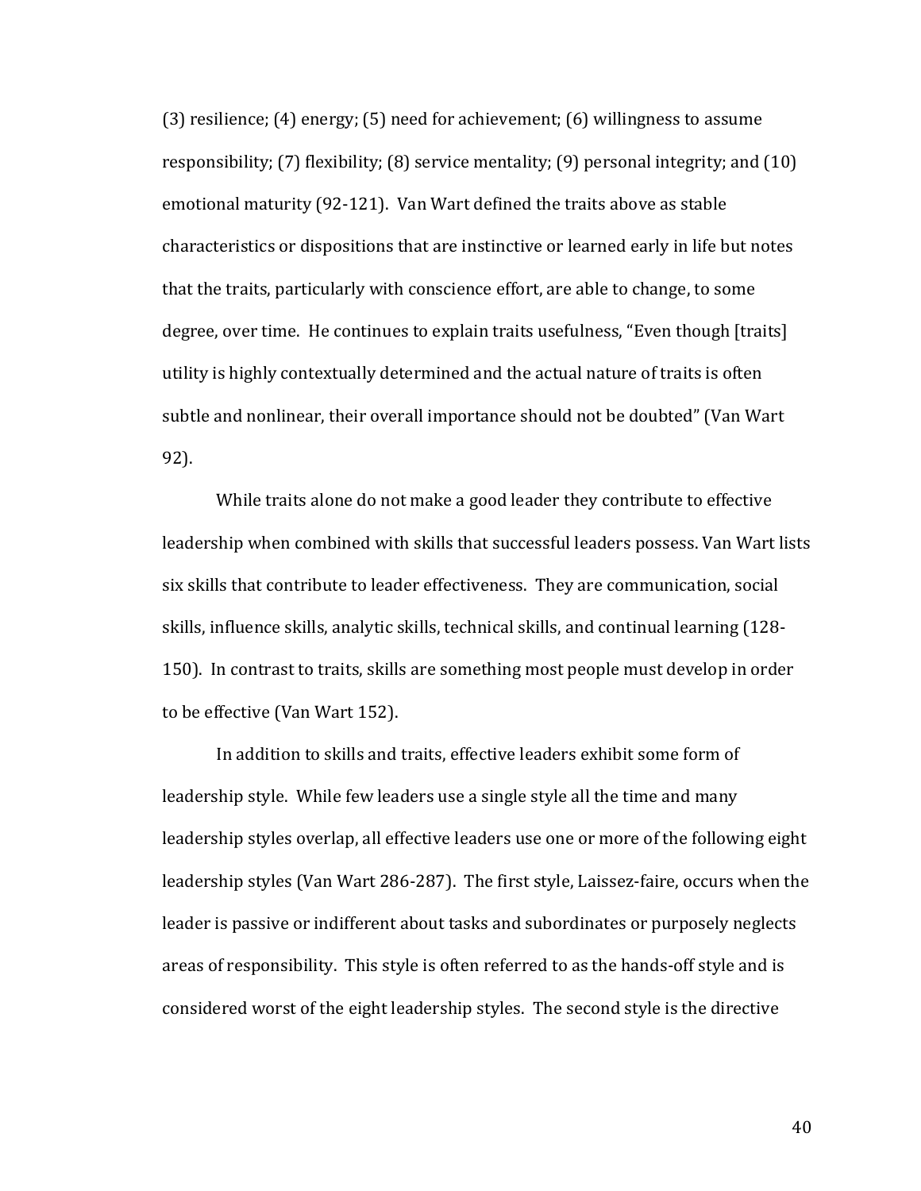(3) resilience; (4) energy; (5) need for achievement; (6) willingness to assume responsibility; (7) flexibility; (8) service mentality; (9) personal integrity; and (10) emotional maturity (92-121). Van Wart defined the traits above as stable characteristics or dispositions that are instinctive or learned early in life but notes that the traits, particularly with conscience effort, are able to change, to some degree, over time. He continues to explain traits usefulness, "Even though [traits] utility is highly contextually determined and the actual nature of traits is often subtle and nonlinear, their overall importance should not be doubted" (Van Wart 92).

While traits alone do not make a good leader they contribute to effective leadership when combined with skills that successful leaders possess. Van Wart lists six skills that contribute to leader effectiveness. They are communication, social skills, influence skills, analytic skills, technical skills, and continual learning (128-150). In contrast to traits, skills are something most people must develop in order to be effective (Van Wart 152).

In addition to skills and traits, effective leaders exhibit some form of leadership style. While few leaders use a single style all the time and many leadership styles overlap, all effective leaders use one or more of the following eight leadership styles (Van Wart 286-287). The first style, Laissez-faire, occurs when the leader is passive or indifferent about tasks and subordinates or purposely neglects areas of responsibility. This style is often referred to as the hands-off style and is considered worst of the eight leadership styles. The second style is the directive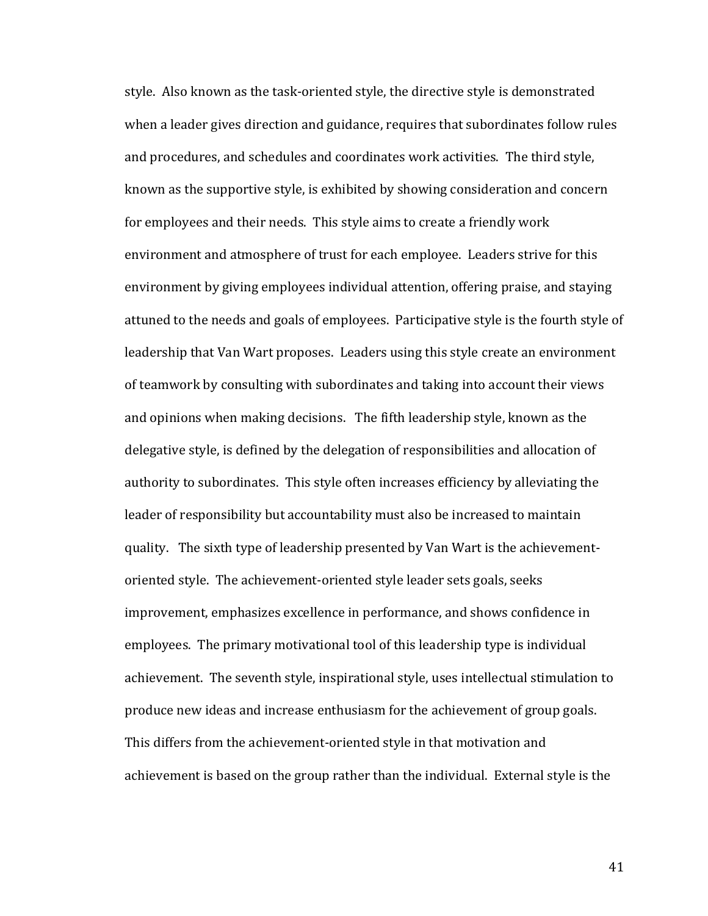style. Also known as the task-oriented style, the directive style is demonstrated when a leader gives direction and guidance, requires that subordinates follow rules and procedures, and schedules and coordinates work activities. The third style, known as the supportive style, is exhibited by showing consideration and concern for employees and their needs. This style aims to create a friendly work environment and atmosphere of trust for each employee. Leaders strive for this environment by giving employees individual attention, offering praise, and staying attuned to the needs and goals of employees. Participative style is the fourth style of leadership that Van Wart proposes. Leaders using this style create an environment of teamwork by consulting with subordinates and taking into account their views and opinions when making decisions. The fifth leadership style, known as the delegative style, is defined by the delegation of responsibilities and allocation of authority to subordinates. This style often increases efficiency by alleviating the leader of responsibility but accountability must also be increased to maintain quality. The sixth type of leadership presented by Van Wart is the achievement-oriented style. The achievement-oriented style leader sets goals, seeks improvement, emphasizes excellence in performance, and shows confidence in employees. The primary motivational tool of this leadership type is individual achievement. The seventh style, inspirational style, uses intellectual stimulation to produce new ideas and increase enthusiasm for the achievement of group goals. This differs from the achievement-oriented style in that motivation and achievement is based on the group rather than the individual. External style is the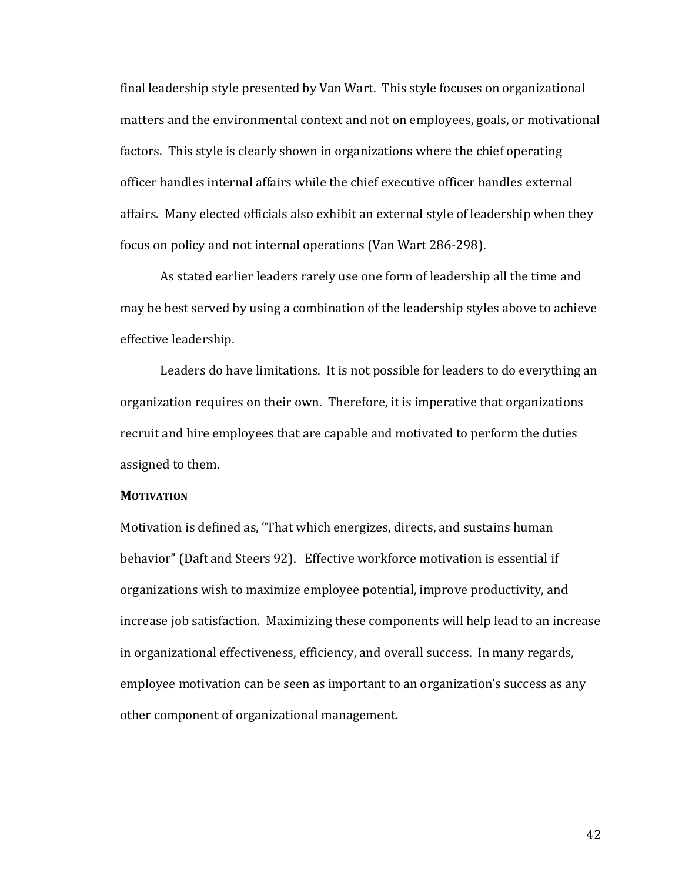final leadership style presented by Van Wart. This style focuses on organizational matters and the environmental context and not on employees, goals, or motivational factors. This style is clearly shown in organizations where the chief operating officer handles internal affairs while the chief executive officer handles external affairs. Many elected officials also exhibit an external style of leadership when they focus on policy and not internal operations (Van Wart 286-298).

As stated earlier leaders rarely use one form of leadership all the time and may be best served by using a combination of the leadership styles above to achieve effective leadership.

Leaders do have limitations. It is not possible for leaders to do everything an organization requires on their own. Therefore, it is imperative that organizations recruit and hire employees that are capable and motivated to perform the duties assigned to them.

### MOTIVATION

Motivation is defined as, "That which energizes, directs, and sustains human behavior" (Daft and Steers 92). Effective workforce motivation is essential if organizations wish to maximize employee potential, improve productivity, and increase job satisfaction. Maximizing these components will help lead to an increase in organizational effectiveness, efficiency, and overall success. In many regards, employee motivation can be seen as important to an organization's success as any other component of organizational management.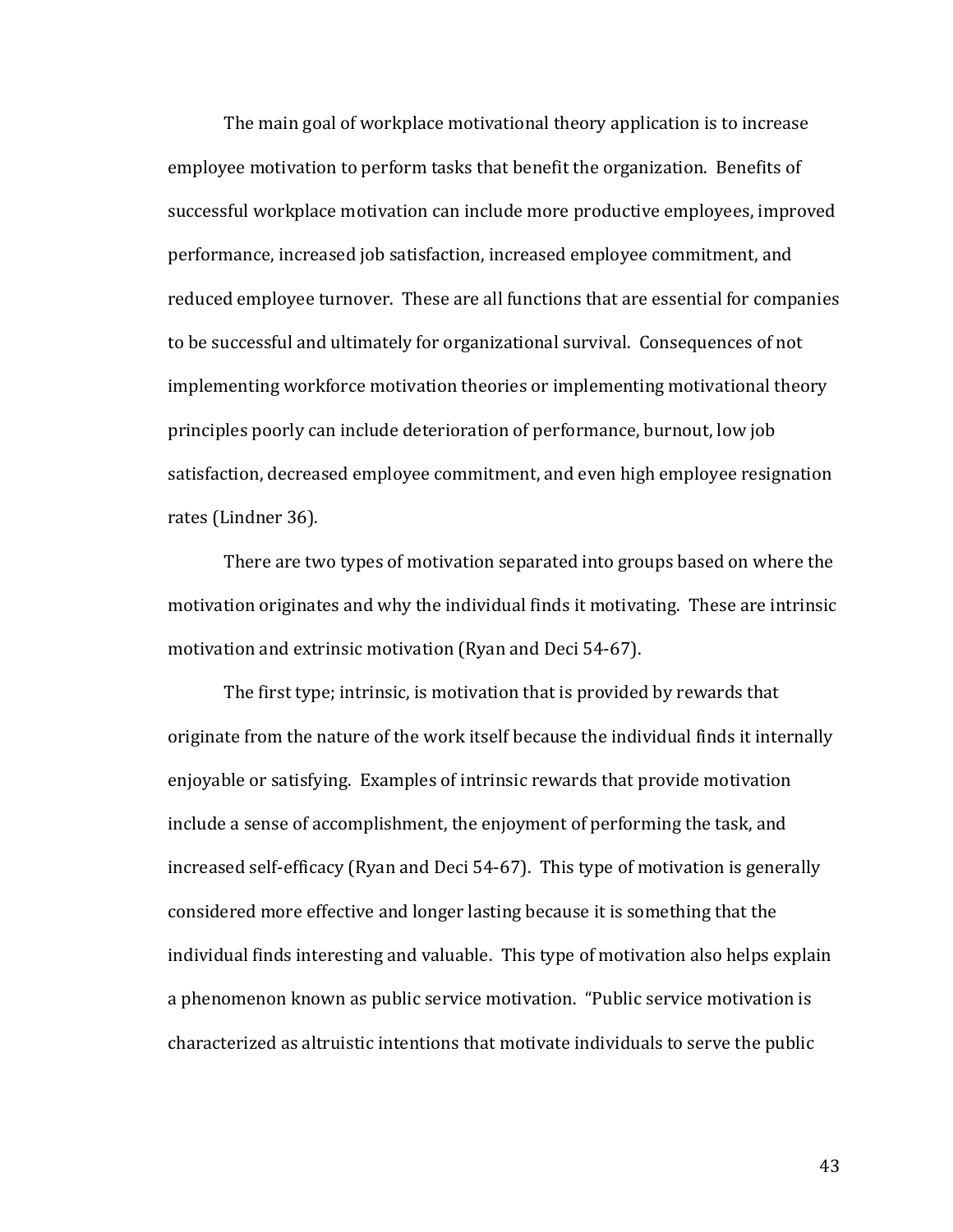The main goal of workplace motivational theory application is to increase employee motivation to perform tasks that benefit the organization. Benefits of successful workplace motivation can include more productive employees, improved performance, increased job satisfaction, increased employee commitment, and reduced employee turnover. These are all functions that are essential for companies to be successful and ultimately for organizational survival. Consequences of not implementing workforce motivation theories or implementing motivational theory principles poorly can include deterioration of performance, burnout, low job satisfaction, decreased employee commitment, and even high employee resignation rates (Lindner 36).

There are two types of motivation separated into groups based on where the motivation originates and why the individual finds it motivating. These are intrinsic motivation and extrinsic motivation (Ryan and Deci 54-67).

The first type; intrinsic, is motivation that is provided by rewards that originate from the nature of the work itself because the individual finds it internally enjoyable or satisfying. Examples of intrinsic rewards that provide motivation include a sense of accomplishment, the enjoyment of performing the task, and increased self-efficacy (Ryan and Deci 54-67). This type of motivation is generally considered more effective and longer lasting because it is something that the individual finds interesting and valuable. This type of motivation also helps explain a phenomenon known as public service motivation. "Public service motivation is characterized as altruistic intentions that motivate individuals to serve the public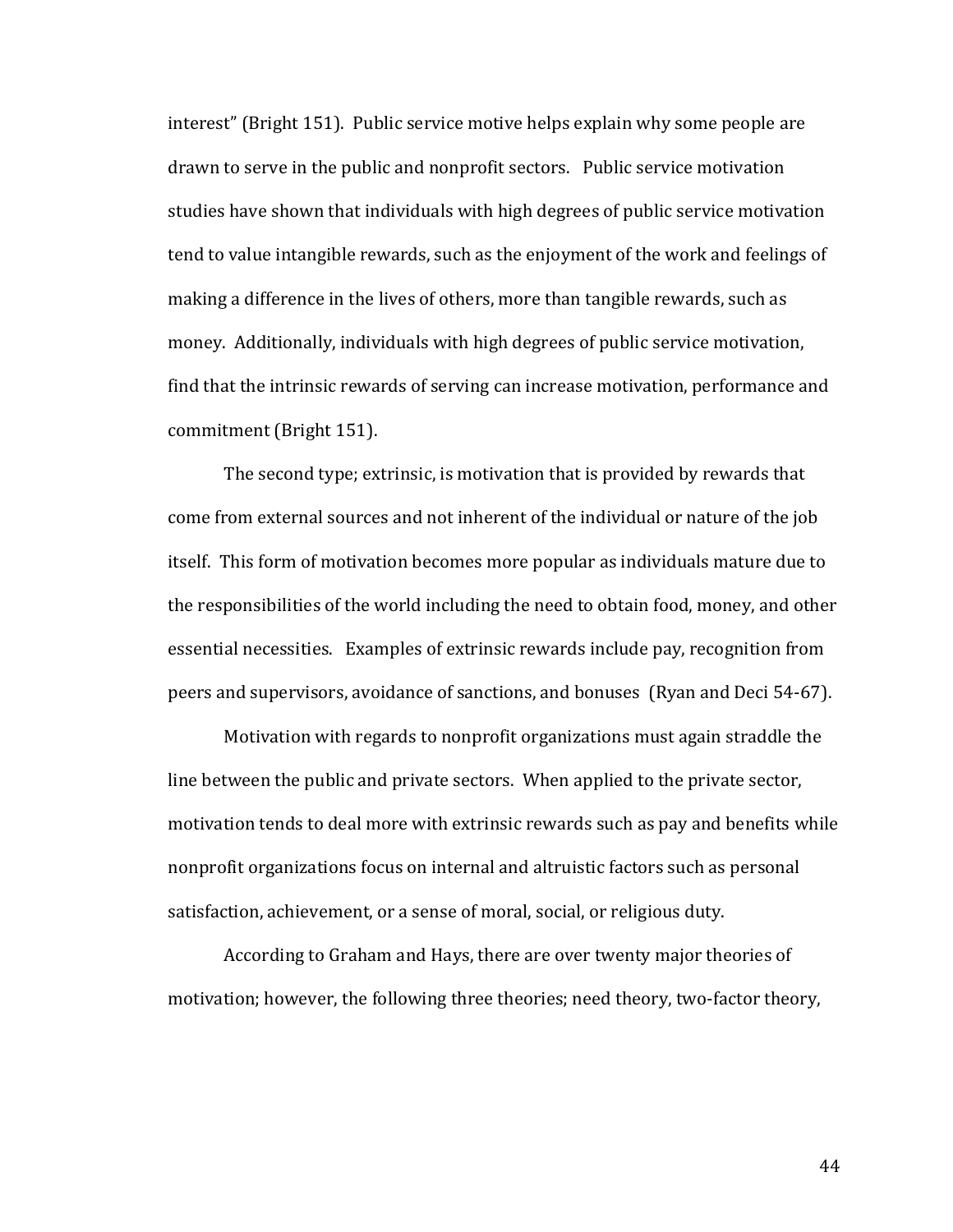interest" (Bright 151). Public service motive helps explain why some people are drawn to serve in the public and nonprofit sectors. Public service motivation studies have shown that individuals with high degrees of public service motivation tend to value intangible rewards, such as the enjoyment of the work and feelings of making a difference in the lives of others, more than tangible rewards, such as money. Additionally, individuals with high degrees of public service motivation, find that the intrinsic rewards of serving can increase motivation, performance and commitment (Bright 151).

The second type; extrinsic, is motivation that is provided by rewards that come from external sources and not inherent of the individual or nature of the job itself. This form of motivation becomes more popular as individuals mature due to the responsibilities of the world including the need to obtain food, money, and other essential necessities. Examples of extrinsic rewards include pay, recognition from peers and supervisors, avoidance of sanctions, and bonuses (Ryan and Deci 54-67).

Motivation with regards to nonprofit organizations must again straddle the line between the public and private sectors. When applied to the private sector, motivation tends to deal more with extrinsic rewards such as pay and benefits while nonprofit organizations focus on internal and altruistic factors such as personal satisfaction, achievement, or a sense of moral, social, or religious duty.

According to Graham and Hays, there are over twenty major theories of motivation; however, the following three theories; need theory, two-factor theory,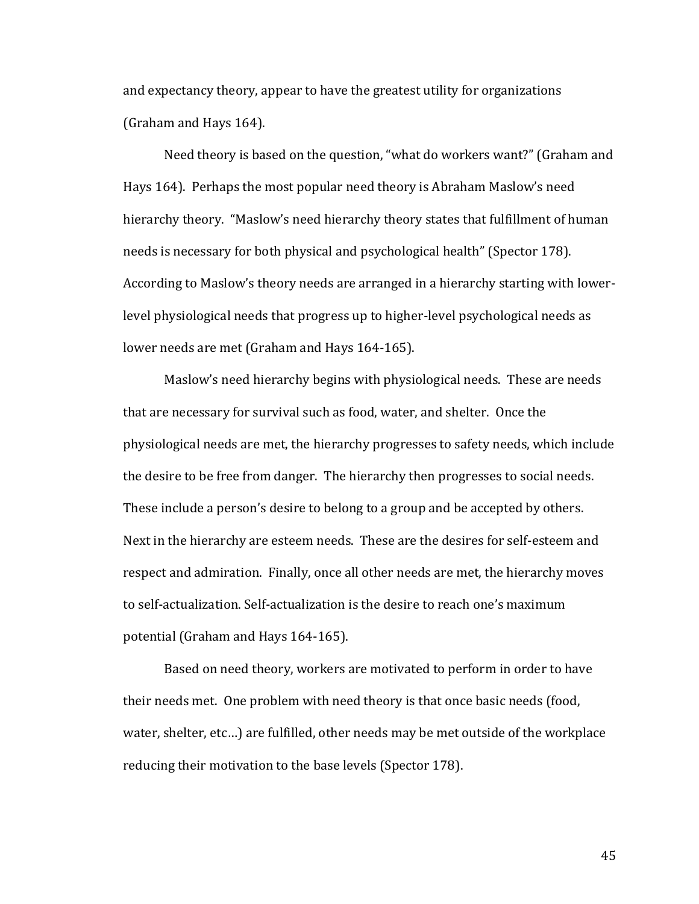and expectancy theory, appear to have the greatest utility for organizations (Graham and Hays 164).

Need theory is based on the question, "what do workers want?" (Graham and Hays 164). Perhaps the most popular need theory is Abraham Maslow's need hierarchy theory. "Maslow's need hierarchy theory states that fulfillment of human needs is necessary for both physical and psychological health" (Spector 178). According to Maslow's theory needs are arranged in a hierarchy starting with lower-level physiological needs that progress up to higher-level psychological needs as lower needs are met (Graham and Hays 164-165).

Maslow's need hierarchy begins with physiological needs. These are needs that are necessary for survival such as food, water, and shelter. Once the physiological needs are met, the hierarchy progresses to safety needs, which include the desire to be free from danger. The hierarchy then progresses to social needs. These include a person's desire to belong to a group and be accepted by others. Next in the hierarchy are esteem needs. These are the desires for self-esteem and respect and admiration. Finally, once all other needs are met, the hierarchy moves to self-actualization. Self-actualization is the desire to reach one's maximum potential (Graham and Hays 164-165).

Based on need theory, workers are motivated to perform in order to have their needs met. One problem with need theory is that once basic needs (food, water, shelter, etc…) are fulfilled, other needs may be met outside of the workplace reducing their motivation to the base levels (Spector 178).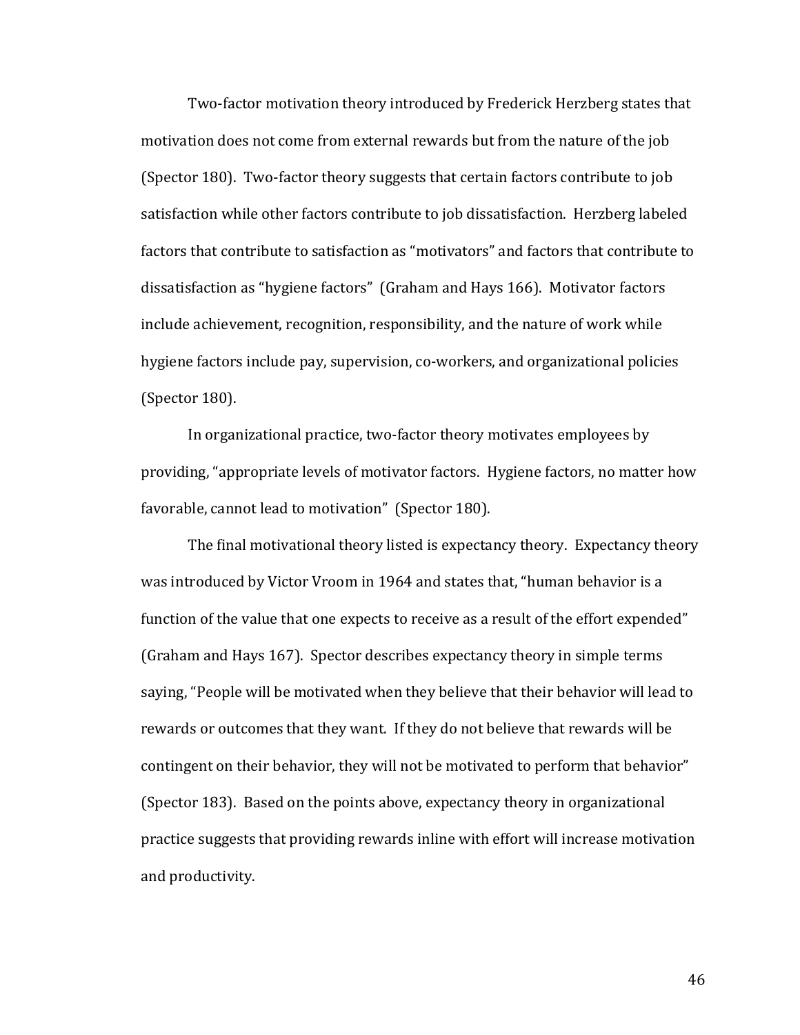Two-factor motivation theory introduced by Frederick Herzberg states that motivation does not come from external rewards but from the nature of the job (Spector 180). Two-factor theory suggests that certain factors contribute to job satisfaction while other factors contribute to job dissatisfaction. Herzberg labeled factors that contribute to satisfaction as "motivators" and factors that contribute to dissatisfaction as "hygiene factors" (Graham and Hays 166). Motivator factors include achievement, recognition, responsibility, and the nature of work while hygiene factors include pay, supervision, co-workers, and organizational policies (Spector 180).

In organizational practice, two-factor theory motivates employees by providing, "appropriate levels of motivator factors. Hygiene factors, no matter how favorable, cannot lead to motivation" (Spector 180).

The final motivational theory listed is expectancy theory. Expectancy theory was introduced by Victor Vroom in 1964 and states that, "human behavior is a function of the value that one expects to receive as a result of the effort expended" (Graham and Hays 167). Spector describes expectancy theory in simple terms saying, "People will be motivated when they believe that their behavior will lead to rewards or outcomes that they want. If they do not believe that rewards will be contingent on their behavior, they will not be motivated to perform that behavior" (Spector 183). Based on the points above, expectancy theory in organizational practice suggests that providing rewards inline with effort will increase motivation and productivity.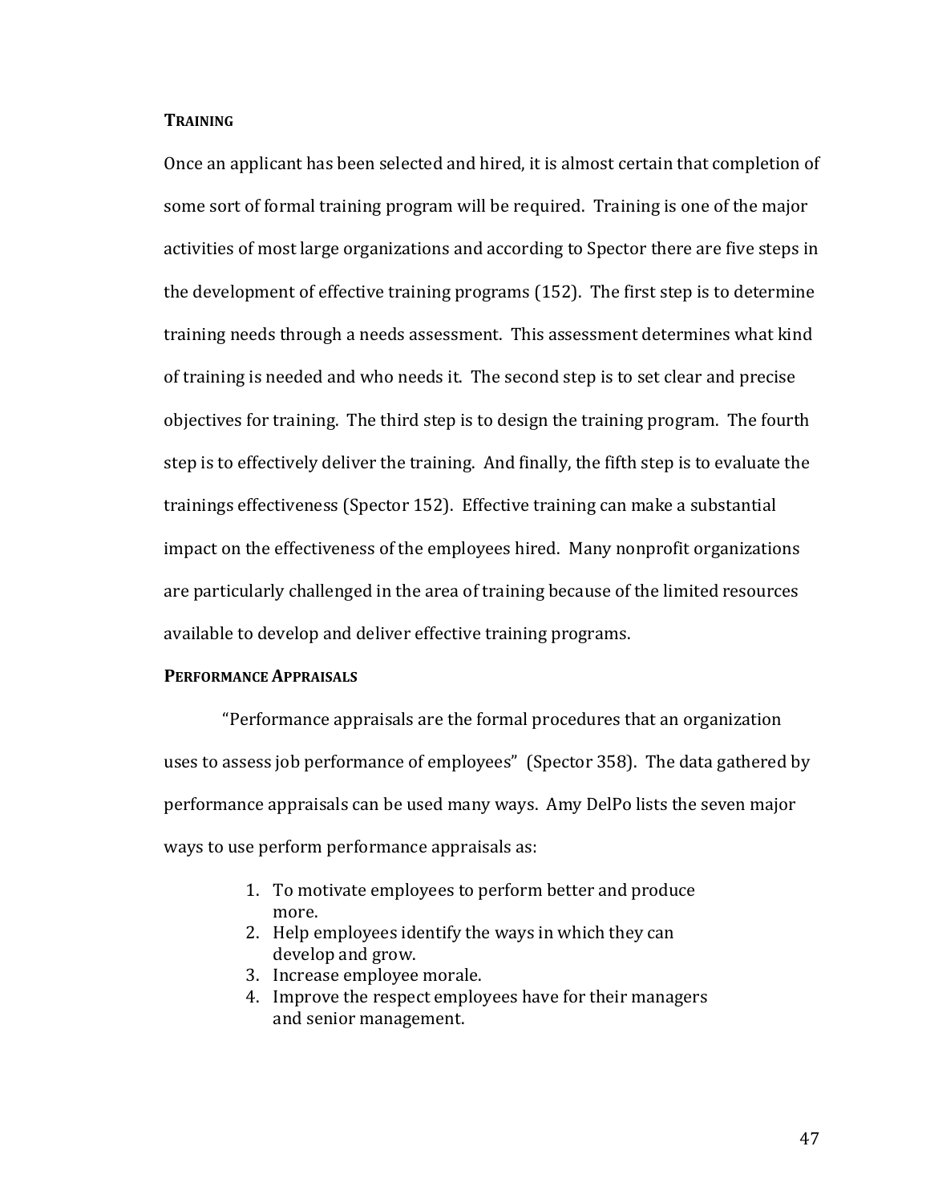### Training

Once an applicant has been selected and hired, it is almost certain that completion of some sort of formal training program will be required. Training is one of the major activities of most large organizations and according to Spector there are five steps in the development of effective training programs (152). The first step is to determine training needs through a needs assessment. This assessment determines what kind of training is needed and who needs it. The second step is to set clear and precise objectives for training. The third step is to design the training program. The fourth step is to effectively deliver the training. And finally, the fifth step is to evaluate the trainings effectiveness (Spector 152). Effective training can make a substantial impact on the effectiveness of the employees hired. Many nonprofit organizations are particularly challenged in the area of training because of the limited resources available to develop and deliver effective training programs.

### Performance Appraisals

"Performance appraisals are the formal procedures that an organization uses to assess job performance of employees" (Spector 358). The data gathered by performance appraisals can be used many ways. Amy DelPo lists the seven major ways to use perform performance appraisals as:

1. To motivate employees to perform better and produce more.
2. Help employees identify the ways in which they can develop and grow.
3. Increase employee morale.
4. Improve the respect employees have for their managers and senior management.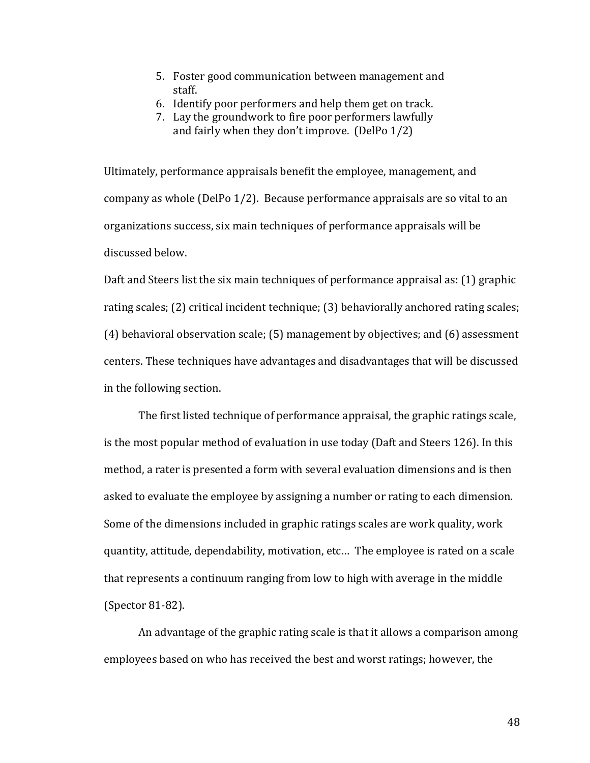5. Foster good communication between management and staff.
6. Identify poor performers and help them get on track.
7. Lay the groundwork to fire poor performers lawfully and fairly when they don't improve. (DelPo 1/2)

Ultimately, performance appraisals benefit the employee, management, and company as whole (DelPo 1/2). Because performance appraisals are so vital to an organizations success, six main techniques of performance appraisals will be discussed below.

Daft and Steers list the six main techniques of performance appraisal as: (1) graphic rating scales; (2) critical incident technique; (3) behaviorally anchored rating scales; (4) behavioral observation scale; (5) management by objectives; and (6) assessment centers. These techniques have advantages and disadvantages that will be discussed in the following section.

The first listed technique of performance appraisal, the graphic ratings scale, is the most popular method of evaluation in use today (Daft and Steers 126). In this method, a rater is presented a form with several evaluation dimensions and is then asked to evaluate the employee by assigning a number or rating to each dimension. Some of the dimensions included in graphic ratings scales are work quality, work quantity, attitude, dependability, motivation, etc… The employee is rated on a scale that represents a continuum ranging from low to high with average in the middle (Spector 81-82).

An advantage of the graphic rating scale is that it allows a comparison among employees based on who has received the best and worst ratings; however, the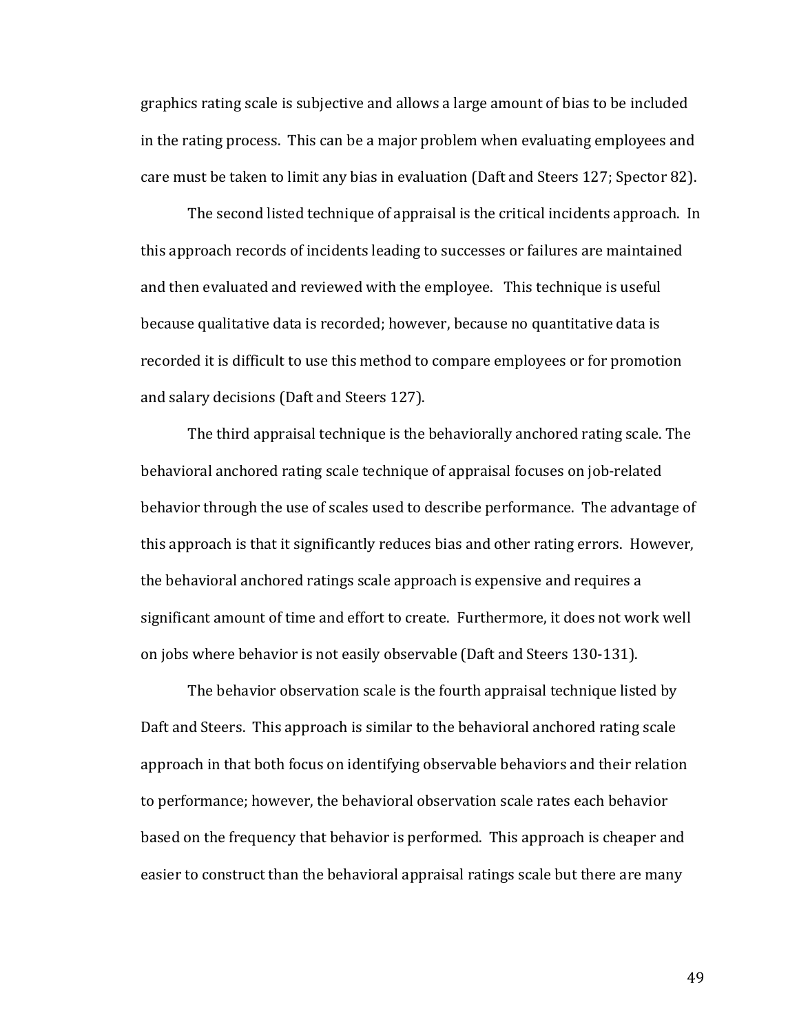graphics rating scale is subjective and allows a large amount of bias to be included in the rating process. This can be a major problem when evaluating employees and care must be taken to limit any bias in evaluation (Daft and Steers 127; Spector 82).

The second listed technique of appraisal is the critical incidents approach. In this approach records of incidents leading to successes or failures are maintained and then evaluated and reviewed with the employee. This technique is useful because qualitative data is recorded; however, because no quantitative data is recorded it is difficult to use this method to compare employees or for promotion and salary decisions (Daft and Steers 127).

The third appraisal technique is the behaviorally anchored rating scale. The behavioral anchored rating scale technique of appraisal focuses on job-related behavior through the use of scales used to describe performance. The advantage of this approach is that it significantly reduces bias and other rating errors. However, the behavioral anchored ratings scale approach is expensive and requires a significant amount of time and effort to create. Furthermore, it does not work well on jobs where behavior is not easily observable (Daft and Steers 130-131).

The behavior observation scale is the fourth appraisal technique listed by Daft and Steers. This approach is similar to the behavioral anchored rating scale approach in that both focus on identifying observable behaviors and their relation to performance; however, the behavioral observation scale rates each behavior based on the frequency that behavior is performed. This approach is cheaper and easier to construct than the behavioral appraisal ratings scale but there are many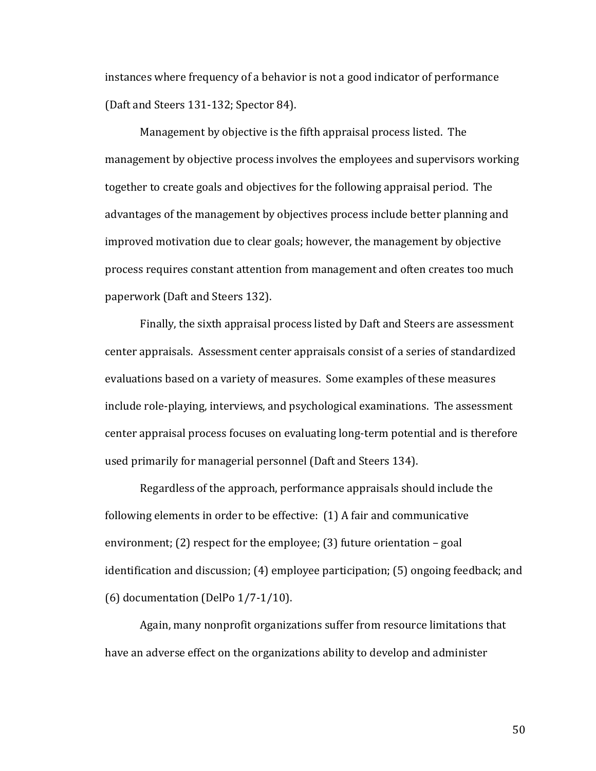instances where frequency of a behavior is not a good indicator of performance (Daft and Steers 131-132; Spector 84).

Management by objective is the fifth appraisal process listed. The management by objective process involves the employees and supervisors working together to create goals and objectives for the following appraisal period. The advantages of the management by objectives process include better planning and improved motivation due to clear goals; however, the management by objective process requires constant attention from management and often creates too much paperwork (Daft and Steers 132).

Finally, the sixth appraisal process listed by Daft and Steers are assessment center appraisals. Assessment center appraisals consist of a series of standardized evaluations based on a variety of measures. Some examples of these measures include role-playing, interviews, and psychological examinations. The assessment center appraisal process focuses on evaluating long-term potential and is therefore used primarily for managerial personnel (Daft and Steers 134).

Regardless of the approach, performance appraisals should include the following elements in order to be effective: (1) A fair and communicative environment; (2) respect for the employee; (3) future orientation – goal identification and discussion; (4) employee participation; (5) ongoing feedback; and (6) documentation (DelPo 1/7-1/10).

Again, many nonprofit organizations suffer from resource limitations that have an adverse effect on the organizations ability to develop and administer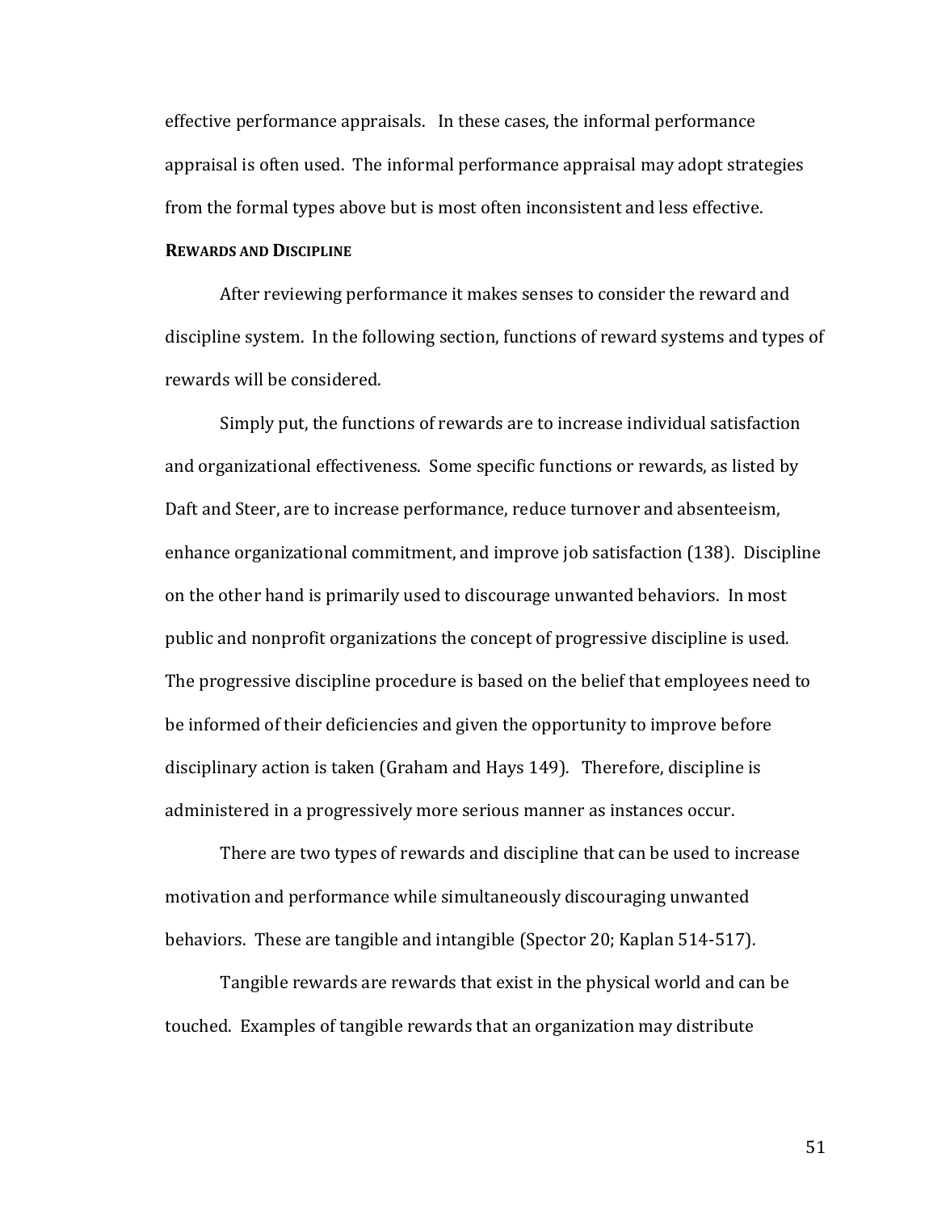effective performance appraisals. In these cases, the informal performance appraisal is often used. The informal performance appraisal may adopt strategies from the formal types above but is most often inconsistent and less effective.

**REWARDS AND DISCIPLINE**

After reviewing performance it makes senses to consider the reward and discipline system. In the following section, functions of reward systems and types of rewards will be considered.

Simply put, the functions of rewards are to increase individual satisfaction and organizational effectiveness. Some specific functions or rewards, as listed by Daft and Steer, are to increase performance, reduce turnover and absenteeism, enhance organizational commitment, and improve job satisfaction (138). Discipline on the other hand is primarily used to discourage unwanted behaviors. In most public and nonprofit organizations the concept of progressive discipline is used. The progressive discipline procedure is based on the belief that employees need to be informed of their deficiencies and given the opportunity to improve before disciplinary action is taken (Graham and Hays 149). Therefore, discipline is administered in a progressively more serious manner as instances occur.

There are two types of rewards and discipline that can be used to increase motivation and performance while simultaneously discouraging unwanted behaviors. These are tangible and intangible (Spector 20; Kaplan 514-517).

Tangible rewards are rewards that exist in the physical world and can be touched. Examples of tangible rewards that an organization may distribute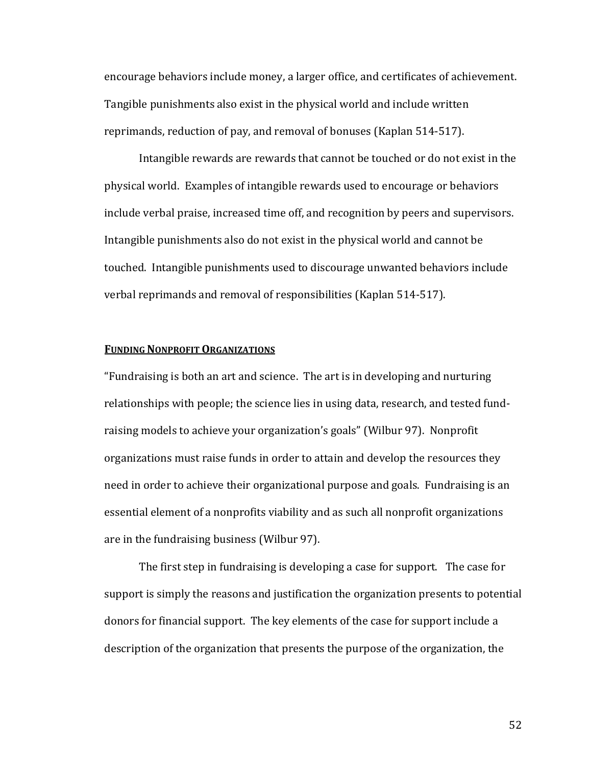encourage behaviors include money, a larger office, and certificates of achievement. Tangible punishments also exist in the physical world and include written reprimands, reduction of pay, and removal of bonuses (Kaplan 514-517).

Intangible rewards are rewards that cannot be touched or do not exist in the physical world. Examples of intangible rewards used to encourage or behaviors include verbal praise, increased time off, and recognition by peers and supervisors. Intangible punishments also do not exist in the physical world and cannot be touched. Intangible punishments used to discourage unwanted behaviors include verbal reprimands and removal of responsibilities (Kaplan 514-517).

## FUNDING NONPROFIT ORGANIZATIONS

"Fundraising is both an art and science. The art is in developing and nurturing relationships with people; the science lies in using data, research, and tested fund-raising models to achieve your organization's goals" (Wilbur 97). Nonprofit organizations must raise funds in order to attain and develop the resources they need in order to achieve their organizational purpose and goals. Fundraising is an essential element of a nonprofits viability and as such all nonprofit organizations are in the fundraising business (Wilbur 97).

The first step in fundraising is developing a case for support. The case for support is simply the reasons and justification the organization presents to potential donors for financial support. The key elements of the case for support include a description of the organization that presents the purpose of the organization, the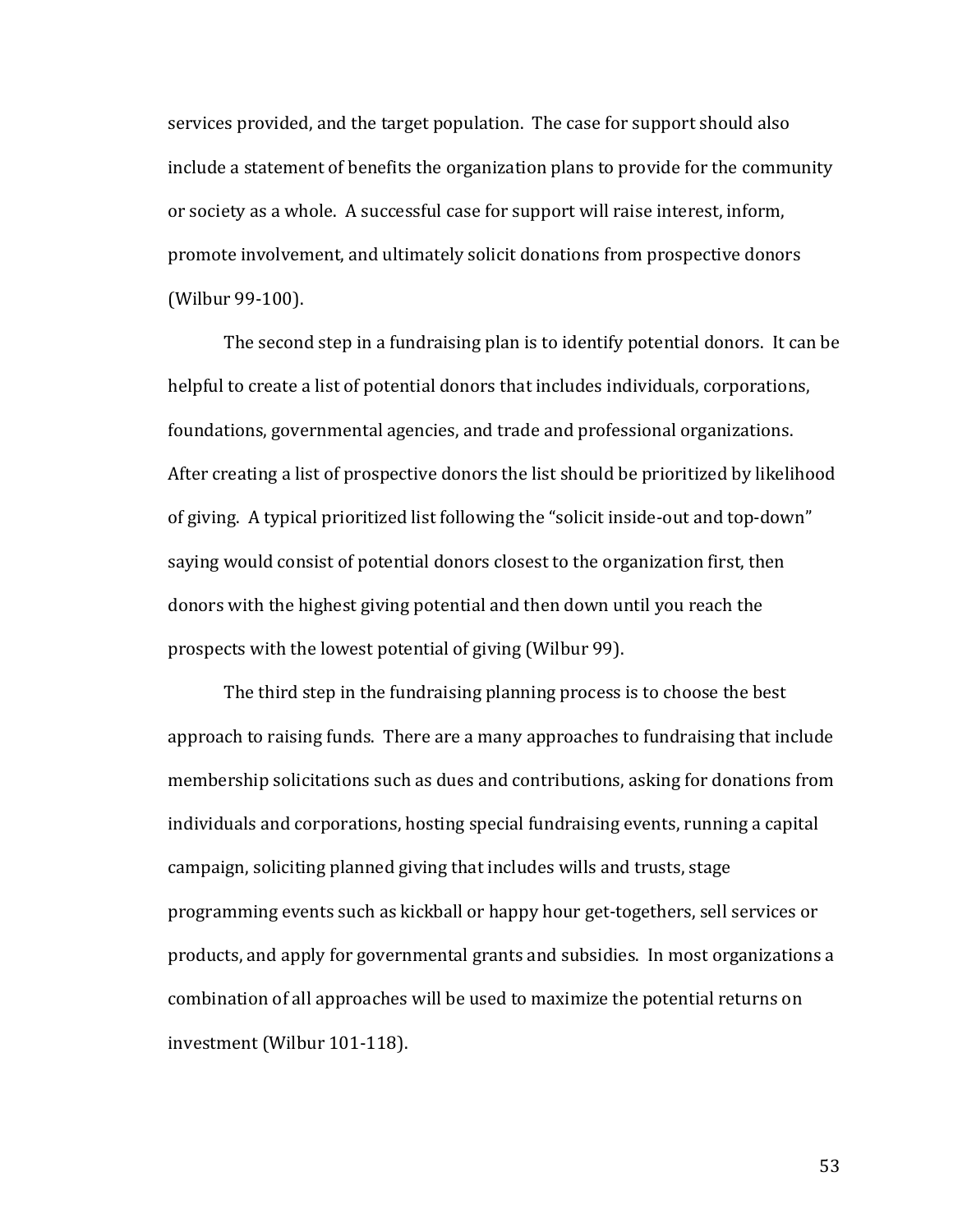services provided, and the target population. The case for support should also include a statement of benefits the organization plans to provide for the community or society as a whole. A successful case for support will raise interest, inform, promote involvement, and ultimately solicit donations from prospective donors (Wilbur 99-100).

The second step in a fundraising plan is to identify potential donors. It can be helpful to create a list of potential donors that includes individuals, corporations, foundations, governmental agencies, and trade and professional organizations. After creating a list of prospective donors the list should be prioritized by likelihood of giving. A typical prioritized list following the "solicit inside-out and top-down" saying would consist of potential donors closest to the organization first, then donors with the highest giving potential and then down until you reach the prospects with the lowest potential of giving (Wilbur 99).

The third step in the fundraising planning process is to choose the best approach to raising funds. There are a many approaches to fundraising that include membership solicitations such as dues and contributions, asking for donations from individuals and corporations, hosting special fundraising events, running a capital campaign, soliciting planned giving that includes wills and trusts, stage programming events such as kickball or happy hour get-togethers, sell services or products, and apply for governmental grants and subsidies. In most organizations a combination of all approaches will be used to maximize the potential returns on investment (Wilbur 101-118).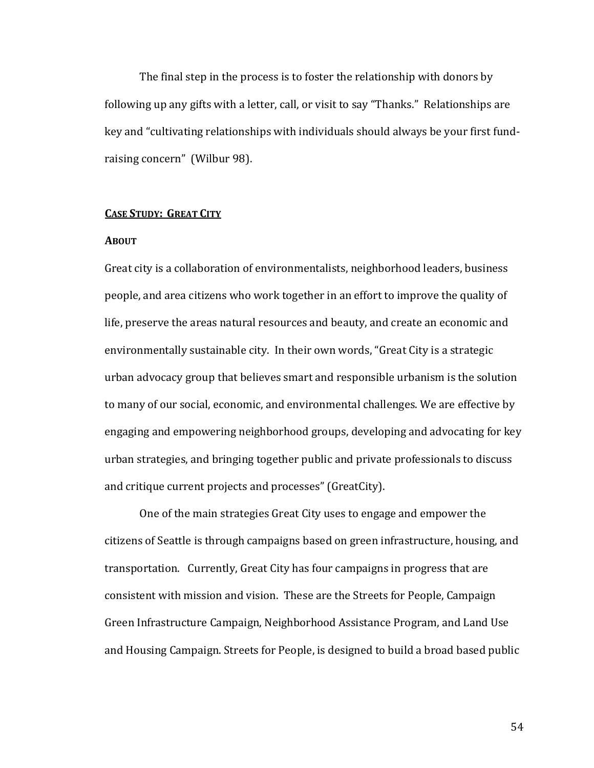The final step in the process is to foster the relationship with donors by following up any gifts with a letter, call, or visit to say "Thanks." Relationships are key and "cultivating relationships with individuals should always be your first fund-raising concern" (Wilbur 98).

## **CASE STUDY: GREAT CITY**

### **ABOUT**

Great city is a collaboration of environmentalists, neighborhood leaders, business people, and area citizens who work together in an effort to improve the quality of life, preserve the areas natural resources and beauty, and create an economic and environmentally sustainable city. In their own words, "Great City is a strategic urban advocacy group that believes smart and responsible urbanism is the solution to many of our social, economic, and environmental challenges. We are effective by engaging and empowering neighborhood groups, developing and advocating for key urban strategies, and bringing together public and private professionals to discuss and critique current projects and processes" (GreatCity).

One of the main strategies Great City uses to engage and empower the citizens of Seattle is through campaigns based on green infrastructure, housing, and transportation. Currently, Great City has four campaigns in progress that are consistent with mission and vision. These are the Streets for People, Campaign Green Infrastructure Campaign, Neighborhood Assistance Program, and Land Use and Housing Campaign. Streets for People, is designed to build a broad based public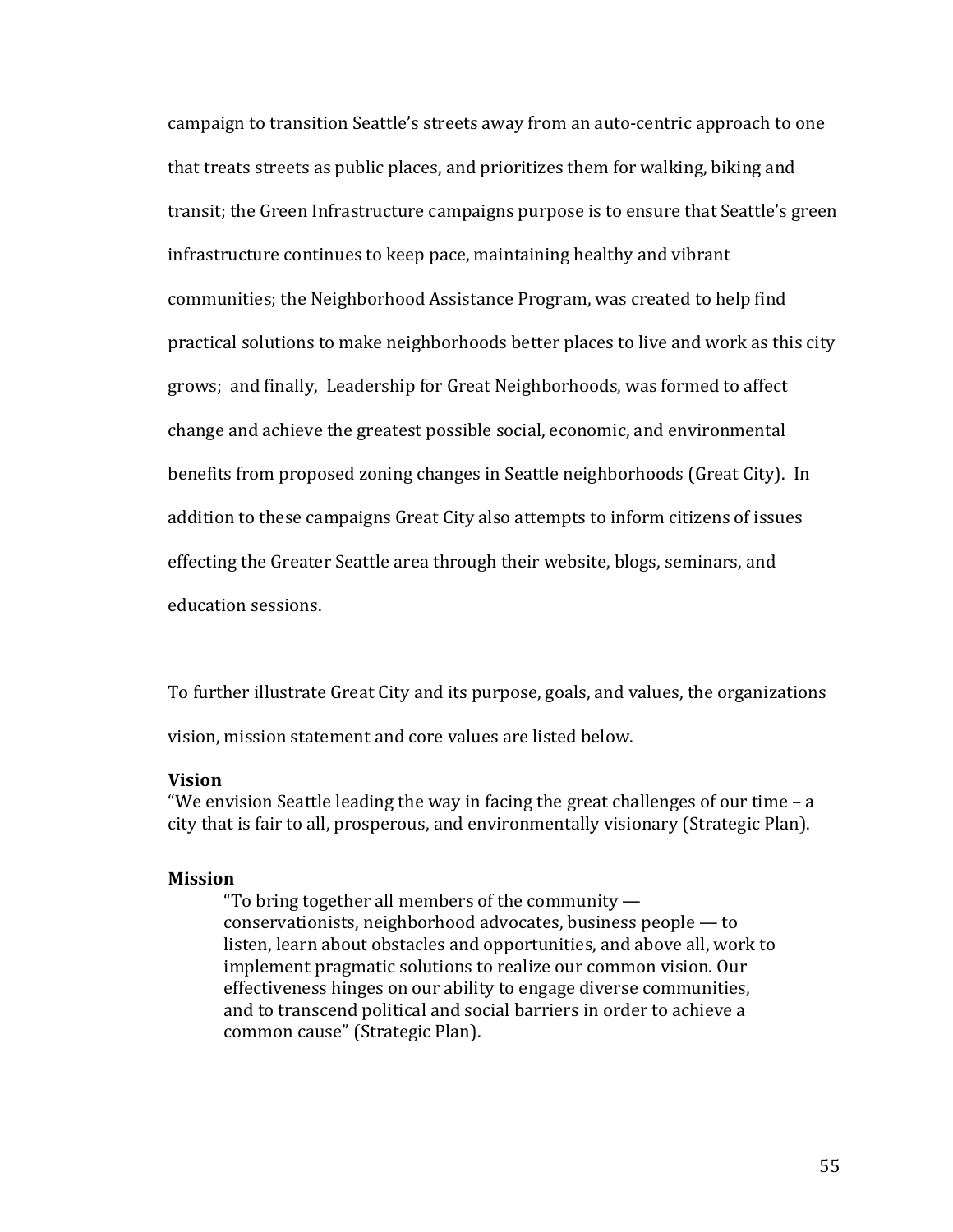campaign to transition Seattle's streets away from an auto-centric approach to one that treats streets as public places, and prioritizes them for walking, biking and transit; the Green Infrastructure campaigns purpose is to ensure that Seattle's green infrastructure continues to keep pace, maintaining healthy and vibrant communities; the Neighborhood Assistance Program, was created to help find practical solutions to make neighborhoods better places to live and work as this city grows; and finally, Leadership for Great Neighborhoods, was formed to affect change and achieve the greatest possible social, economic, and environmental benefits from proposed zoning changes in Seattle neighborhoods (Great City). In addition to these campaigns Great City also attempts to inform citizens of issues effecting the Greater Seattle area through their website, blogs, seminars, and education sessions.

To further illustrate Great City and its purpose, goals, and values, the organizations vision, mission statement and core values are listed below.

**Vision**
"We envision Seattle leading the way in facing the great challenges of our time – a city that is fair to all, prosperous, and environmentally visionary (Strategic Plan).

**Mission**

> "To bring together all members of the community — conservationists, neighborhood advocates, business people — to listen, learn about obstacles and opportunities, and above all, work to implement pragmatic solutions to realize our common vision. Our effectiveness hinges on our ability to engage diverse communities, and to transcend political and social barriers in order to achieve a common cause" (Strategic Plan).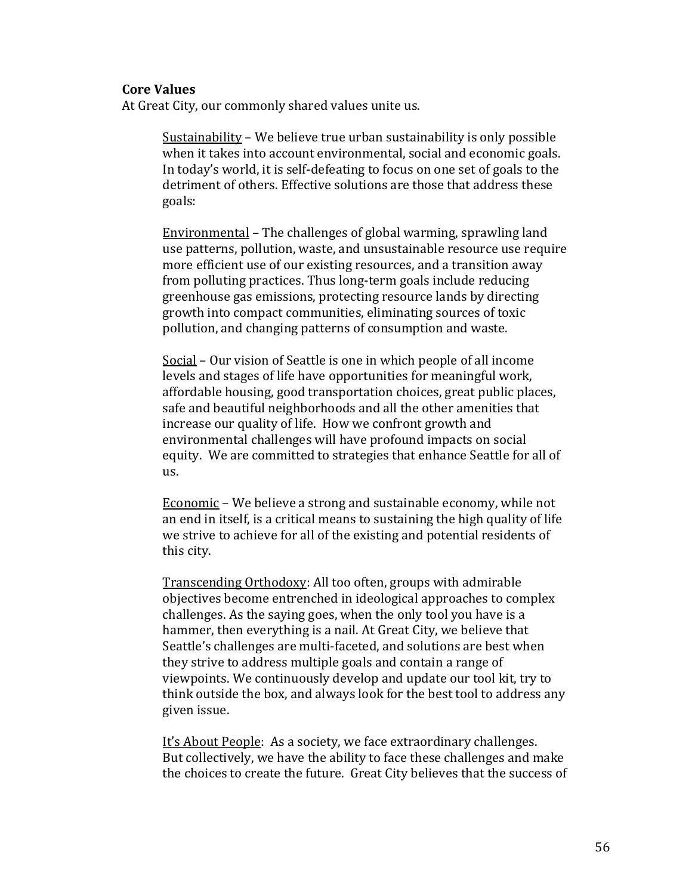**Core Values**

At Great City, our commonly shared values unite us.

<u>Sustainability</u> – We believe true urban sustainability is only possible when it takes into account environmental, social and economic goals. In today's world, it is self-defeating to focus on one set of goals to the detriment of others. Effective solutions are those that address these goals:

<u>Environmental</u> – The challenges of global warming, sprawling land use patterns, pollution, waste, and unsustainable resource use require more efficient use of our existing resources, and a transition away from polluting practices. Thus long-term goals include reducing greenhouse gas emissions, protecting resource lands by directing growth into compact communities, eliminating sources of toxic pollution, and changing patterns of consumption and waste.

<u>Social</u> – Our vision of Seattle is one in which people of all income levels and stages of life have opportunities for meaningful work, affordable housing, good transportation choices, great public places, safe and beautiful neighborhoods and all the other amenities that increase our quality of life. How we confront growth and environmental challenges will have profound impacts on social equity. We are committed to strategies that enhance Seattle for all of us.

<u>Economic</u> – We believe a strong and sustainable economy, while not an end in itself, is a critical means to sustaining the high quality of life we strive to achieve for all of the existing and potential residents of this city.

<u>Transcending Orthodoxy</u>: All too often, groups with admirable objectives become entrenched in ideological approaches to complex challenges. As the saying goes, when the only tool you have is a hammer, then everything is a nail. At Great City, we believe that Seattle's challenges are multi-faceted, and solutions are best when they strive to address multiple goals and contain a range of viewpoints. We continuously develop and update our tool kit, try to think outside the box, and always look for the best tool to address any given issue.

<u>It's About People</u>: As a society, we face extraordinary challenges. But collectively, we have the ability to face these challenges and make the choices to create the future. Great City believes that the success of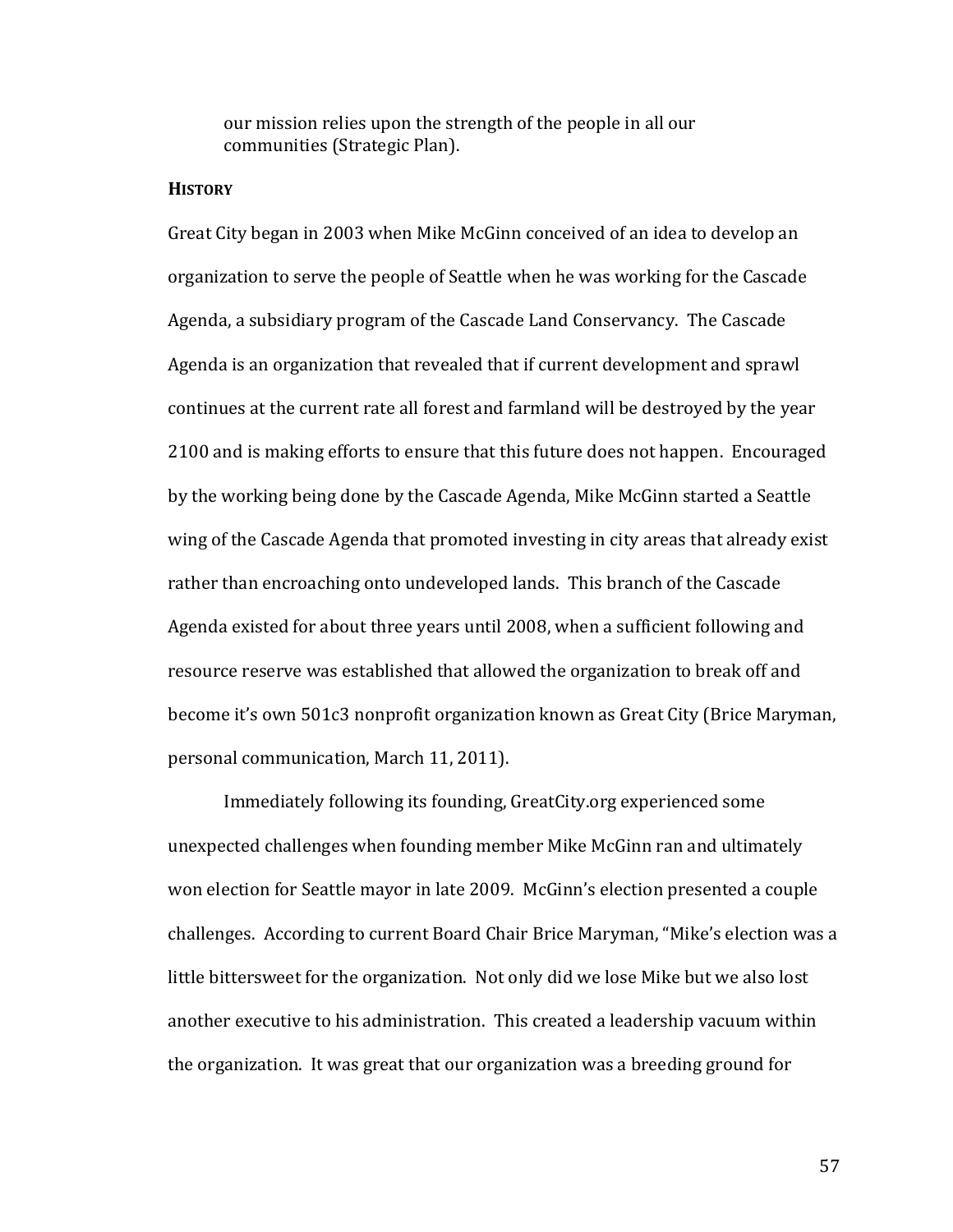our mission relies upon the strength of the people in all our communities (Strategic Plan).

**HISTORY**

Great City began in 2003 when Mike McGinn conceived of an idea to develop an organization to serve the people of Seattle when he was working for the Cascade Agenda, a subsidiary program of the Cascade Land Conservancy. The Cascade Agenda is an organization that revealed that if current development and sprawl continues at the current rate all forest and farmland will be destroyed by the year 2100 and is making efforts to ensure that this future does not happen. Encouraged by the working being done by the Cascade Agenda, Mike McGinn started a Seattle wing of the Cascade Agenda that promoted investing in city areas that already exist rather than encroaching onto undeveloped lands. This branch of the Cascade Agenda existed for about three years until 2008, when a sufficient following and resource reserve was established that allowed the organization to break off and become it's own 501c3 nonprofit organization known as Great City (Brice Maryman, personal communication, March 11, 2011).

Immediately following its founding, GreatCity.org experienced some unexpected challenges when founding member Mike McGinn ran and ultimately won election for Seattle mayor in late 2009. McGinn's election presented a couple challenges. According to current Board Chair Brice Maryman, "Mike's election was a little bittersweet for the organization. Not only did we lose Mike but we also lost another executive to his administration. This created a leadership vacuum within the organization. It was great that our organization was a breeding ground for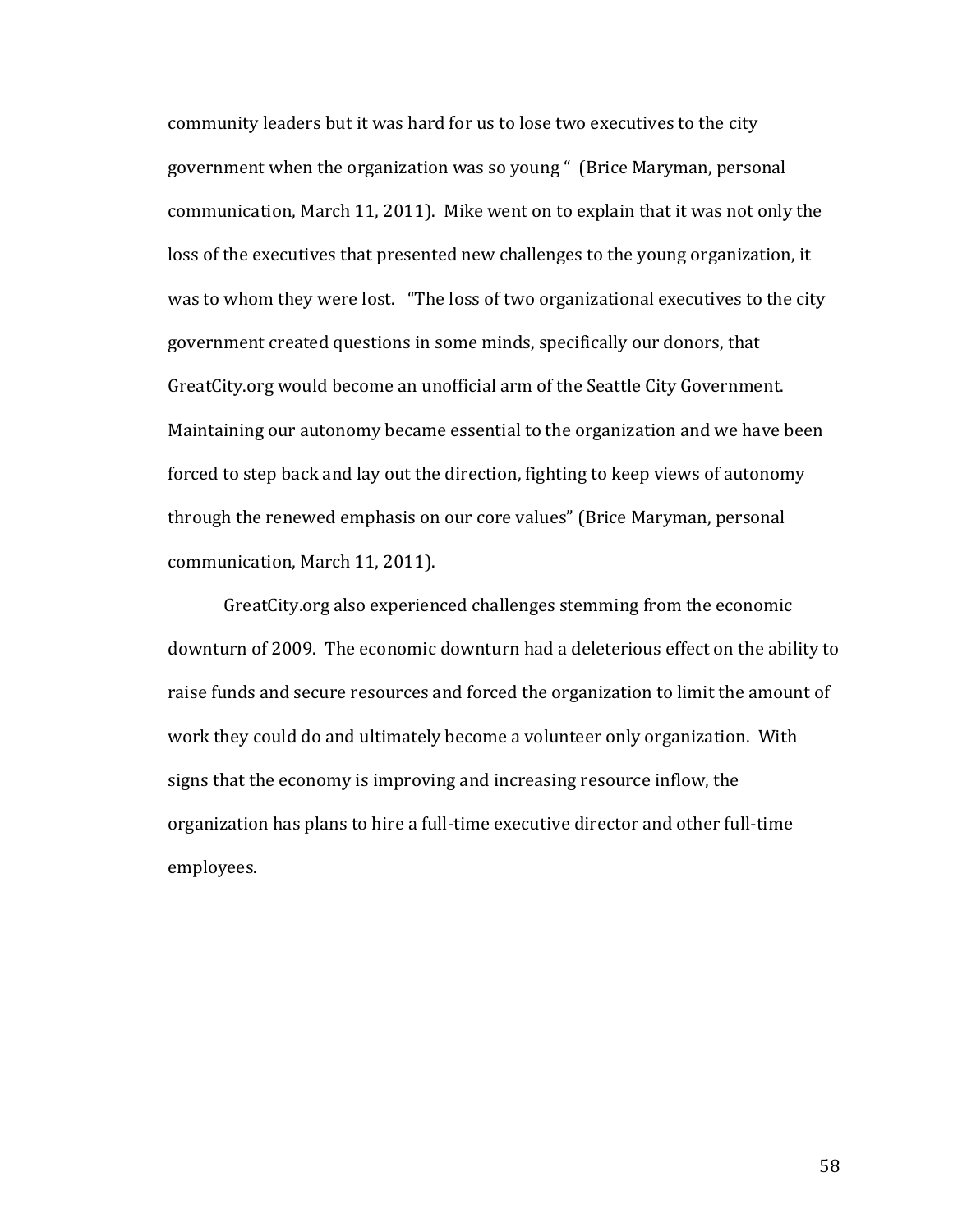community leaders but it was hard for us to lose two executives to the city government when the organization was so young " (Brice Maryman, personal communication, March 11, 2011). Mike went on to explain that it was not only the loss of the executives that presented new challenges to the young organization, it was to whom they were lost. "The loss of two organizational executives to the city government created questions in some minds, specifically our donors, that GreatCity.org would become an unofficial arm of the Seattle City Government. Maintaining our autonomy became essential to the organization and we have been forced to step back and lay out the direction, fighting to keep views of autonomy through the renewed emphasis on our core values" (Brice Maryman, personal communication, March 11, 2011).

GreatCity.org also experienced challenges stemming from the economic downturn of 2009. The economic downturn had a deleterious effect on the ability to raise funds and secure resources and forced the organization to limit the amount of work they could do and ultimately become a volunteer only organization. With signs that the economy is improving and increasing resource inflow, the organization has plans to hire a full-time executive director and other full-time employees.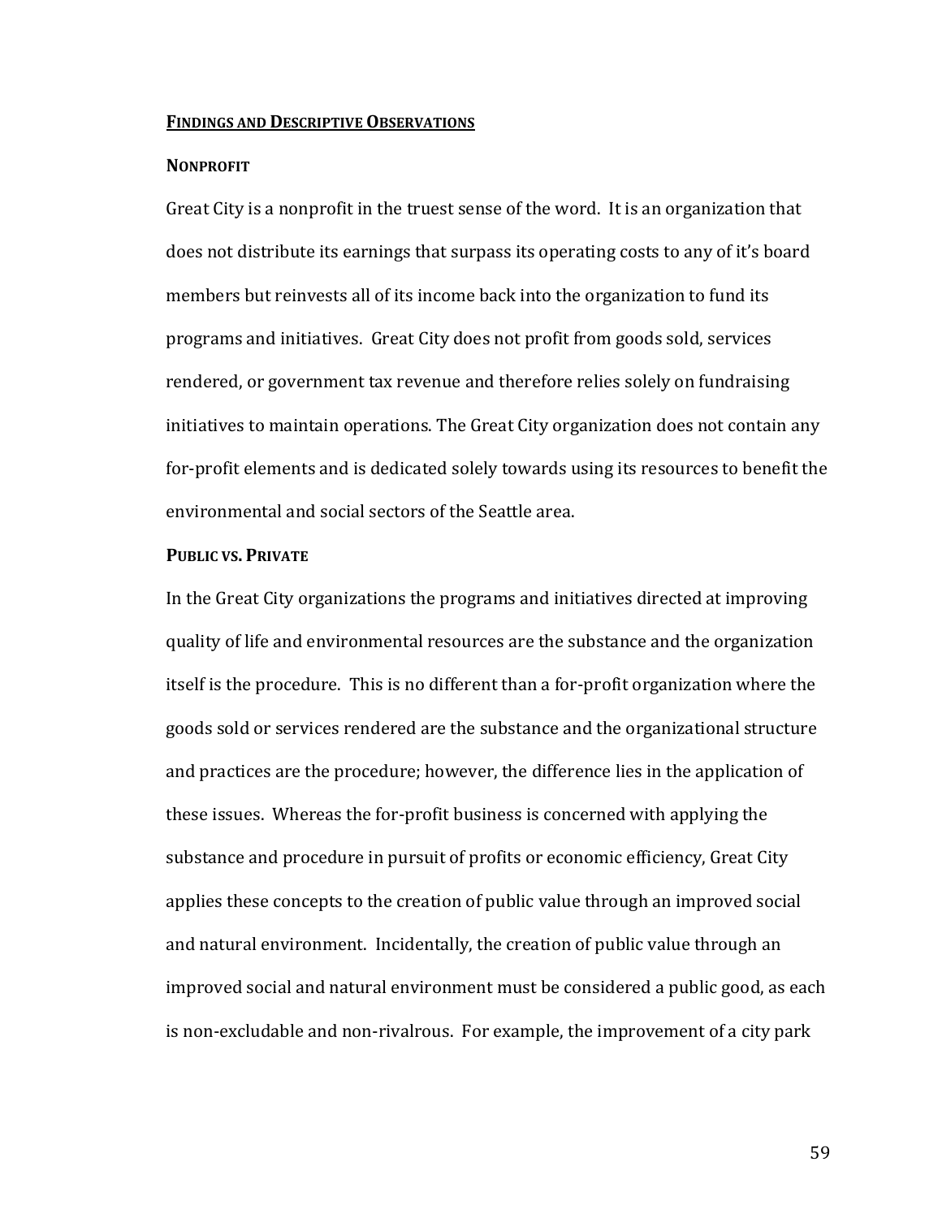## FINDINGS AND DESCRIPTIVE OBSERVATIONS

### NONPROFIT

Great City is a nonprofit in the truest sense of the word. It is an organization that does not distribute its earnings that surpass its operating costs to any of it's board members but reinvests all of its income back into the organization to fund its programs and initiatives. Great City does not profit from goods sold, services rendered, or government tax revenue and therefore relies solely on fundraising initiatives to maintain operations. The Great City organization does not contain any for-profit elements and is dedicated solely towards using its resources to benefit the environmental and social sectors of the Seattle area.

### PUBLIC VS. PRIVATE

In the Great City organizations the programs and initiatives directed at improving quality of life and environmental resources are the substance and the organization itself is the procedure. This is no different than a for-profit organization where the goods sold or services rendered are the substance and the organizational structure and practices are the procedure; however, the difference lies in the application of these issues. Whereas the for-profit business is concerned with applying the substance and procedure in pursuit of profits or economic efficiency, Great City applies these concepts to the creation of public value through an improved social and natural environment. Incidentally, the creation of public value through an improved social and natural environment must be considered a public good, as each is non-excludable and non-rivalrous. For example, the improvement of a city park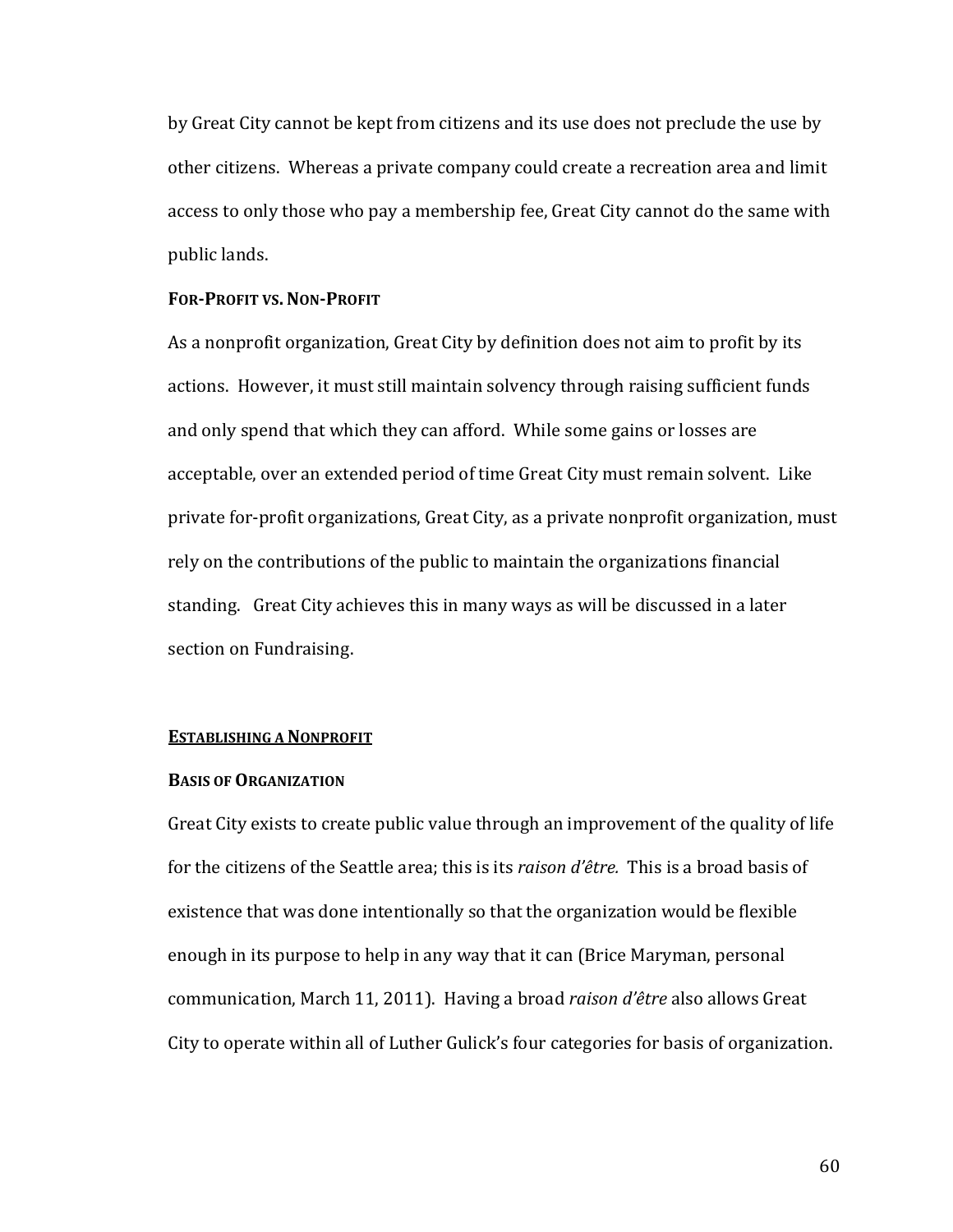by Great City cannot be kept from citizens and its use does not preclude the use by other citizens. Whereas a private company could create a recreation area and limit access to only those who pay a membership fee, Great City cannot do the same with public lands.

### For-Profit vs. Non-Profit

As a nonprofit organization, Great City by definition does not aim to profit by its actions. However, it must still maintain solvency through raising sufficient funds and only spend that which they can afford. While some gains or losses are acceptable, over an extended period of time Great City must remain solvent. Like private for-profit organizations, Great City, as a private nonprofit organization, must rely on the contributions of the public to maintain the organizations financial standing. Great City achieves this in many ways as will be discussed in a later section on Fundraising.

## Establishing a Nonprofit

### Basis of Organization

Great City exists to create public value through an improvement of the quality of life for the citizens of the Seattle area; this is its *raison d'être.* This is a broad basis of existence that was done intentionally so that the organization would be flexible enough in its purpose to help in any way that it can (Brice Maryman, personal communication, March 11, 2011). Having a broad *raison d'être* also allows Great City to operate within all of Luther Gulick's four categories for basis of organization.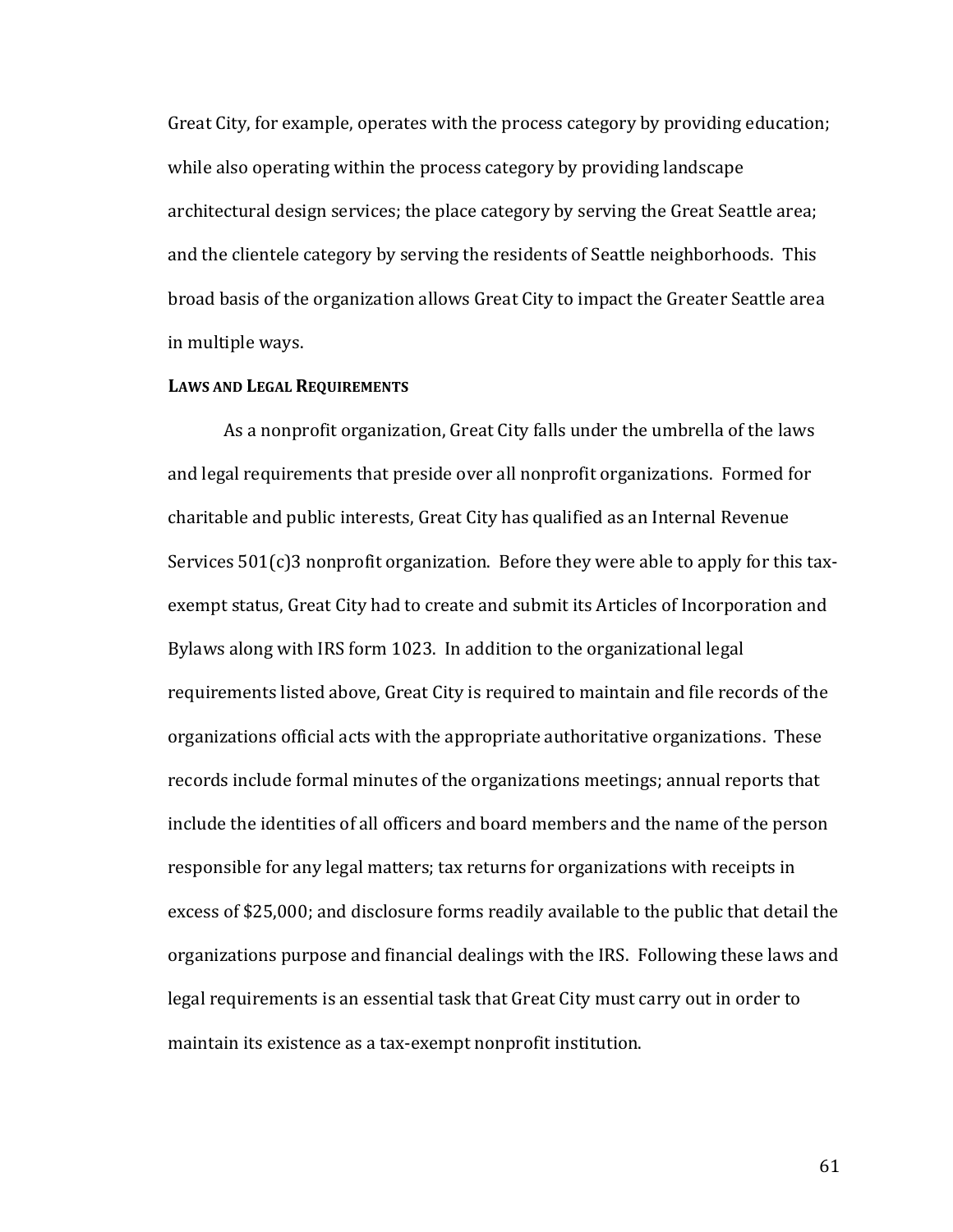Great City, for example, operates with the process category by providing education; while also operating within the process category by providing landscape architectural design services; the place category by serving the Great Seattle area; and the clientele category by serving the residents of Seattle neighborhoods. This broad basis of the organization allows Great City to impact the Greater Seattle area in multiple ways.

#### LAWS AND LEGAL REQUIREMENTS

As a nonprofit organization, Great City falls under the umbrella of the laws and legal requirements that preside over all nonprofit organizations. Formed for charitable and public interests, Great City has qualified as an Internal Revenue Services 501(c)3 nonprofit organization. Before they were able to apply for this tax-exempt status, Great City had to create and submit its Articles of Incorporation and Bylaws along with IRS form 1023. In addition to the organizational legal requirements listed above, Great City is required to maintain and file records of the organizations official acts with the appropriate authoritative organizations. These records include formal minutes of the organizations meetings; annual reports that include the identities of all officers and board members and the name of the person responsible for any legal matters; tax returns for organizations with receipts in excess of $25,000; and disclosure forms readily available to the public that detail the organizations purpose and financial dealings with the IRS. Following these laws and legal requirements is an essential task that Great City must carry out in order to maintain its existence as a tax-exempt nonprofit institution.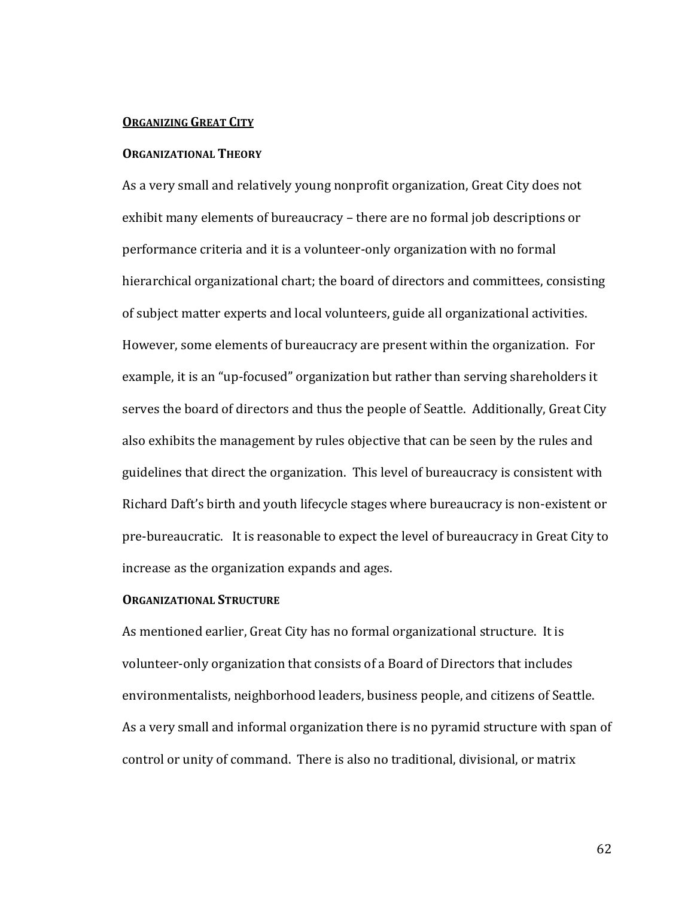## Organizing Great City

### Organizational Theory

As a very small and relatively young nonprofit organization, Great City does not exhibit many elements of bureaucracy – there are no formal job descriptions or performance criteria and it is a volunteer-only organization with no formal hierarchical organizational chart; the board of directors and committees, consisting of subject matter experts and local volunteers, guide all organizational activities. However, some elements of bureaucracy are present within the organization. For example, it is an "up-focused" organization but rather than serving shareholders it serves the board of directors and thus the people of Seattle. Additionally, Great City also exhibits the management by rules objective that can be seen by the rules and guidelines that direct the organization. This level of bureaucracy is consistent with Richard Daft's birth and youth lifecycle stages where bureaucracy is non-existent or pre-bureaucratic. It is reasonable to expect the level of bureaucracy in Great City to increase as the organization expands and ages.

### Organizational Structure

As mentioned earlier, Great City has no formal organizational structure. It is volunteer-only organization that consists of a Board of Directors that includes environmentalists, neighborhood leaders, business people, and citizens of Seattle. As a very small and informal organization there is no pyramid structure with span of control or unity of command. There is also no traditional, divisional, or matrix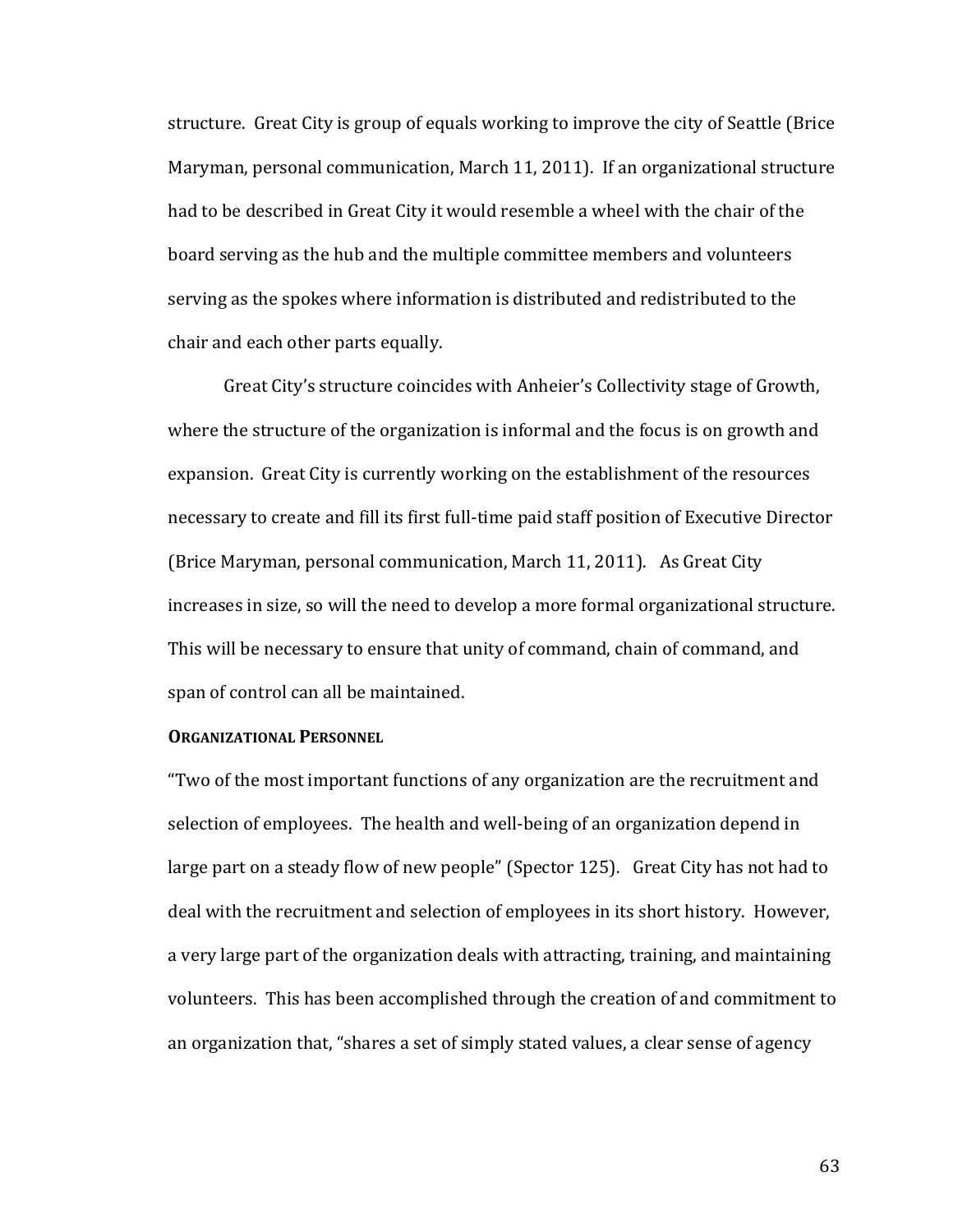structure. Great City is group of equals working to improve the city of Seattle (Brice Maryman, personal communication, March 11, 2011). If an organizational structure had to be described in Great City it would resemble a wheel with the chair of the board serving as the hub and the multiple committee members and volunteers serving as the spokes where information is distributed and redistributed to the chair and each other parts equally.

Great City's structure coincides with Anheier's Collectivity stage of Growth, where the structure of the organization is informal and the focus is on growth and expansion. Great City is currently working on the establishment of the resources necessary to create and fill its first full-time paid staff position of Executive Director (Brice Maryman, personal communication, March 11, 2011). As Great City increases in size, so will the need to develop a more formal organizational structure. This will be necessary to ensure that unity of command, chain of command, and span of control can all be maintained.

**ORGANIZATIONAL PERSONNEL**

"Two of the most important functions of any organization are the recruitment and selection of employees. The health and well-being of an organization depend in large part on a steady flow of new people" (Spector 125). Great City has not had to deal with the recruitment and selection of employees in its short history. However, a very large part of the organization deals with attracting, training, and maintaining volunteers. This has been accomplished through the creation of and commitment to an organization that, "shares a set of simply stated values, a clear sense of agency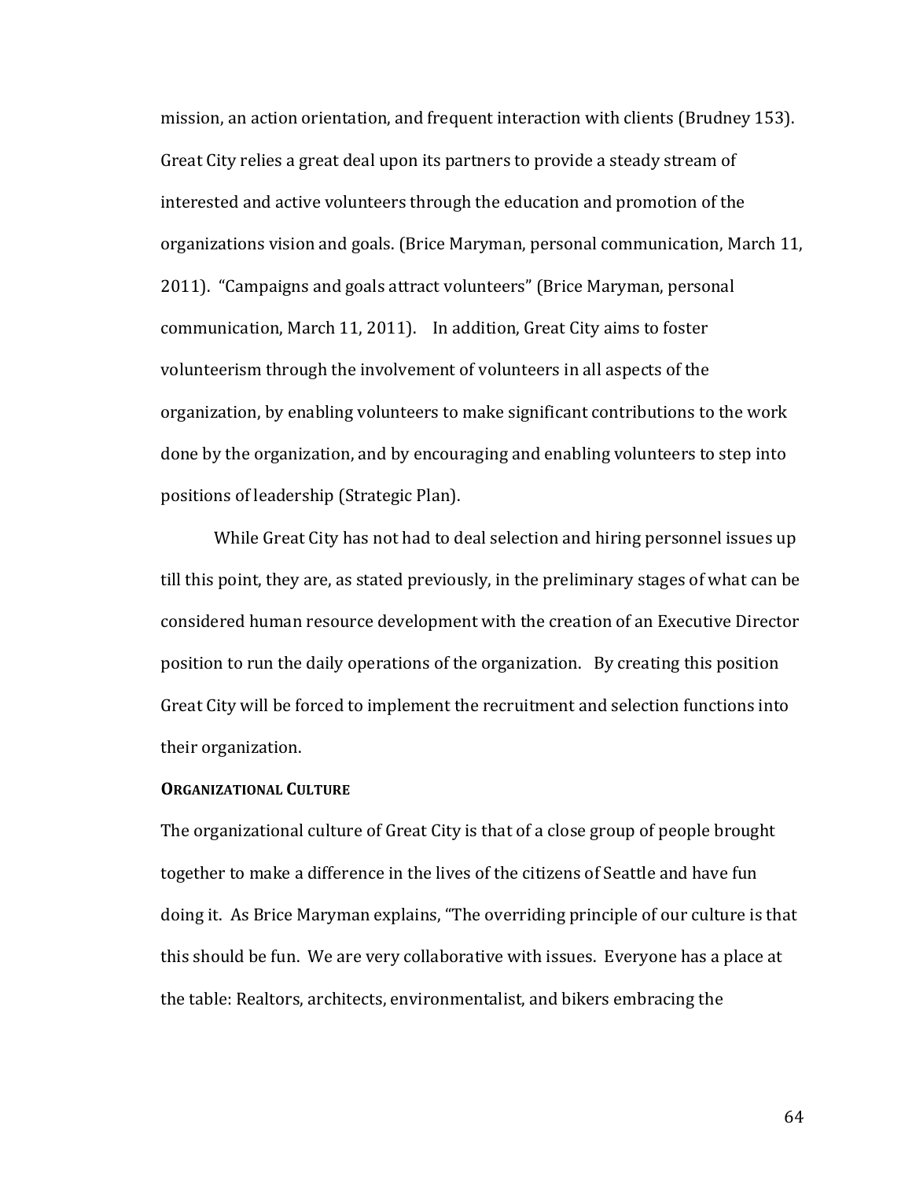mission, an action orientation, and frequent interaction with clients (Brudney 153). Great City relies a great deal upon its partners to provide a steady stream of interested and active volunteers through the education and promotion of the organizations vision and goals. (Brice Maryman, personal communication, March 11, 2011). "Campaigns and goals attract volunteers" (Brice Maryman, personal communication, March 11, 2011). In addition, Great City aims to foster volunteerism through the involvement of volunteers in all aspects of the organization, by enabling volunteers to make significant contributions to the work done by the organization, and by encouraging and enabling volunteers to step into positions of leadership (Strategic Plan).

While Great City has not had to deal selection and hiring personnel issues up till this point, they are, as stated previously, in the preliminary stages of what can be considered human resource development with the creation of an Executive Director position to run the daily operations of the organization. By creating this position Great City will be forced to implement the recruitment and selection functions into their organization.

**ORGANIZATIONAL CULTURE**

The organizational culture of Great City is that of a close group of people brought together to make a difference in the lives of the citizens of Seattle and have fun doing it. As Brice Maryman explains, "The overriding principle of our culture is that this should be fun. We are very collaborative with issues. Everyone has a place at the table: Realtors, architects, environmentalist, and bikers embracing the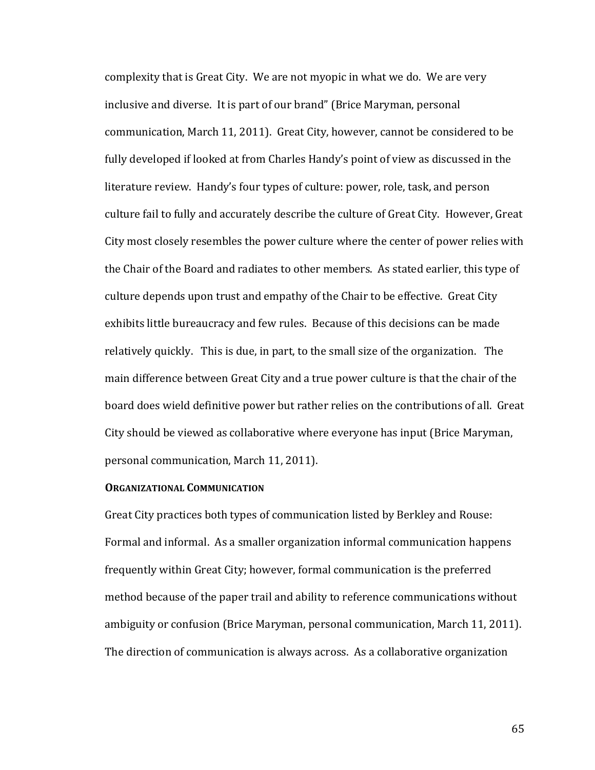complexity that is Great City. We are not myopic in what we do. We are very inclusive and diverse. It is part of our brand" (Brice Maryman, personal communication, March 11, 2011). Great City, however, cannot be considered to be fully developed if looked at from Charles Handy's point of view as discussed in the literature review. Handy's four types of culture: power, role, task, and person culture fail to fully and accurately describe the culture of Great City. However, Great City most closely resembles the power culture where the center of power relies with the Chair of the Board and radiates to other members. As stated earlier, this type of culture depends upon trust and empathy of the Chair to be effective. Great City exhibits little bureaucracy and few rules. Because of this decisions can be made relatively quickly. This is due, in part, to the small size of the organization. The main difference between Great City and a true power culture is that the chair of the board does wield definitive power but rather relies on the contributions of all. Great City should be viewed as collaborative where everyone has input (Brice Maryman, personal communication, March 11, 2011).

**Organizational Communication**

Great City practices both types of communication listed by Berkley and Rouse: Formal and informal. As a smaller organization informal communication happens frequently within Great City; however, formal communication is the preferred method because of the paper trail and ability to reference communications without ambiguity or confusion (Brice Maryman, personal communication, March 11, 2011). The direction of communication is always across. As a collaborative organization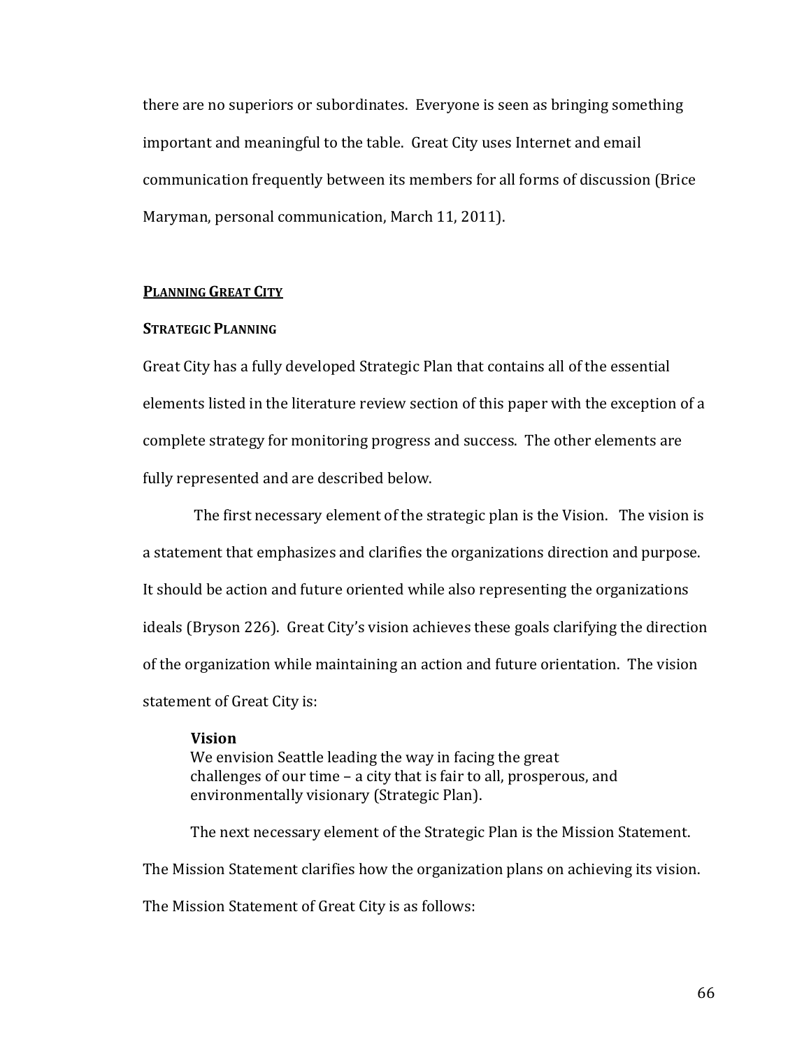there are no superiors or subordinates. Everyone is seen as bringing something important and meaningful to the table. Great City uses Internet and email communication frequently between its members for all forms of discussion (Brice Maryman, personal communication, March 11, 2011).

## PLANNING GREAT CITY

### STRATEGIC PLANNING

Great City has a fully developed Strategic Plan that contains all of the essential elements listed in the literature review section of this paper with the exception of a complete strategy for monitoring progress and success. The other elements are fully represented and are described below.

The first necessary element of the strategic plan is the Vision. The vision is a statement that emphasizes and clarifies the organizations direction and purpose. It should be action and future oriented while also representing the organizations ideals (Bryson 226). Great City's vision achieves these goals clarifying the direction of the organization while maintaining an action and future orientation. The vision statement of Great City is:

> **Vision**
> We envision Seattle leading the way in facing the great challenges of our time – a city that is fair to all, prosperous, and environmentally visionary (Strategic Plan).

The next necessary element of the Strategic Plan is the Mission Statement. The Mission Statement clarifies how the organization plans on achieving its vision. The Mission Statement of Great City is as follows: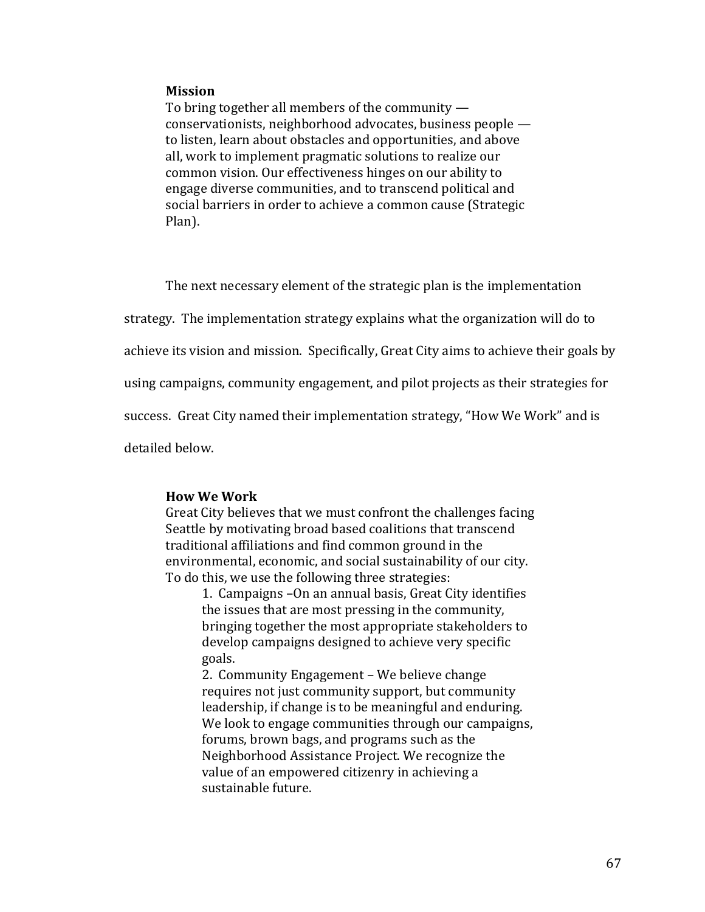**Mission**

To bring together all members of the community — conservationists, neighborhood advocates, business people — to listen, learn about obstacles and opportunities, and above all, work to implement pragmatic solutions to realize our common vision. Our effectiveness hinges on our ability to engage diverse communities, and to transcend political and social barriers in order to achieve a common cause (Strategic Plan).

The next necessary element of the strategic plan is the implementation strategy. The implementation strategy explains what the organization will do to achieve its vision and mission. Specifically, Great City aims to achieve their goals by using campaigns, community engagement, and pilot projects as their strategies for success. Great City named their implementation strategy, "How We Work" and is detailed below.

**How We Work**

Great City believes that we must confront the challenges facing Seattle by motivating broad based coalitions that transcend traditional affiliations and find common ground in the environmental, economic, and social sustainability of our city. To do this, we use the following three strategies:

1. Campaigns –On an annual basis, Great City identifies the issues that are most pressing in the community, bringing together the most appropriate stakeholders to develop campaigns designed to achieve very specific goals.
2. Community Engagement – We believe change requires not just community support, but community leadership, if change is to be meaningful and enduring. We look to engage communities through our campaigns, forums, brown bags, and programs such as the Neighborhood Assistance Project. We recognize the value of an empowered citizenry in achieving a sustainable future.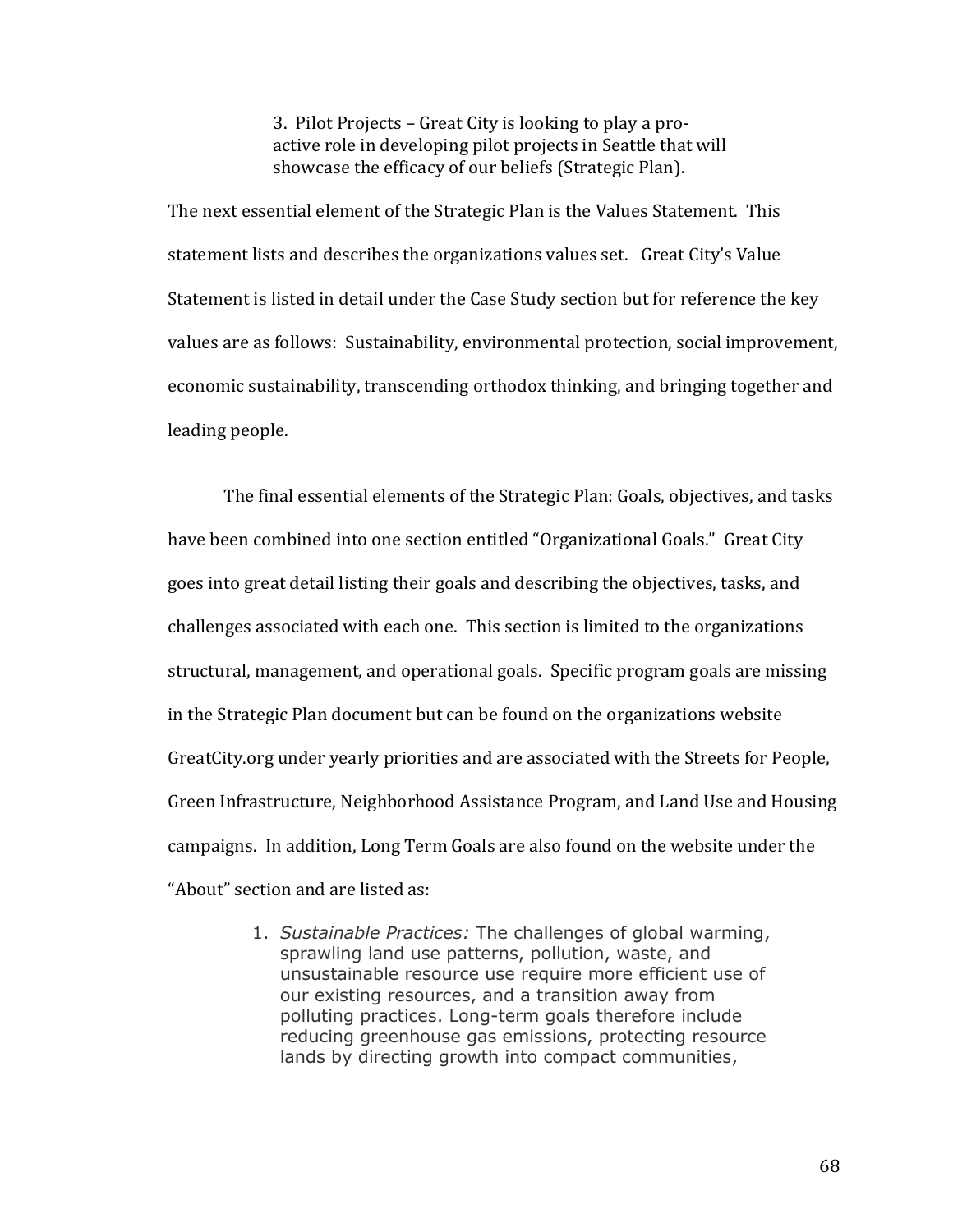3. Pilot Projects – Great City is looking to play a pro-active role in developing pilot projects in Seattle that will showcase the efficacy of our beliefs (Strategic Plan).

The next essential element of the Strategic Plan is the Values Statement. This statement lists and describes the organizations values set. Great City's Value Statement is listed in detail under the Case Study section but for reference the key values are as follows: Sustainability, environmental protection, social improvement, economic sustainability, transcending orthodox thinking, and bringing together and leading people.

The final essential elements of the Strategic Plan: Goals, objectives, and tasks have been combined into one section entitled "Organizational Goals." Great City goes into great detail listing their goals and describing the objectives, tasks, and challenges associated with each one. This section is limited to the organizations structural, management, and operational goals. Specific program goals are missing in the Strategic Plan document but can be found on the organizations website GreatCity.org under yearly priorities and are associated with the Streets for People, Green Infrastructure, Neighborhood Assistance Program, and Land Use and Housing campaigns. In addition, Long Term Goals are also found on the website under the "About" section and are listed as:

1. *Sustainable Practices:* The challenges of global warming, sprawling land use patterns, pollution, waste, and unsustainable resource use require more efficient use of our existing resources, and a transition away from polluting practices. Long-term goals therefore include reducing greenhouse gas emissions, protecting resource lands by directing growth into compact communities,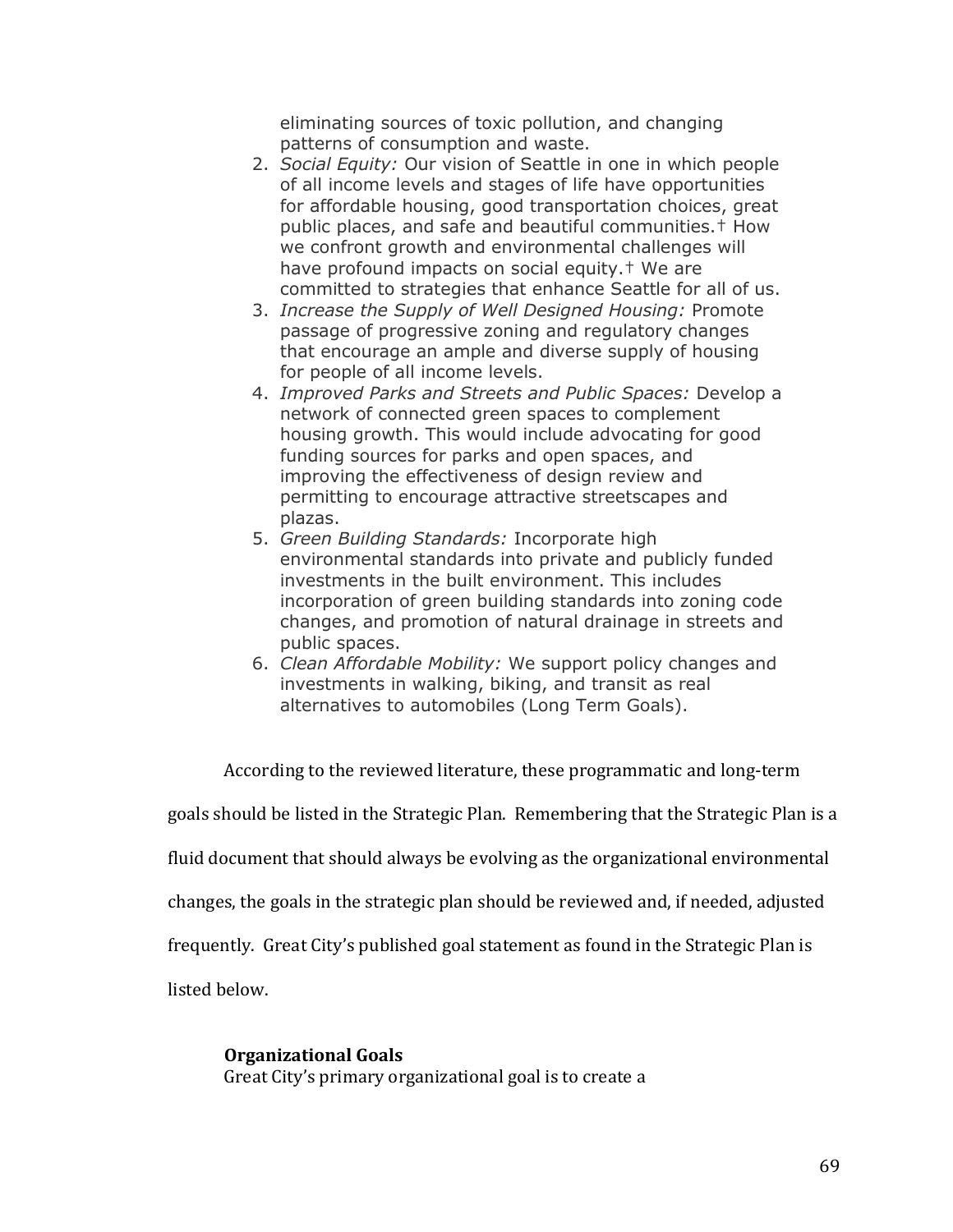eliminating sources of toxic pollution, and changing patterns of consumption and waste.

2. *Social Equity:* Our vision of Seattle in one in which people of all income levels and stages of life have opportunities for affordable housing, good transportation choices, great public places, and safe and beautiful communities.† How we confront growth and environmental challenges will have profound impacts on social equity.† We are committed to strategies that enhance Seattle for all of us.
3. *Increase the Supply of Well Designed Housing:* Promote passage of progressive zoning and regulatory changes that encourage an ample and diverse supply of housing for people of all income levels.
4. *Improved Parks and Streets and Public Spaces:* Develop a network of connected green spaces to complement housing growth. This would include advocating for good funding sources for parks and open spaces, and improving the effectiveness of design review and permitting to encourage attractive streetscapes and plazas.
5. *Green Building Standards:* Incorporate high environmental standards into private and publicly funded investments in the built environment. This includes incorporation of green building standards into zoning code changes, and promotion of natural drainage in streets and public spaces.
6. *Clean Affordable Mobility:* We support policy changes and investments in walking, biking, and transit as real alternatives to automobiles (Long Term Goals).

According to the reviewed literature, these programmatic and long-term goals should be listed in the Strategic Plan. Remembering that the Strategic Plan is a fluid document that should always be evolving as the organizational environmental changes, the goals in the strategic plan should be reviewed and, if needed, adjusted frequently. Great City's published goal statement as found in the Strategic Plan is listed below.

**Organizational Goals**

Great City's primary organizational goal is to create a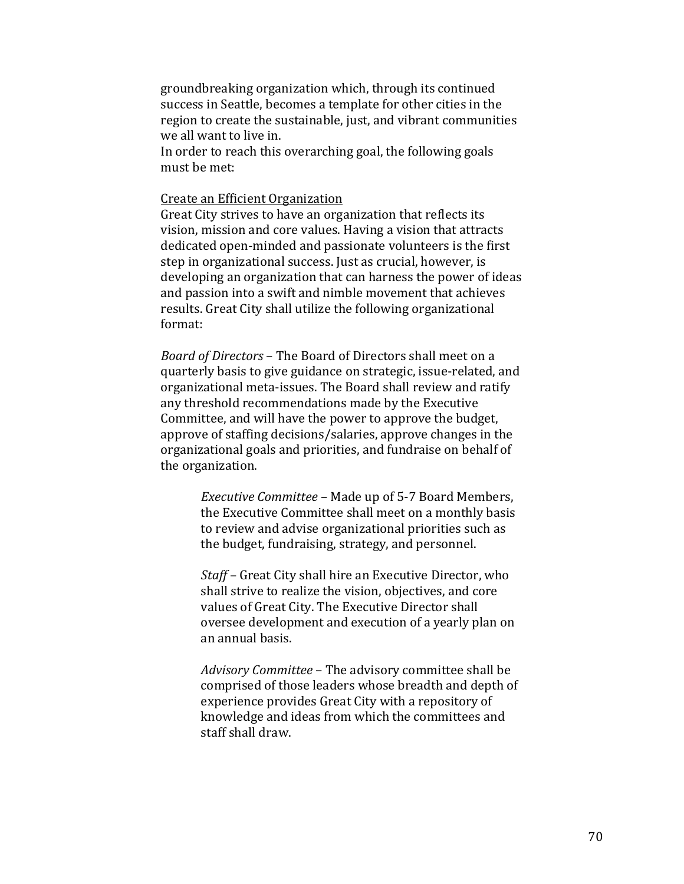groundbreaking organization which, through its continued success in Seattle, becomes a template for other cities in the region to create the sustainable, just, and vibrant communities we all want to live in.
In order to reach this overarching goal, the following goals must be met:

<u>Create an Efficient Organization</u>
Great City strives to have an organization that reflects its vision, mission and core values. Having a vision that attracts dedicated open-minded and passionate volunteers is the first step in organizational success. Just as crucial, however, is developing an organization that can harness the power of ideas and passion into a swift and nimble movement that achieves results. Great City shall utilize the following organizational format:

*Board of Directors* – The Board of Directors shall meet on a quarterly basis to give guidance on strategic, issue-related, and organizational meta-issues. The Board shall review and ratify any threshold recommendations made by the Executive Committee, and will have the power to approve the budget, approve of staffing decisions/salaries, approve changes in the organizational goals and priorities, and fundraise on behalf of the organization.

> *Executive Committee* – Made up of 5-7 Board Members, the Executive Committee shall meet on a monthly basis to review and advise organizational priorities such as the budget, fundraising, strategy, and personnel.
>
> *Staff* – Great City shall hire an Executive Director, who shall strive to realize the vision, objectives, and core values of Great City. The Executive Director shall oversee development and execution of a yearly plan on an annual basis.
>
> *Advisory Committee* – The advisory committee shall be comprised of those leaders whose breadth and depth of experience provides Great City with a repository of knowledge and ideas from which the committees and staff shall draw.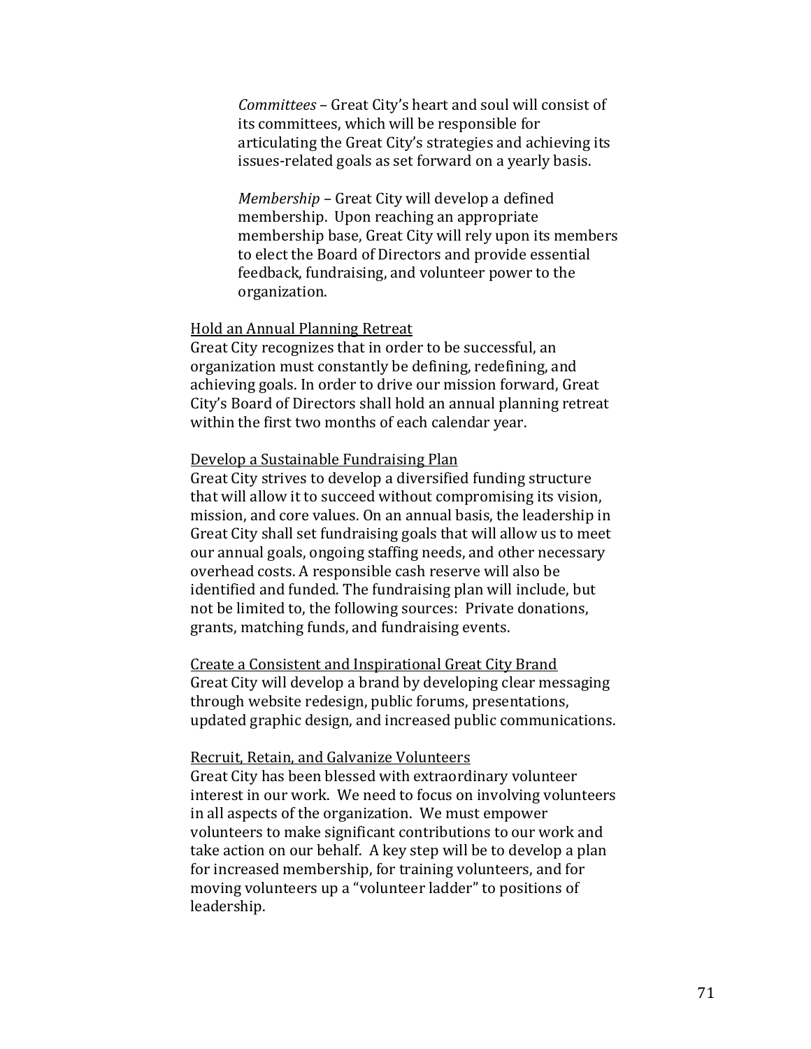*Committees* – Great City's heart and soul will consist of its committees, which will be responsible for articulating the Great City's strategies and achieving its issues-related goals as set forward on a yearly basis.

*Membership* – Great City will develop a defined membership. Upon reaching an appropriate membership base, Great City will rely upon its members to elect the Board of Directors and provide essential feedback, fundraising, and volunteer power to the organization.

<u>Hold an Annual Planning Retreat</u>

Great City recognizes that in order to be successful, an organization must constantly be defining, redefining, and achieving goals. In order to drive our mission forward, Great City's Board of Directors shall hold an annual planning retreat within the first two months of each calendar year.

<u>Develop a Sustainable Fundraising Plan</u>

Great City strives to develop a diversified funding structure that will allow it to succeed without compromising its vision, mission, and core values. On an annual basis, the leadership in Great City shall set fundraising goals that will allow us to meet our annual goals, ongoing staffing needs, and other necessary overhead costs. A responsible cash reserve will also be identified and funded. The fundraising plan will include, but not be limited to, the following sources: Private donations, grants, matching funds, and fundraising events.

<u>Create a Consistent and Inspirational Great City Brand</u>

Great City will develop a brand by developing clear messaging through website redesign, public forums, presentations, updated graphic design, and increased public communications.

<u>Recruit, Retain, and Galvanize Volunteers</u>

Great City has been blessed with extraordinary volunteer interest in our work. We need to focus on involving volunteers in all aspects of the organization. We must empower volunteers to make significant contributions to our work and take action on our behalf. A key step will be to develop a plan for increased membership, for training volunteers, and for moving volunteers up a "volunteer ladder" to positions of leadership.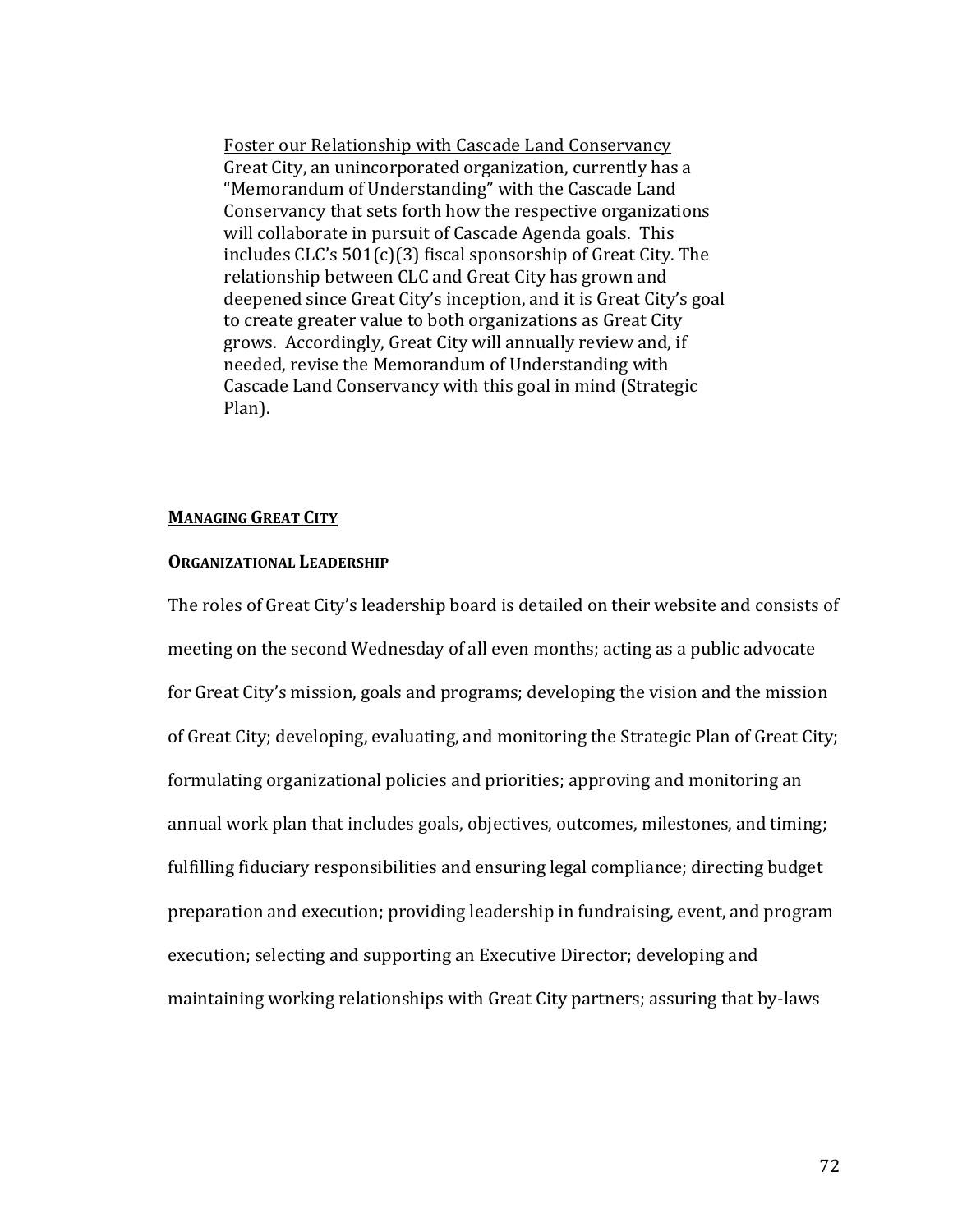<u>Foster our Relationship with Cascade Land Conservancy</u>
Great City, an unincorporated organization, currently has a "Memorandum of Understanding" with the Cascade Land Conservancy that sets forth how the respective organizations will collaborate in pursuit of Cascade Agenda goals. This includes CLC's 501(c)(3) fiscal sponsorship of Great City. The relationship between CLC and Great City has grown and deepened since Great City's inception, and it is Great City's goal to create greater value to both organizations as Great City grows. Accordingly, Great City will annually review and, if needed, revise the Memorandum of Understanding with Cascade Land Conservancy with this goal in mind (Strategic Plan).

## **<u>MANAGING GREAT CITY</u>**

### **ORGANIZATIONAL LEADERSHIP**

The roles of Great City's leadership board is detailed on their website and consists of meeting on the second Wednesday of all even months; acting as a public advocate for Great City's mission, goals and programs; developing the vision and the mission of Great City; developing, evaluating, and monitoring the Strategic Plan of Great City; formulating organizational policies and priorities; approving and monitoring an annual work plan that includes goals, objectives, outcomes, milestones, and timing; fulfilling fiduciary responsibilities and ensuring legal compliance; directing budget preparation and execution; providing leadership in fundraising, event, and program execution; selecting and supporting an Executive Director; developing and maintaining working relationships with Great City partners; assuring that by-laws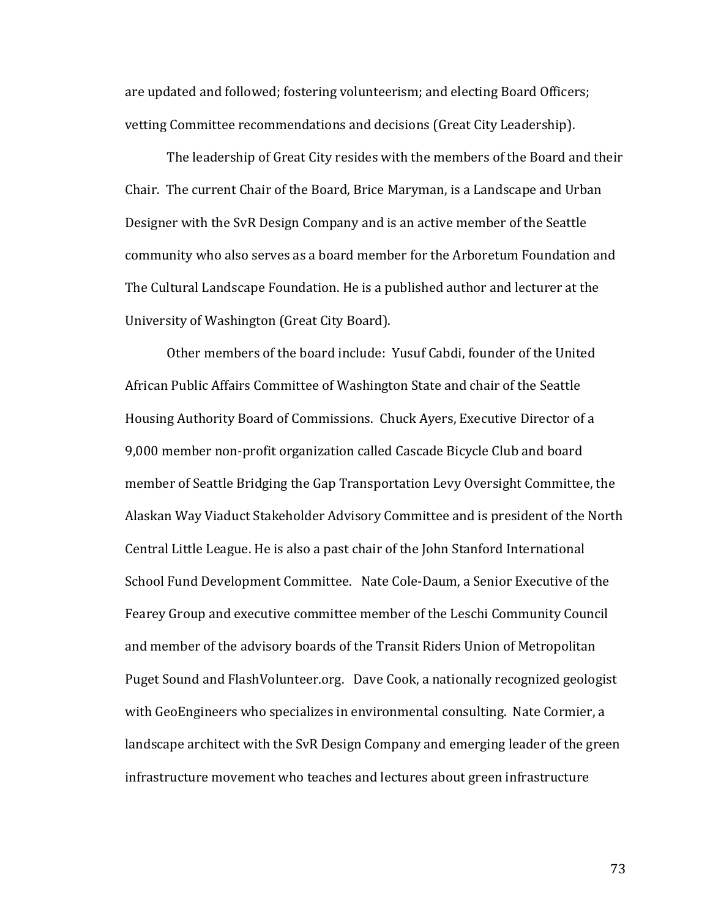are updated and followed; fostering volunteerism; and electing Board Officers; vetting Committee recommendations and decisions (Great City Leadership).

The leadership of Great City resides with the members of the Board and their Chair. The current Chair of the Board, Brice Maryman, is a Landscape and Urban Designer with the SvR Design Company and is an active member of the Seattle community who also serves as a board member for the Arboretum Foundation and The Cultural Landscape Foundation. He is a published author and lecturer at the University of Washington (Great City Board).

Other members of the board include: Yusuf Cabdi, founder of the United African Public Affairs Committee of Washington State and chair of the Seattle Housing Authority Board of Commissions. Chuck Ayers, Executive Director of a 9,000 member non-profit organization called Cascade Bicycle Club and board member of Seattle Bridging the Gap Transportation Levy Oversight Committee, the Alaskan Way Viaduct Stakeholder Advisory Committee and is president of the North Central Little League. He is also a past chair of the John Stanford International School Fund Development Committee. Nate Cole-Daum, a Senior Executive of the Fearey Group and executive committee member of the Leschi Community Council and member of the advisory boards of the Transit Riders Union of Metropolitan Puget Sound and FlashVolunteer.org. Dave Cook, a nationally recognized geologist with GeoEngineers who specializes in environmental consulting. Nate Cormier, a landscape architect with the SvR Design Company and emerging leader of the green infrastructure movement who teaches and lectures about green infrastructure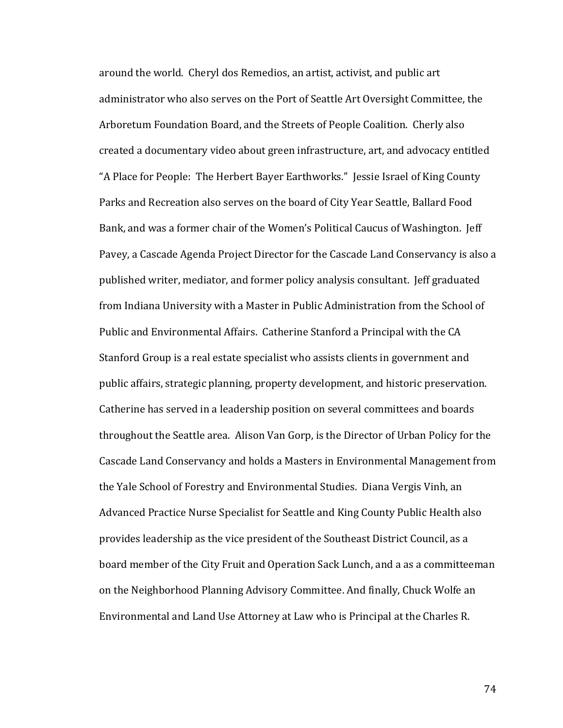around the world. Cheryl dos Remedios, an artist, activist, and public art administrator who also serves on the Port of Seattle Art Oversight Committee, the Arboretum Foundation Board, and the Streets of People Coalition. Cherly also created a documentary video about green infrastructure, art, and advocacy entitled "A Place for People: The Herbert Bayer Earthworks." Jessie Israel of King County Parks and Recreation also serves on the board of City Year Seattle, Ballard Food Bank, and was a former chair of the Women's Political Caucus of Washington. Jeff Pavey, a Cascade Agenda Project Director for the Cascade Land Conservancy is also a published writer, mediator, and former policy analysis consultant. Jeff graduated from Indiana University with a Master in Public Administration from the School of Public and Environmental Affairs. Catherine Stanford a Principal with the CA Stanford Group is a real estate specialist who assists clients in government and public affairs, strategic planning, property development, and historic preservation. Catherine has served in a leadership position on several committees and boards throughout the Seattle area. Alison Van Gorp, is the Director of Urban Policy for the Cascade Land Conservancy and holds a Masters in Environmental Management from the Yale School of Forestry and Environmental Studies. Diana Vergis Vinh, an Advanced Practice Nurse Specialist for Seattle and King County Public Health also provides leadership as the vice president of the Southeast District Council, as a board member of the City Fruit and Operation Sack Lunch, and a as a committeeman on the Neighborhood Planning Advisory Committee. And finally, Chuck Wolfe an Environmental and Land Use Attorney at Law who is Principal at the Charles R.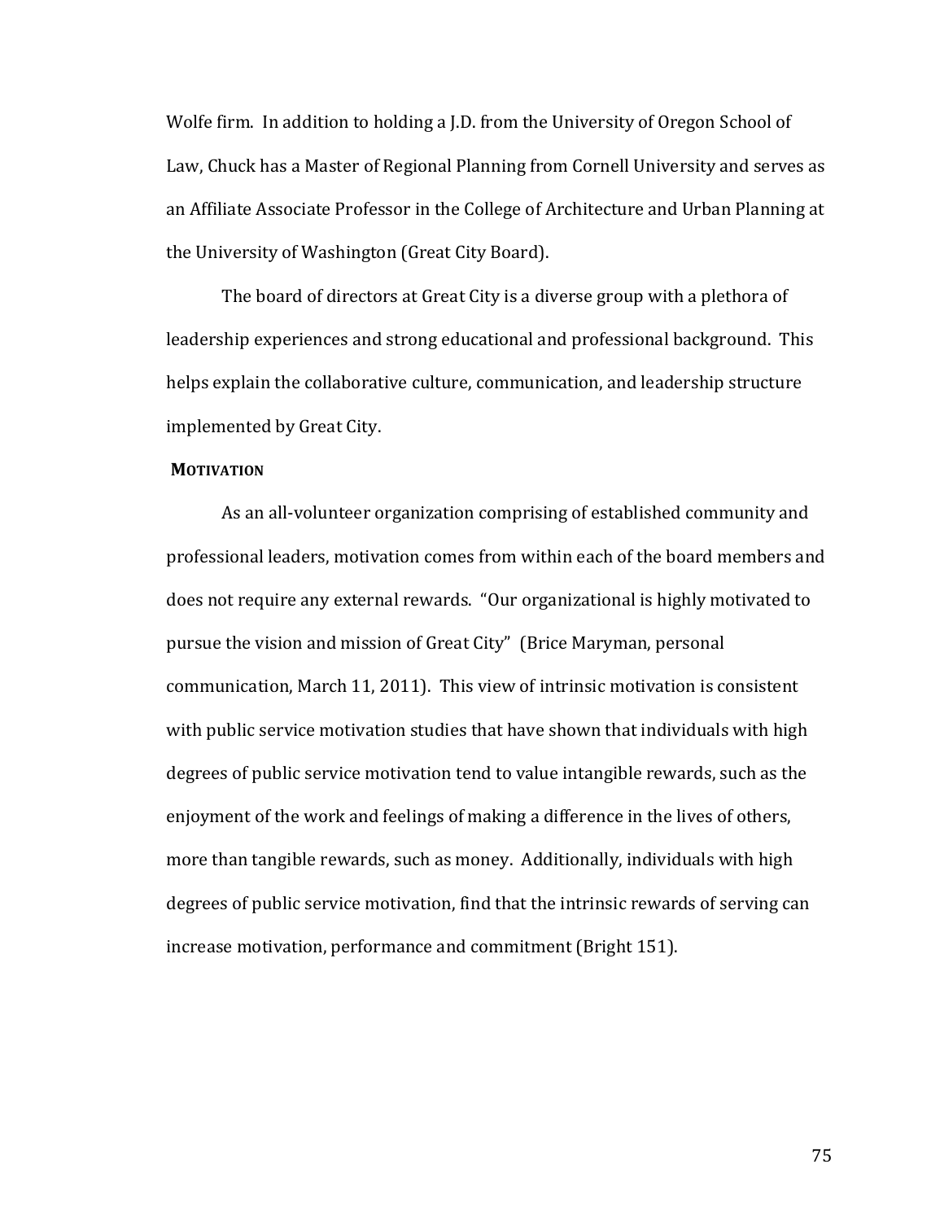Wolfe firm. In addition to holding a J.D. from the University of Oregon School of Law, Chuck has a Master of Regional Planning from Cornell University and serves as an Affiliate Associate Professor in the College of Architecture and Urban Planning at the University of Washington (Great City Board).

The board of directors at Great City is a diverse group with a plethora of leadership experiences and strong educational and professional background. This helps explain the collaborative culture, communication, and leadership structure implemented by Great City.

### **Motivation**

As an all-volunteer organization comprising of established community and professional leaders, motivation comes from within each of the board members and does not require any external rewards. "Our organizational is highly motivated to pursue the vision and mission of Great City" (Brice Maryman, personal communication, March 11, 2011). This view of intrinsic motivation is consistent with public service motivation studies that have shown that individuals with high degrees of public service motivation tend to value intangible rewards, such as the enjoyment of the work and feelings of making a difference in the lives of others, more than tangible rewards, such as money. Additionally, individuals with high degrees of public service motivation, find that the intrinsic rewards of serving can increase motivation, performance and commitment (Bright 151).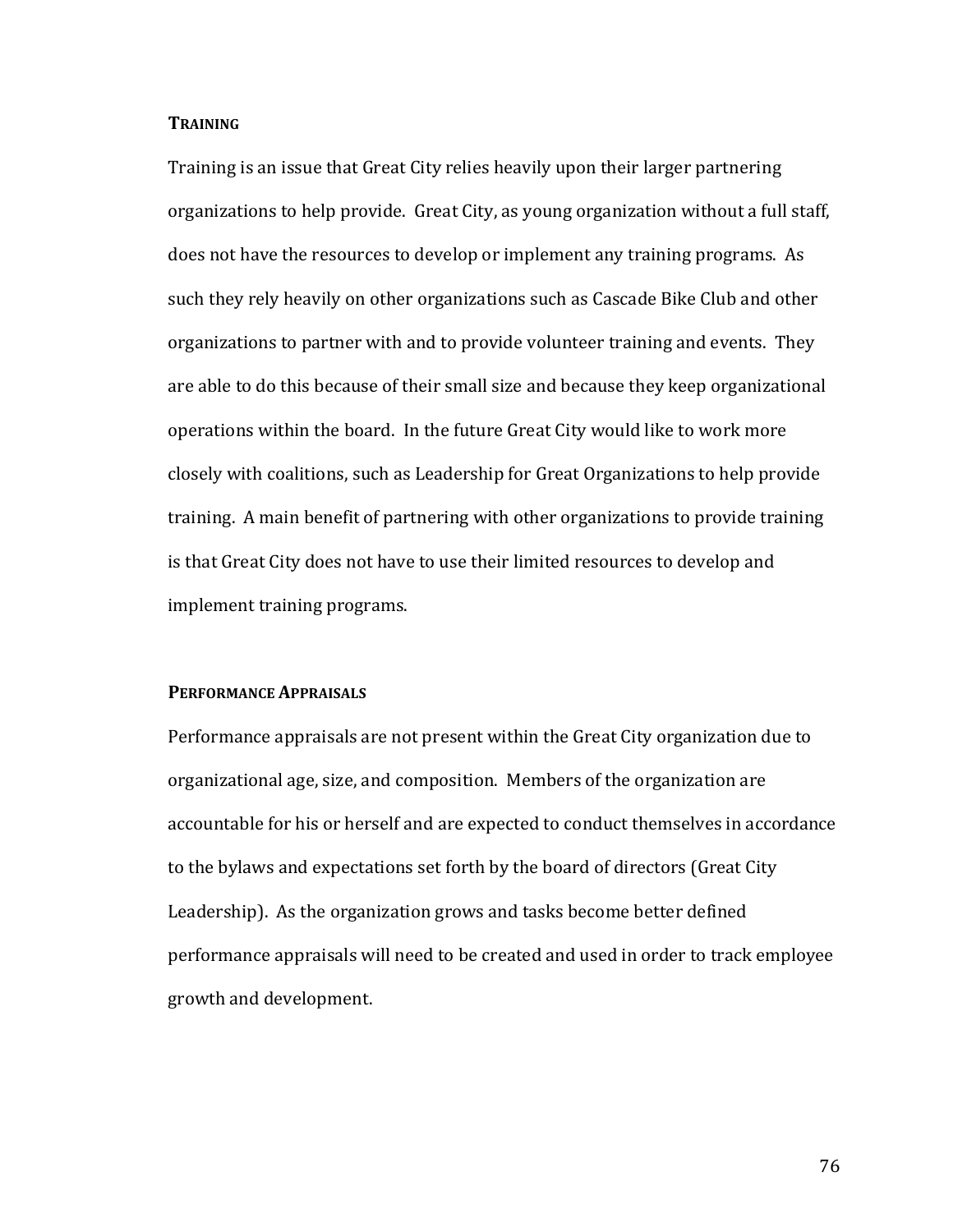### Training

Training is an issue that Great City relies heavily upon their larger partnering organizations to help provide. Great City, as young organization without a full staff, does not have the resources to develop or implement any training programs. As such they rely heavily on other organizations such as Cascade Bike Club and other organizations to partner with and to provide volunteer training and events. They are able to do this because of their small size and because they keep organizational operations within the board. In the future Great City would like to work more closely with coalitions, such as Leadership for Great Organizations to help provide training. A main benefit of partnering with other organizations to provide training is that Great City does not have to use their limited resources to develop and implement training programs.

### Performance Appraisals

Performance appraisals are not present within the Great City organization due to organizational age, size, and composition. Members of the organization are accountable for his or herself and are expected to conduct themselves in accordance to the bylaws and expectations set forth by the board of directors (Great City Leadership). As the organization grows and tasks become better defined performance appraisals will need to be created and used in order to track employee growth and development.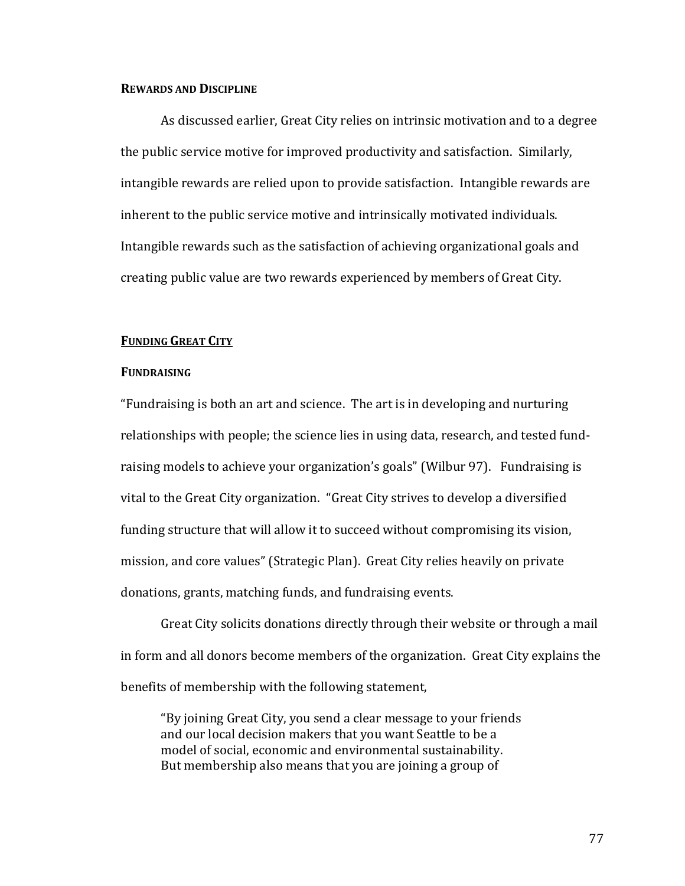**REWARDS AND DISCIPLINE**

As discussed earlier, Great City relies on intrinsic motivation and to a degree the public service motive for improved productivity and satisfaction. Similarly, intangible rewards are relied upon to provide satisfaction. Intangible rewards are inherent to the public service motive and intrinsically motivated individuals. Intangible rewards such as the satisfaction of achieving organizational goals and creating public value are two rewards experienced by members of Great City.

**FUNDING GREAT CITY**

**FUNDRAISING**

"Fundraising is both an art and science. The art is in developing and nurturing relationships with people; the science lies in using data, research, and tested fund-raising models to achieve your organization's goals" (Wilbur 97). Fundraising is vital to the Great City organization. "Great City strives to develop a diversified funding structure that will allow it to succeed without compromising its vision, mission, and core values" (Strategic Plan). Great City relies heavily on private donations, grants, matching funds, and fundraising events.

Great City solicits donations directly through their website or through a mail in form and all donors become members of the organization. Great City explains the benefits of membership with the following statement,

> "By joining Great City, you send a clear message to your friends and our local decision makers that you want Seattle to be a model of social, economic and environmental sustainability. But membership also means that you are joining a group of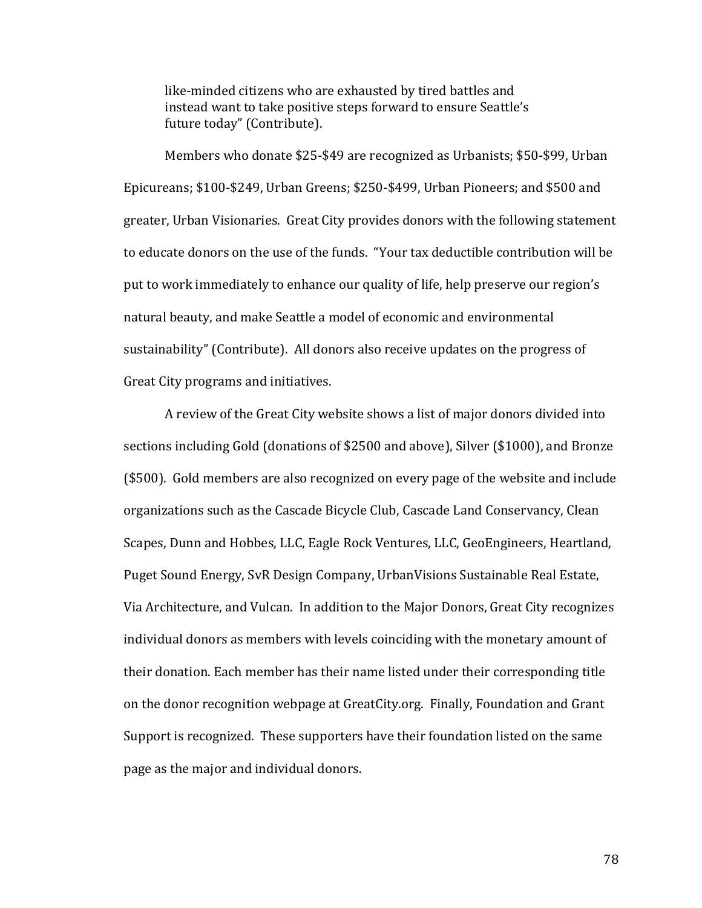> like-minded citizens who are exhausted by tired battles and instead want to take positive steps forward to ensure Seattle's future today" (Contribute).

Members who donate $25-$49 are recognized as Urbanists; $50-$99, Urban Epicureans; $100-$249, Urban Greens; $250-$499, Urban Pioneers; and $500 and greater, Urban Visionaries. Great City provides donors with the following statement to educate donors on the use of the funds. "Your tax deductible contribution will be put to work immediately to enhance our quality of life, help preserve our region's natural beauty, and make Seattle a model of economic and environmental sustainability" (Contribute). All donors also receive updates on the progress of Great City programs and initiatives.

A review of the Great City website shows a list of major donors divided into sections including Gold (donations of $2500 and above), Silver ($1000), and Bronze ($500). Gold members are also recognized on every page of the website and include organizations such as the Cascade Bicycle Club, Cascade Land Conservancy, Clean Scapes, Dunn and Hobbes, LLC, Eagle Rock Ventures, LLC, GeoEngineers, Heartland, Puget Sound Energy, SvR Design Company, UrbanVisions Sustainable Real Estate, Via Architecture, and Vulcan. In addition to the Major Donors, Great City recognizes individual donors as members with levels coinciding with the monetary amount of their donation. Each member has their name listed under their corresponding title on the donor recognition webpage at GreatCity.org. Finally, Foundation and Grant Support is recognized. These supporters have their foundation listed on the same page as the major and individual donors.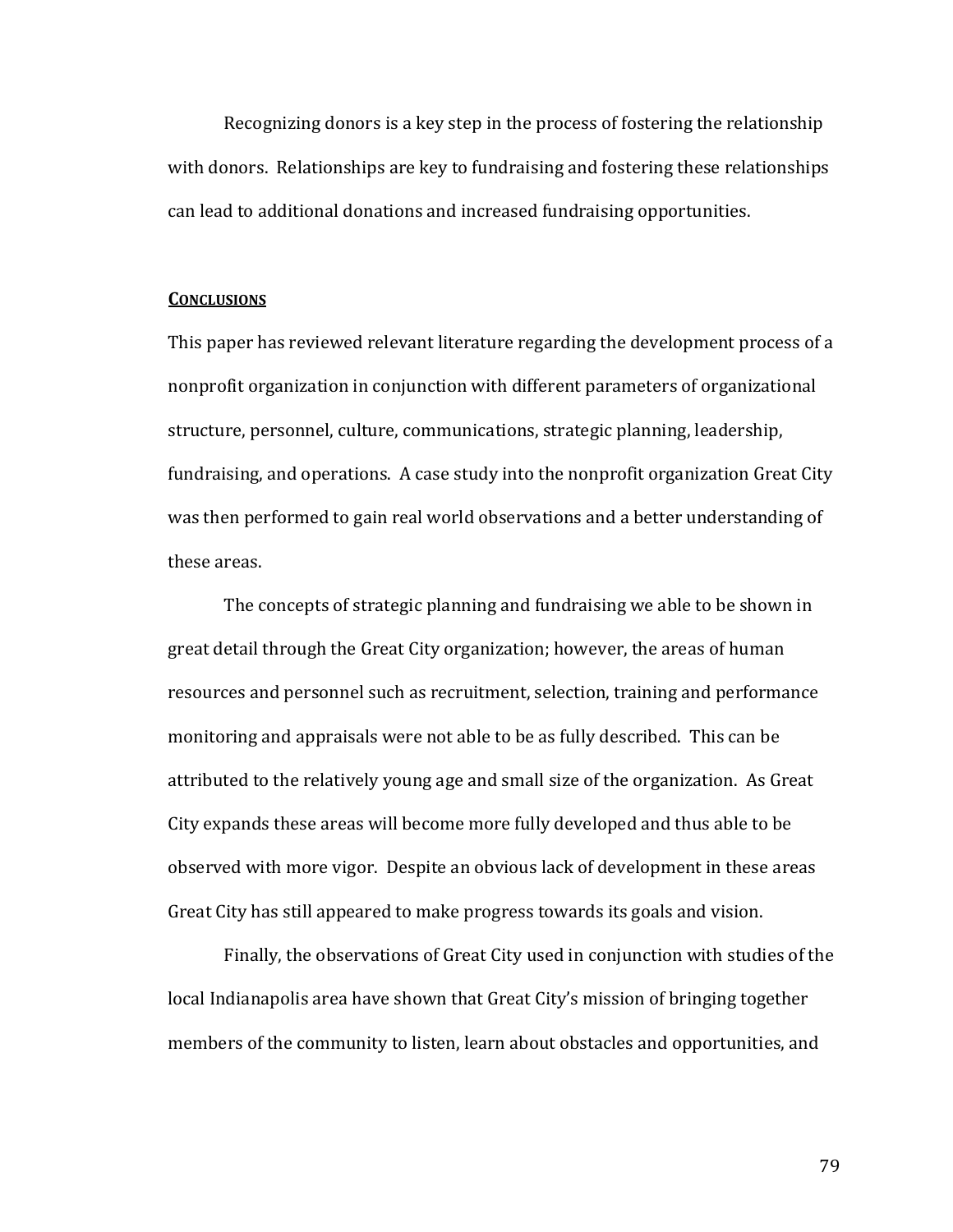Recognizing donors is a key step in the process of fostering the relationship with donors. Relationships are key to fundraising and fostering these relationships can lead to additional donations and increased fundraising opportunities.

## **Conclusions**

This paper has reviewed relevant literature regarding the development process of a nonprofit organization in conjunction with different parameters of organizational structure, personnel, culture, communications, strategic planning, leadership, fundraising, and operations. A case study into the nonprofit organization Great City was then performed to gain real world observations and a better understanding of these areas.

The concepts of strategic planning and fundraising we able to be shown in great detail through the Great City organization; however, the areas of human resources and personnel such as recruitment, selection, training and performance monitoring and appraisals were not able to be as fully described. This can be attributed to the relatively young age and small size of the organization. As Great City expands these areas will become more fully developed and thus able to be observed with more vigor. Despite an obvious lack of development in these areas Great City has still appeared to make progress towards its goals and vision.

Finally, the observations of Great City used in conjunction with studies of the local Indianapolis area have shown that Great City's mission of bringing together members of the community to listen, learn about obstacles and opportunities, and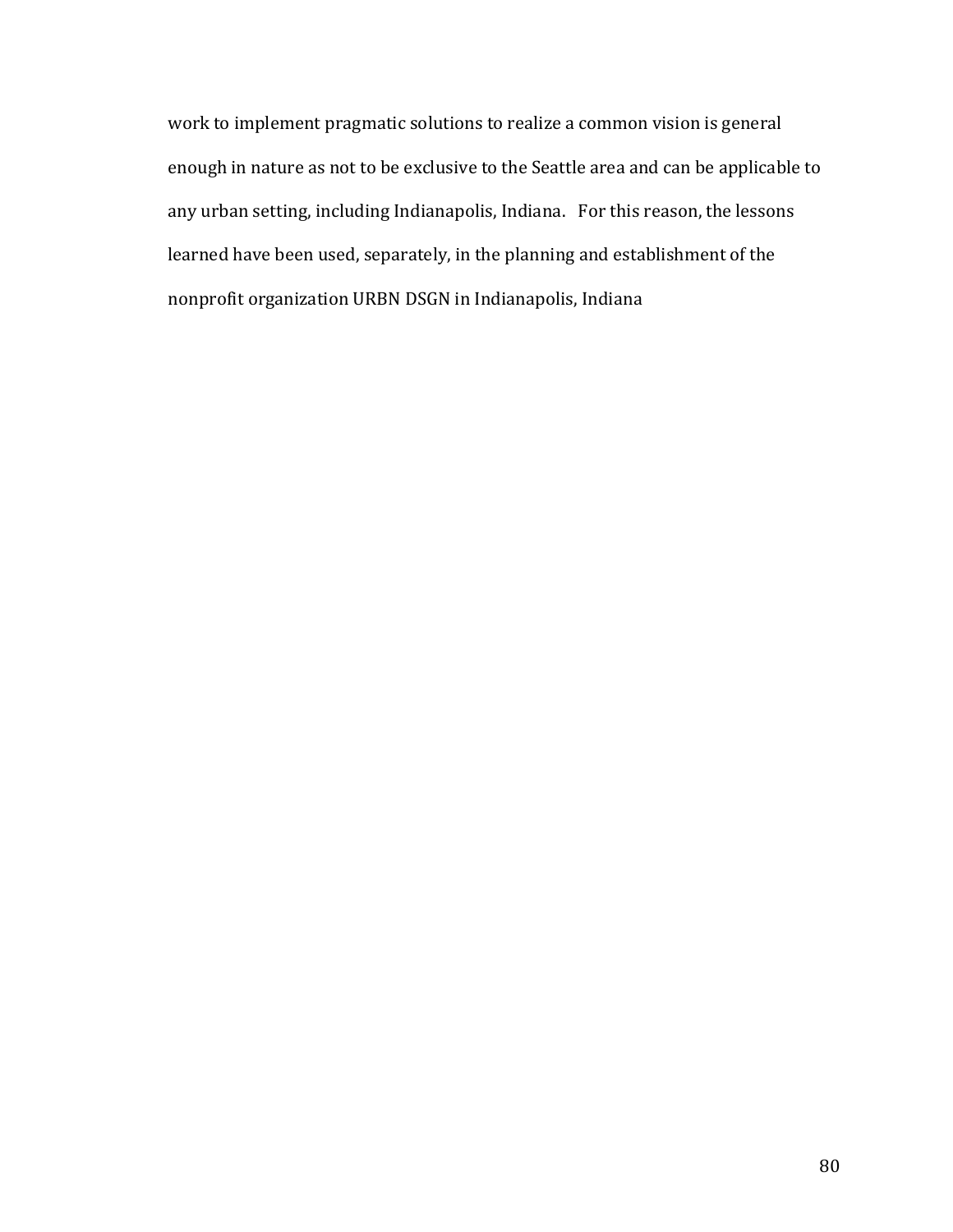work to implement pragmatic solutions to realize a common vision is general enough in nature as not to be exclusive to the Seattle area and can be applicable to any urban setting, including Indianapolis, Indiana. For this reason, the lessons learned have been used, separately, in the planning and establishment of the nonprofit organization URBN DSGN in Indianapolis, Indiana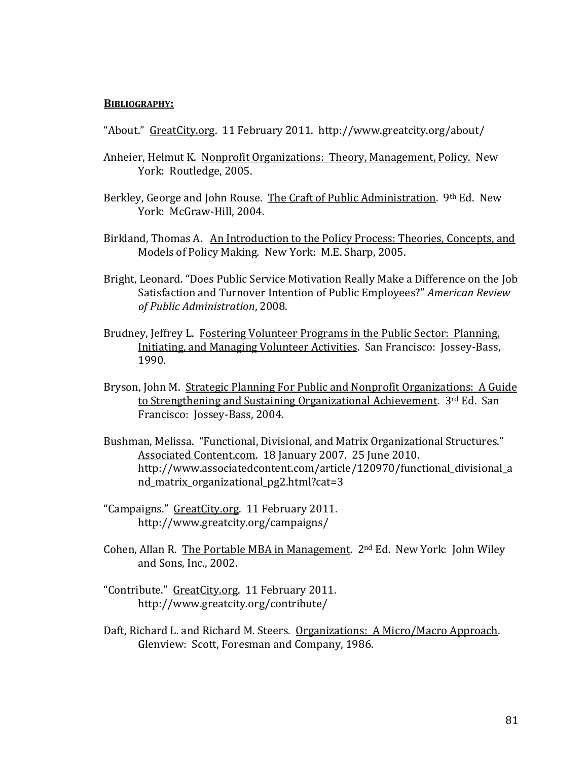**BIBLIOGRAPHY:**

"About." GreatCity.org. 11 February 2011. http://www.greatcity.org/about/

Anheier, Helmut K. Nonprofit Organizations: Theory, Management, Policy. New York: Routledge, 2005.

Berkley, George and John Rouse. The Craft of Public Administration. 9th Ed. New York: McGraw-Hill, 2004.

Birkland, Thomas A. An Introduction to the Policy Process: Theories, Concepts, and Models of Policy Making. New York: M.E. Sharp, 2005.

Bright, Leonard. "Does Public Service Motivation Really Make a Difference on the Job Satisfaction and Turnover Intention of Public Employees?" *American Review of Public Administration*, 2008.

Brudney, Jeffrey L. Fostering Volunteer Programs in the Public Sector: Planning, Initiating, and Managing Volunteer Activities. San Francisco: Jossey-Bass, 1990.

Bryson, John M. Strategic Planning For Public and Nonprofit Organizations: A Guide to Strengthening and Sustaining Organizational Achievement. 3rd Ed. San Francisco: Jossey-Bass, 2004.

Bushman, Melissa. "Functional, Divisional, and Matrix Organizational Structures." Associated Content.com. 18 January 2007. 25 June 2010. http://www.associatedcontent.com/article/120970/functional_divisional_and_matrix_organizational_pg2.html?cat=3

"Campaigns." GreatCity.org. 11 February 2011. http://www.greatcity.org/campaigns/

Cohen, Allan R. The Portable MBA in Management. 2nd Ed. New York: John Wiley and Sons, Inc., 2002.

"Contribute." GreatCity.org. 11 February 2011. http://www.greatcity.org/contribute/

Daft, Richard L. and Richard M. Steers. Organizations: A Micro/Macro Approach. Glenview: Scott, Foresman and Company, 1986.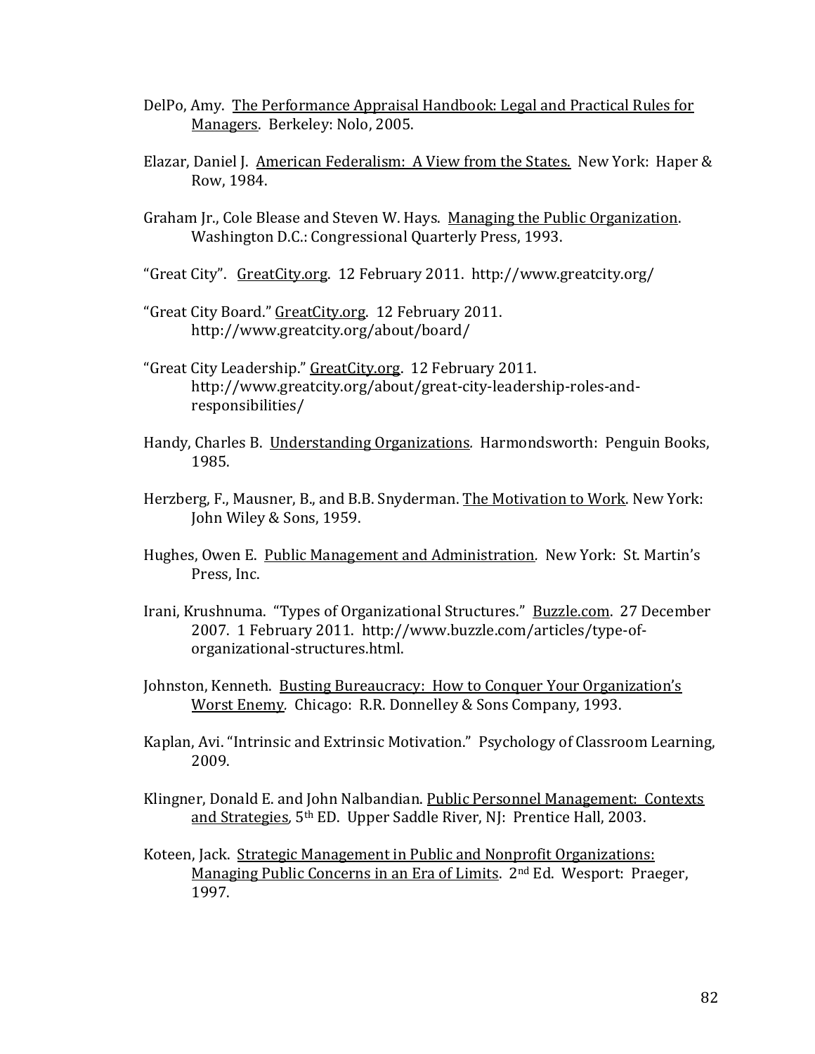DelPo, Amy. The Performance Appraisal Handbook: Legal and Practical Rules for Managers. Berkeley: Nolo, 2005.

Elazar, Daniel J. American Federalism: A View from the States. New York: Haper & Row, 1984.

Graham Jr., Cole Blease and Steven W. Hays. Managing the Public Organization. Washington D.C.: Congressional Quarterly Press, 1993.

"Great City". GreatCity.org. 12 February 2011. http://www.greatcity.org/

"Great City Board." GreatCity.org. 12 February 2011. http://www.greatcity.org/about/board/

"Great City Leadership." GreatCity.org. 12 February 2011. http://www.greatcity.org/about/great-city-leadership-roles-and-responsibilities/

Handy, Charles B. Understanding Organizations. Harmondsworth: Penguin Books, 1985.

Herzberg, F., Mausner, B., and B.B. Snyderman. The Motivation to Work. New York: John Wiley & Sons, 1959.

Hughes, Owen E. Public Management and Administration. New York: St. Martin's Press, Inc.

Irani, Krushnuma. "Types of Organizational Structures." Buzzle.com. 27 December 2007. 1 February 2011. http://www.buzzle.com/articles/type-of-organizational-structures.html.

Johnston, Kenneth. Busting Bureaucracy: How to Conquer Your Organization's Worst Enemy. Chicago: R.R. Donnelley & Sons Company, 1993.

Kaplan, Avi. "Intrinsic and Extrinsic Motivation." Psychology of Classroom Learning, 2009.

Klingner, Donald E. and John Nalbandian. Public Personnel Management: Contexts and Strategies, 5th ED. Upper Saddle River, NJ: Prentice Hall, 2003.

Koteen, Jack. Strategic Management in Public and Nonprofit Organizations: Managing Public Concerns in an Era of Limits. 2nd Ed. Wesport: Praeger, 1997.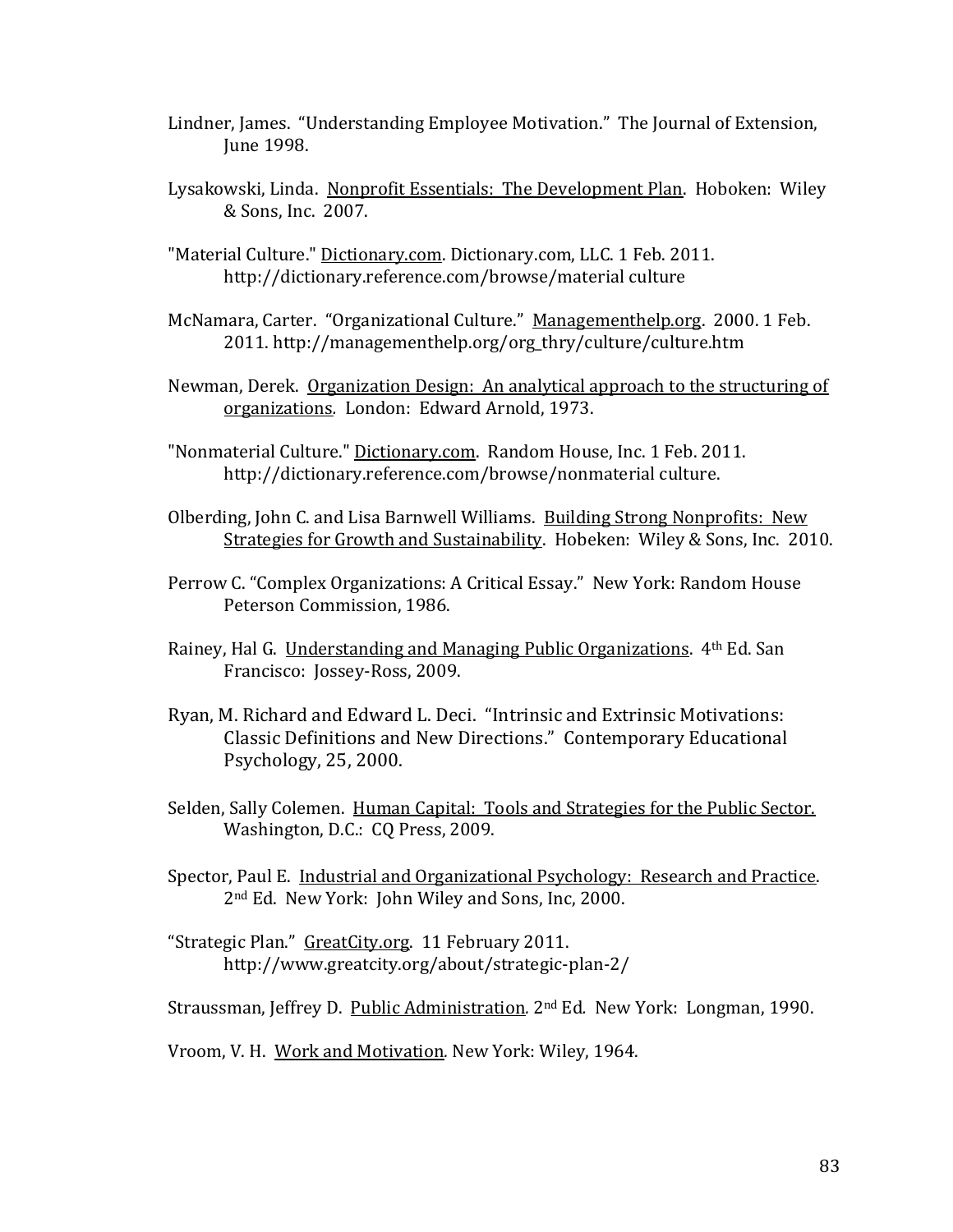Lindner, James. "Understanding Employee Motivation." The Journal of Extension, June 1998.

Lysakowski, Linda. Nonprofit Essentials: The Development Plan. Hoboken: Wiley & Sons, Inc. 2007.

"Material Culture." Dictionary.com. Dictionary.com, LLC. 1 Feb. 2011. http://dictionary.reference.com/browse/material culture

McNamara, Carter. "Organizational Culture." Managementhelp.org. 2000. 1 Feb. 2011. http://managementhelp.org/org_thry/culture/culture.htm

Newman, Derek. Organization Design: An analytical approach to the structuring of organizations. London: Edward Arnold, 1973.

"Nonmaterial Culture." Dictionary.com. Random House, Inc. 1 Feb. 2011. http://dictionary.reference.com/browse/nonmaterial culture.

Olberding, John C. and Lisa Barnwell Williams. Building Strong Nonprofits: New Strategies for Growth and Sustainability. Hobeken: Wiley & Sons, Inc. 2010.

Perrow C. "Complex Organizations: A Critical Essay." New York: Random House Peterson Commission, 1986.

Rainey, Hal G. Understanding and Managing Public Organizations. 4th Ed. San Francisco: Jossey-Ross, 2009.

Ryan, M. Richard and Edward L. Deci. "Intrinsic and Extrinsic Motivations: Classic Definitions and New Directions." Contemporary Educational Psychology, 25, 2000.

Selden, Sally Colemen. Human Capital: Tools and Strategies for the Public Sector. Washington, D.C.: CQ Press, 2009.

Spector, Paul E. Industrial and Organizational Psychology: Research and Practice. 2nd Ed. New York: John Wiley and Sons, Inc, 2000.

"Strategic Plan." GreatCity.org. 11 February 2011. http://www.greatcity.org/about/strategic-plan-2/

Straussman, Jeffrey D. Public Administration. 2nd Ed. New York: Longman, 1990.

Vroom, V. H. Work and Motivation. New York: Wiley, 1964.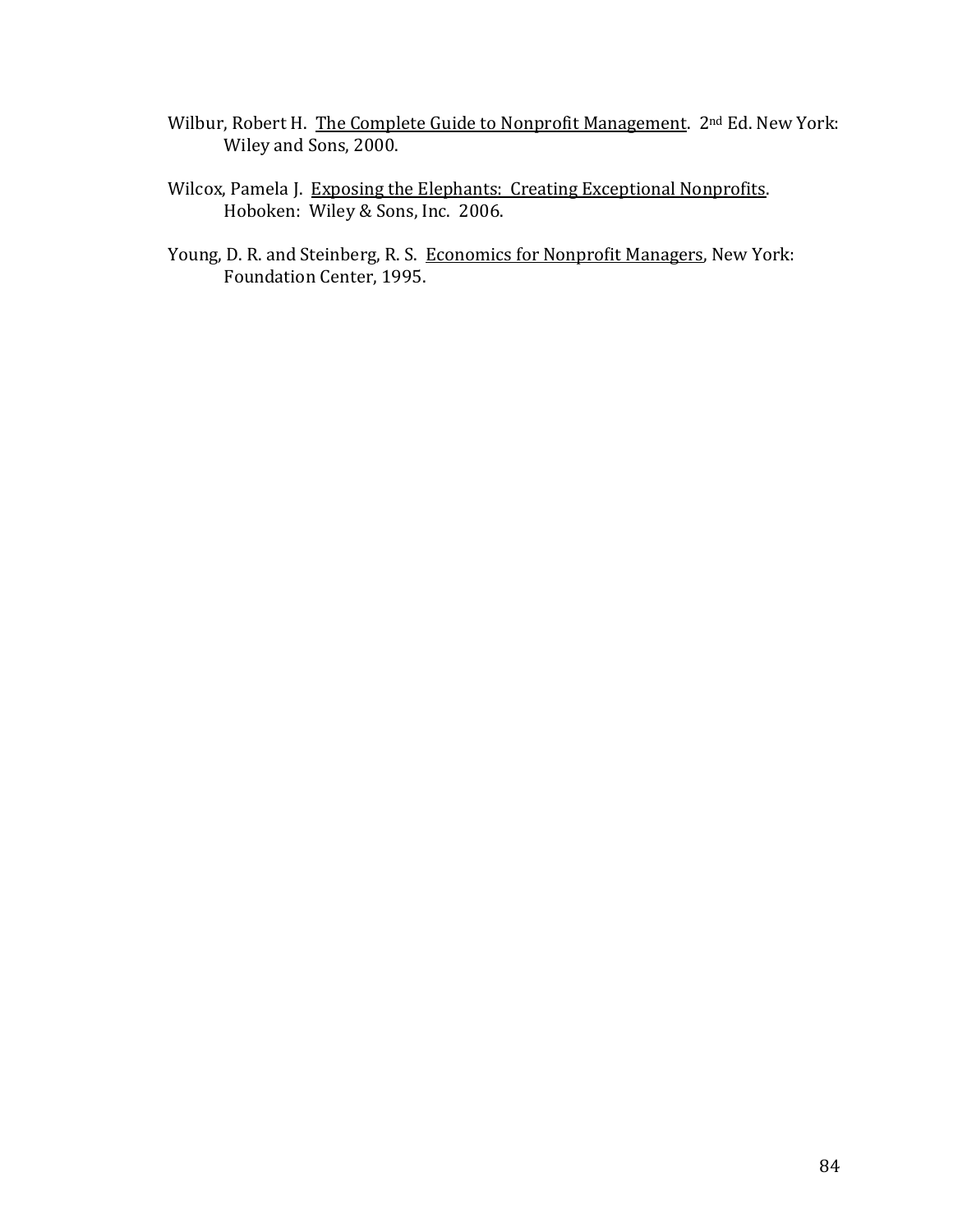Wilbur, Robert H. <u>The Complete Guide to Nonprofit Management</u>. 2nd Ed. New York: Wiley and Sons, 2000.

Wilcox, Pamela J. <u>Exposing the Elephants: Creating Exceptional Nonprofits</u>. Hoboken: Wiley & Sons, Inc. 2006.

Young, D. R. and Steinberg, R. S. <u>Economics for Nonprofit Managers</u>, New York: Foundation Center, 1995.